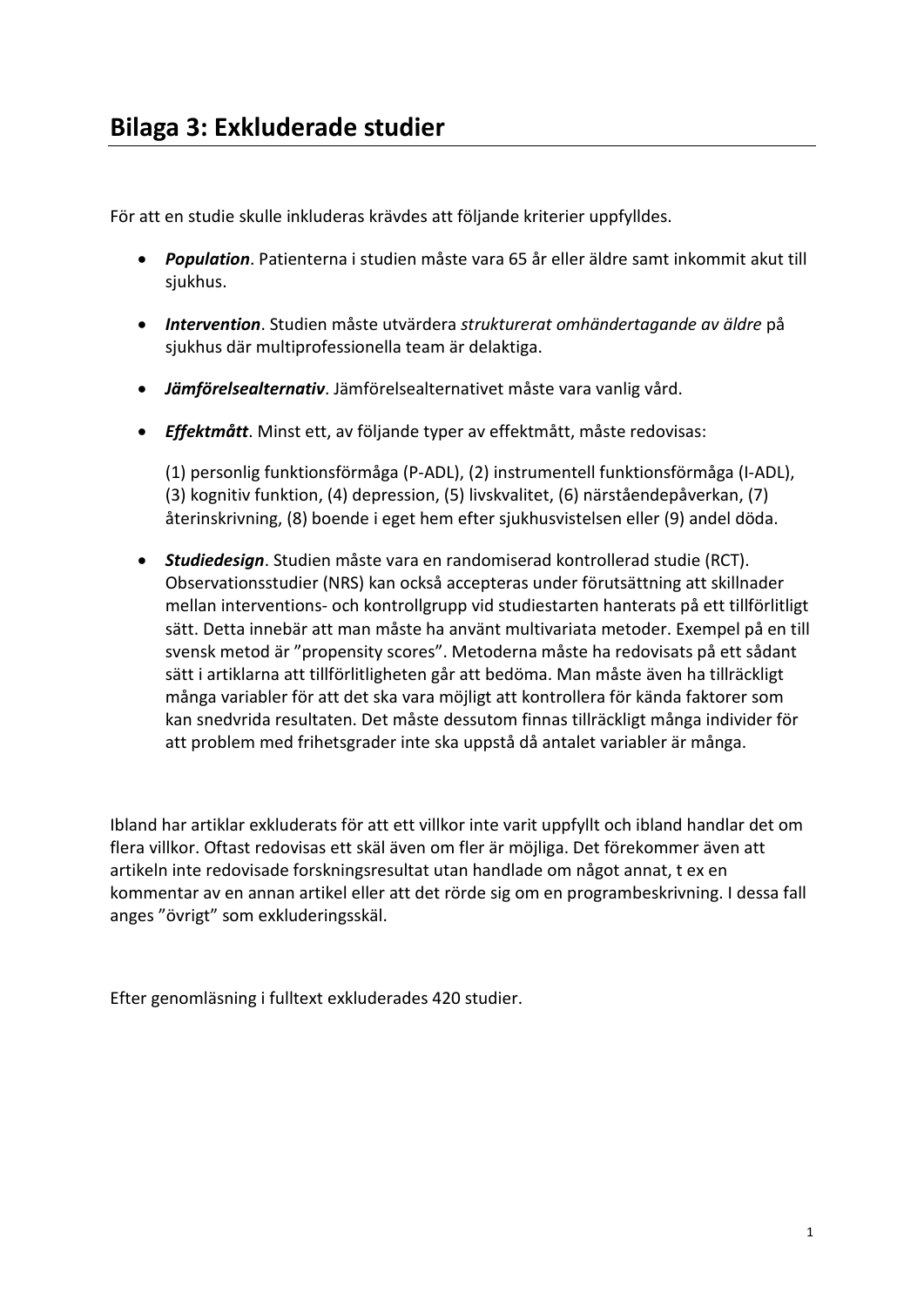# Bilaga 3: Exkluderade studier

För att en studie skulle inkluderas krävdes att följande kriterier uppfylldes.

- ***Population***. Patienterna i studien måste vara 65 år eller äldre samt inkommit akut till sjukhus.
- ***Intervention***. Studien måste utvärdera *strukturerat omhändertagande av äldre* på sjukhus där multiprofessionella team är delaktiga.
- ***Jämförelsealternativ***. Jämförelsealternativet måste vara vanlig vård.
- ***Effektmått***. Minst ett, av följande typer av effektmått, måste redovisas:

  (1) personlig funktionsförmåga (P-ADL), (2) instrumentell funktionsförmåga (I-ADL), (3) kognitiv funktion, (4) depression, (5) livskvalitet, (6) närståendepåverkan, (7) återinskrivning, (8) boende i eget hem efter sjukhusvistelsen eller (9) andel döda.

- ***Studiedesign***. Studien måste vara en randomiserad kontrollerad studie (RCT). Observationsstudier (NRS) kan också accepteras under förutsättning att skillnader mellan interventions- och kontrollgrupp vid studiestarten hanterats på ett tillförlitligt sätt. Detta innebär att man måste ha använt multivariata metoder. Exempel på en till svensk metod är "propensity scores". Metoderna måste ha redovisats på ett sådant sätt i artiklarna att tillförlitligheten går att bedöma. Man måste även ha tillräckligt många variabler för att det ska vara möjligt att kontrollera för kända faktorer som kan snedvrida resultaten. Det måste dessutom finnas tillräckligt många individer för att problem med frihetsgrader inte ska uppstå då antalet variabler är många.

Ibland har artiklar exkluderats för att ett villkor inte varit uppfyllt och ibland handlar det om flera villkor. Oftast redovisas ett skäl även om fler är möjliga. Det förekommer även att artikeln inte redovisade forskningsresultat utan handlade om något annat, t ex en kommentar av en annan artikel eller att det rörde sig om en programbeskrivning. I dessa fall anges "övrigt" som exkluderingsskäl.

Efter genomläsning i fulltext exkluderades 420 studier.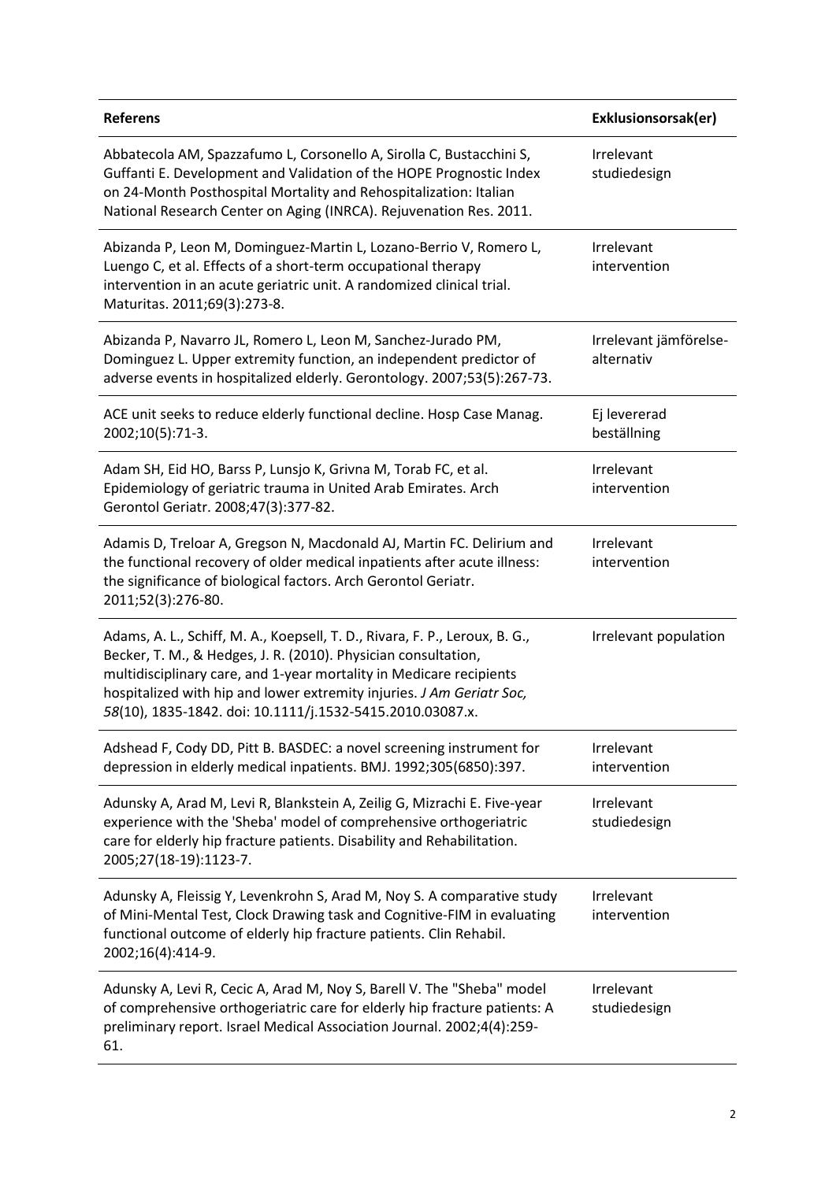| Referens | Exklusionsorsak(er) |
|---|---|
| Abbatecola AM, Spazzafumo L, Corsonello A, Sirolla C, Bustacchini S, Guffanti E. Development and Validation of the HOPE Prognostic Index on 24-Month Posthospital Mortality and Rehospitalization: Italian National Research Center on Aging (INRCA). Rejuvenation Res. 2011. | Irrelevant studiedesign |
| Abizanda P, Leon M, Dominguez-Martin L, Lozano-Berrio V, Romero L, Luengo C, et al. Effects of a short-term occupational therapy intervention in an acute geriatric unit. A randomized clinical trial. Maturitas. 2011;69(3):273-8. | Irrelevant intervention |
| Abizanda P, Navarro JL, Romero L, Leon M, Sanchez-Jurado PM, Dominguez L. Upper extremity function, an independent predictor of adverse events in hospitalized elderly. Gerontology. 2007;53(5):267-73. | Irrelevant jämförelse-alternativ |
| ACE unit seeks to reduce elderly functional decline. Hosp Case Manag. 2002;10(5):71-3. | Ej levererad beställning |
| Adam SH, Eid HO, Barss P, Lunsjo K, Grivna M, Torab FC, et al. Epidemiology of geriatric trauma in United Arab Emirates. Arch Gerontol Geriatr. 2008;47(3):377-82. | Irrelevant intervention |
| Adamis D, Treloar A, Gregson N, Macdonald AJ, Martin FC. Delirium and the functional recovery of older medical inpatients after acute illness: the significance of biological factors. Arch Gerontol Geriatr. 2011;52(3):276-80. | Irrelevant intervention |
| Adams, A. L., Schiff, M. A., Koepsell, T. D., Rivara, F. P., Leroux, B. G., Becker, T. M., & Hedges, J. R. (2010). Physician consultation, multidisciplinary care, and 1-year mortality in Medicare recipients hospitalized with hip and lower extremity injuries. *J Am Geriatr Soc, 58*(10), 1835-1842. doi: 10.1111/j.1532-5415.2010.03087.x. | Irrelevant population |
| Adshead F, Cody DD, Pitt B. BASDEC: a novel screening instrument for depression in elderly medical inpatients. BMJ. 1992;305(6850):397. | Irrelevant intervention |
| Adunsky A, Arad M, Levi R, Blankstein A, Zeilig G, Mizrachi E. Five-year experience with the 'Sheba' model of comprehensive orthogeriatric care for elderly hip fracture patients. Disability and Rehabilitation. 2005;27(18-19):1123-7. | Irrelevant studiedesign |
| Adunsky A, Fleissig Y, Levenkrohn S, Arad M, Noy S. A comparative study of Mini-Mental Test, Clock Drawing task and Cognitive-FIM in evaluating functional outcome of elderly hip fracture patients. Clin Rehabil. 2002;16(4):414-9. | Irrelevant intervention |
| Adunsky A, Levi R, Cecic A, Arad M, Noy S, Barell V. The "Sheba" model of comprehensive orthogeriatric care for elderly hip fracture patients: A preliminary report. Israel Medical Association Journal. 2002;4(4):259-61. | Irrelevant studiedesign |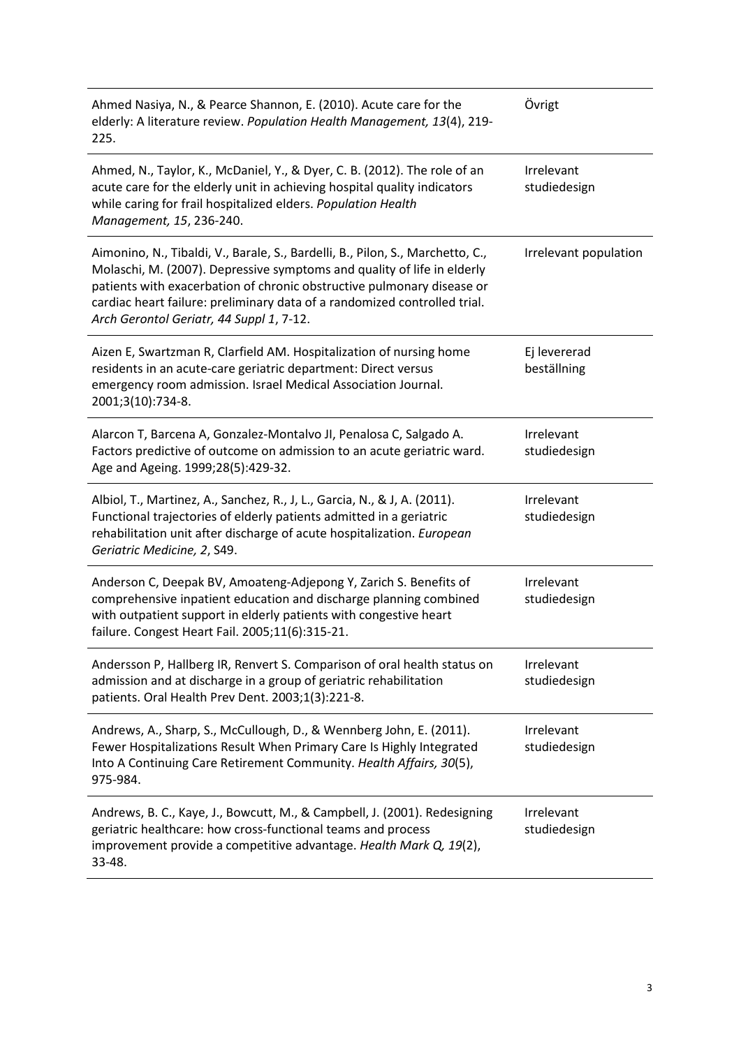| | |
|---|---|
| Ahmed Nasiya, N., & Pearce Shannon, E. (2010). Acute care for the elderly: A literature review. *Population Health Management, 13*(4), 219-225. | Övrigt |
| Ahmed, N., Taylor, K., McDaniel, Y., & Dyer, C. B. (2012). The role of an acute care for the elderly unit in achieving hospital quality indicators while caring for frail hospitalized elders. *Population Health Management, 15*, 236-240. | Irrelevant studiedesign |
| Aimonino, N., Tibaldi, V., Barale, S., Bardelli, B., Pilon, S., Marchetto, C., Molaschi, M. (2007). Depressive symptoms and quality of life in elderly patients with exacerbation of chronic obstructive pulmonary disease or cardiac heart failure: preliminary data of a randomized controlled trial. *Arch Gerontol Geriatr, 44 Suppl 1*, 7-12. | Irrelevant population |
| Aizen E, Swartzman R, Clarfield AM. Hospitalization of nursing home residents in an acute-care geriatric department: Direct versus emergency room admission. Israel Medical Association Journal. 2001;3(10):734-8. | Ej levererad beställning |
| Alarcon T, Barcena A, Gonzalez-Montalvo JI, Penalosa C, Salgado A. Factors predictive of outcome on admission to an acute geriatric ward. Age and Ageing. 1999;28(5):429-32. | Irrelevant studiedesign |
| Albiol, T., Martinez, A., Sanchez, R., J, L., Garcia, N., & J, A. (2011). Functional trajectories of elderly patients admitted in a geriatric rehabilitation unit after discharge of acute hospitalization. *European Geriatric Medicine, 2*, S49. | Irrelevant studiedesign |
| Anderson C, Deepak BV, Amoateng-Adjepong Y, Zarich S. Benefits of comprehensive inpatient education and discharge planning combined with outpatient support in elderly patients with congestive heart failure. Congest Heart Fail. 2005;11(6):315-21. | Irrelevant studiedesign |
| Andersson P, Hallberg IR, Renvert S. Comparison of oral health status on admission and at discharge in a group of geriatric rehabilitation patients. Oral Health Prev Dent. 2003;1(3):221-8. | Irrelevant studiedesign |
| Andrews, A., Sharp, S., McCullough, D., & Wennberg John, E. (2011). Fewer Hospitalizations Result When Primary Care Is Highly Integrated Into A Continuing Care Retirement Community. *Health Affairs, 30*(5), 975-984. | Irrelevant studiedesign |
| Andrews, B. C., Kaye, J., Bowcutt, M., & Campbell, J. (2001). Redesigning geriatric healthcare: how cross-functional teams and process improvement provide a competitive advantage. *Health Mark Q, 19*(2), 33-48. | Irrelevant studiedesign |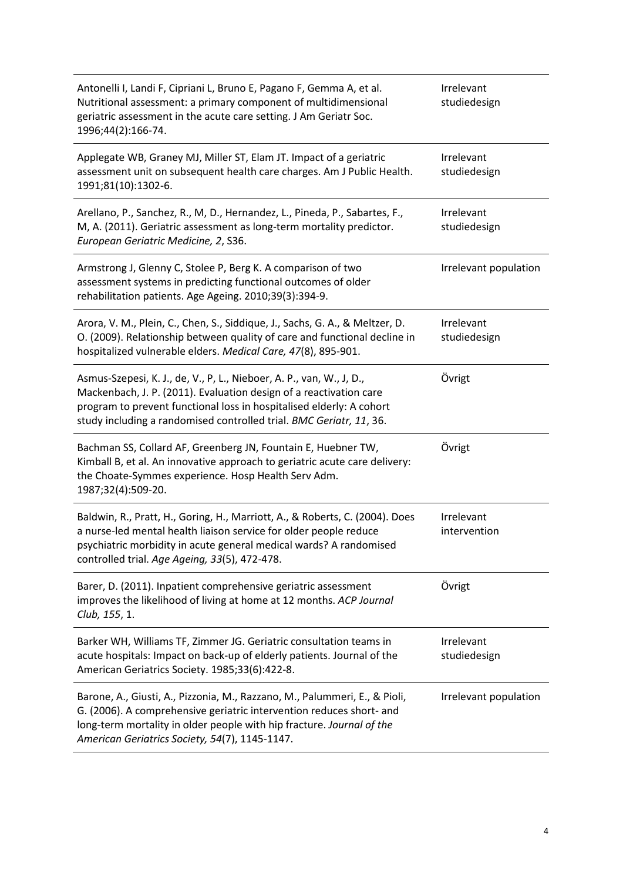| | |
|---|---|
| Antonelli I, Landi F, Cipriani L, Bruno E, Pagano F, Gemma A, et al. Nutritional assessment: a primary component of multidimensional geriatric assessment in the acute care setting. J Am Geriatr Soc. 1996;44(2):166-74. | Irrelevant studiedesign |
| Applegate WB, Graney MJ, Miller ST, Elam JT. Impact of a geriatric assessment unit on subsequent health care charges. Am J Public Health. 1991;81(10):1302-6. | Irrelevant studiedesign |
| Arellano, P., Sanchez, R., M, D., Hernandez, L., Pineda, P., Sabartes, F., M, A. (2011). Geriatric assessment as long-term mortality predictor. *European Geriatric Medicine, 2*, S36. | Irrelevant studiedesign |
| Armstrong J, Glenny C, Stolee P, Berg K. A comparison of two assessment systems in predicting functional outcomes of older rehabilitation patients. Age Ageing. 2010;39(3):394-9. | Irrelevant population |
| Arora, V. M., Plein, C., Chen, S., Siddique, J., Sachs, G. A., & Meltzer, D. O. (2009). Relationship between quality of care and functional decline in hospitalized vulnerable elders. *Medical Care, 47*(8), 895-901. | Irrelevant studiedesign |
| Asmus-Szepesi, K. J., de, V., P, L., Nieboer, A. P., van, W., J, D., Mackenbach, J. P. (2011). Evaluation design of a reactivation care program to prevent functional loss in hospitalised elderly: A cohort study including a randomised controlled trial. *BMC Geriatr, 11*, 36. | Övrigt |
| Bachman SS, Collard AF, Greenberg JN, Fountain E, Huebner TW, Kimball B, et al. An innovative approach to geriatric acute care delivery: the Choate-Symmes experience. Hosp Health Serv Adm. 1987;32(4):509-20. | Övrigt |
| Baldwin, R., Pratt, H., Goring, H., Marriott, A., & Roberts, C. (2004). Does a nurse-led mental health liaison service for older people reduce psychiatric morbidity in acute general medical wards? A randomised controlled trial. *Age Ageing, 33*(5), 472-478. | Irrelevant intervention |
| Barer, D. (2011). Inpatient comprehensive geriatric assessment improves the likelihood of living at home at 12 months. *ACP Journal Club, 155*, 1. | Övrigt |
| Barker WH, Williams TF, Zimmer JG. Geriatric consultation teams in acute hospitals: Impact on back-up of elderly patients. Journal of the American Geriatrics Society. 1985;33(6):422-8. | Irrelevant studiedesign |
| Barone, A., Giusti, A., Pizzonia, M., Razzano, M., Palummeri, E., & Pioli, G. (2006). A comprehensive geriatric intervention reduces short- and long-term mortality in older people with hip fracture. *Journal of the American Geriatrics Society, 54*(7), 1145-1147. | Irrelevant population |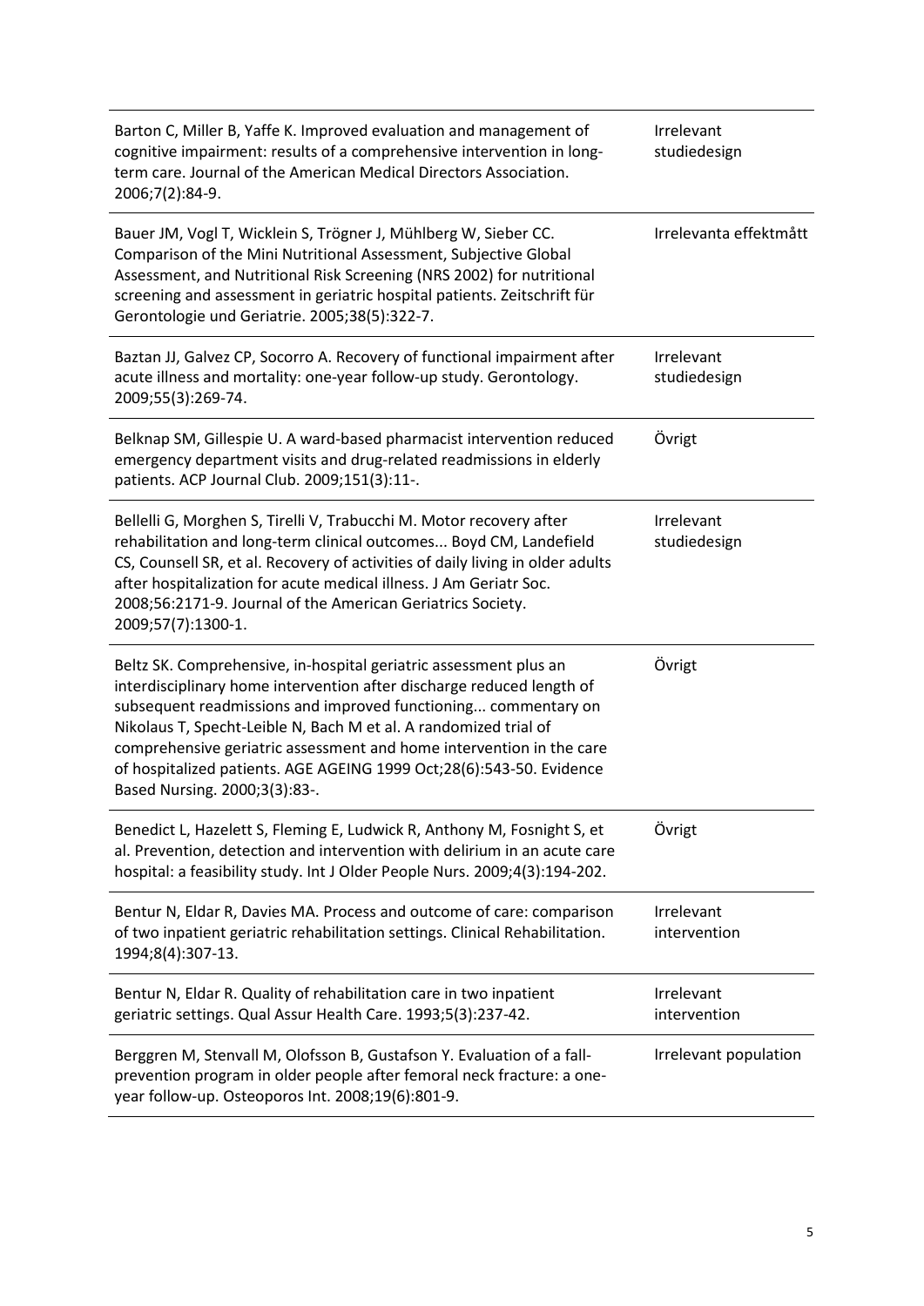| | |
|---|---|
| Barton C, Miller B, Yaffe K. Improved evaluation and management of cognitive impairment: results of a comprehensive intervention in long-term care. Journal of the American Medical Directors Association. 2006;7(2):84-9. | Irrelevant studiedesign |
| Bauer JM, Vogl T, Wicklein S, Trögner J, Mühlberg W, Sieber CC. Comparison of the Mini Nutritional Assessment, Subjective Global Assessment, and Nutritional Risk Screening (NRS 2002) for nutritional screening and assessment in geriatric hospital patients. Zeitschrift für Gerontologie und Geriatrie. 2005;38(5):322-7. | Irrelevanta effektmått |
| Baztan JJ, Galvez CP, Socorro A. Recovery of functional impairment after acute illness and mortality: one-year follow-up study. Gerontology. 2009;55(3):269-74. | Irrelevant studiedesign |
| Belknap SM, Gillespie U. A ward-based pharmacist intervention reduced emergency department visits and drug-related readmissions in elderly patients. ACP Journal Club. 2009;151(3):11-. | Övrigt |
| Bellelli G, Morghen S, Tirelli V, Trabucchi M. Motor recovery after rehabilitation and long-term clinical outcomes... Boyd CM, Landefield CS, Counsell SR, et al. Recovery of activities of daily living in older adults after hospitalization for acute medical illness. J Am Geriatr Soc. 2008;56:2171-9. Journal of the American Geriatrics Society. 2009;57(7):1300-1. | Irrelevant studiedesign |
| Beltz SK. Comprehensive, in-hospital geriatric assessment plus an interdisciplinary home intervention after discharge reduced length of subsequent readmissions and improved functioning... commentary on Nikolaus T, Specht-Leible N, Bach M et al. A randomized trial of comprehensive geriatric assessment and home intervention in the care of hospitalized patients. AGE AGEING 1999 Oct;28(6):543-50. Evidence Based Nursing. 2000;3(3):83-. | Övrigt |
| Benedict L, Hazelett S, Fleming E, Ludwick R, Anthony M, Fosnight S, et al. Prevention, detection and intervention with delirium in an acute care hospital: a feasibility study. Int J Older People Nurs. 2009;4(3):194-202. | Övrigt |
| Bentur N, Eldar R, Davies MA. Process and outcome of care: comparison of two inpatient geriatric rehabilitation settings. Clinical Rehabilitation. 1994;8(4):307-13. | Irrelevant intervention |
| Bentur N, Eldar R. Quality of rehabilitation care in two inpatient geriatric settings. Qual Assur Health Care. 1993;5(3):237-42. | Irrelevant intervention |
| Berggren M, Stenvall M, Olofsson B, Gustafson Y. Evaluation of a fall-prevention program in older people after femoral neck fracture: a one-year follow-up. Osteoporos Int. 2008;19(6):801-9. | Irrelevant population |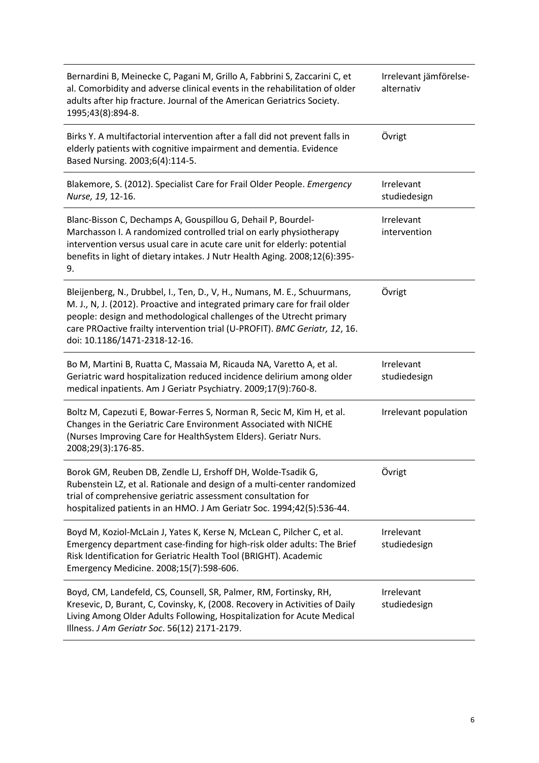| | |
|---|---|
| Bernardini B, Meinecke C, Pagani M, Grillo A, Fabbrini S, Zaccarini C, et al. Comorbidity and adverse clinical events in the rehabilitation of older adults after hip fracture. Journal of the American Geriatrics Society. 1995;43(8):894-8. | Irrelevant jämförelse-alternativ |
| Birks Y. A multifactorial intervention after a fall did not prevent falls in elderly patients with cognitive impairment and dementia. Evidence Based Nursing. 2003;6(4):114-5. | Övrigt |
| Blakemore, S. (2012). Specialist Care for Frail Older People. *Emergency Nurse, 19*, 12-16. | Irrelevant studiedesign |
| Blanc-Bisson C, Dechamps A, Gouspillou G, Dehail P, Bourdel-Marchasson I. A randomized controlled trial on early physiotherapy intervention versus usual care in acute care unit for elderly: potential benefits in light of dietary intakes. J Nutr Health Aging. 2008;12(6):395-9. | Irrelevant intervention |
| Bleijenberg, N., Drubbel, I., Ten, D., V, H., Numans, M. E., Schuurmans, M. J., N, J. (2012). Proactive and integrated primary care for frail older people: design and methodological challenges of the Utrecht primary care PROactive frailty intervention trial (U-PROFIT). *BMC Geriatr, 12*, 16. doi: 10.1186/1471-2318-12-16. | Övrigt |
| Bo M, Martini B, Ruatta C, Massaia M, Ricauda NA, Varetto A, et al. Geriatric ward hospitalization reduced incidence delirium among older medical inpatients. Am J Geriatr Psychiatry. 2009;17(9):760-8. | Irrelevant studiedesign |
| Boltz M, Capezuti E, Bowar-Ferres S, Norman R, Secic M, Kim H, et al. Changes in the Geriatric Care Environment Associated with NICHE (Nurses Improving Care for HealthSystem Elders). Geriatr Nurs. 2008;29(3):176-85. | Irrelevant population |
| Borok GM, Reuben DB, Zendle LJ, Ershoff DH, Wolde-Tsadik G, Rubenstein LZ, et al. Rationale and design of a multi-center randomized trial of comprehensive geriatric assessment consultation for hospitalized patients in an HMO. J Am Geriatr Soc. 1994;42(5):536-44. | Övrigt |
| Boyd M, Koziol-McLain J, Yates K, Kerse N, McLean C, Pilcher C, et al. Emergency department case-finding for high-risk older adults: The Brief Risk Identification for Geriatric Health Tool (BRIGHT). Academic Emergency Medicine. 2008;15(7):598-606. | Irrelevant studiedesign |
| Boyd, CM, Landefeld, CS, Counsell, SR, Palmer, RM, Fortinsky, RH, Kresevic, D, Burant, C, Covinsky, K, (2008. Recovery in Activities of Daily Living Among Older Adults Following, Hospitalization for Acute Medical Illness. *J Am Geriatr Soc*. 56(12) 2171-2179. | Irrelevant studiedesign |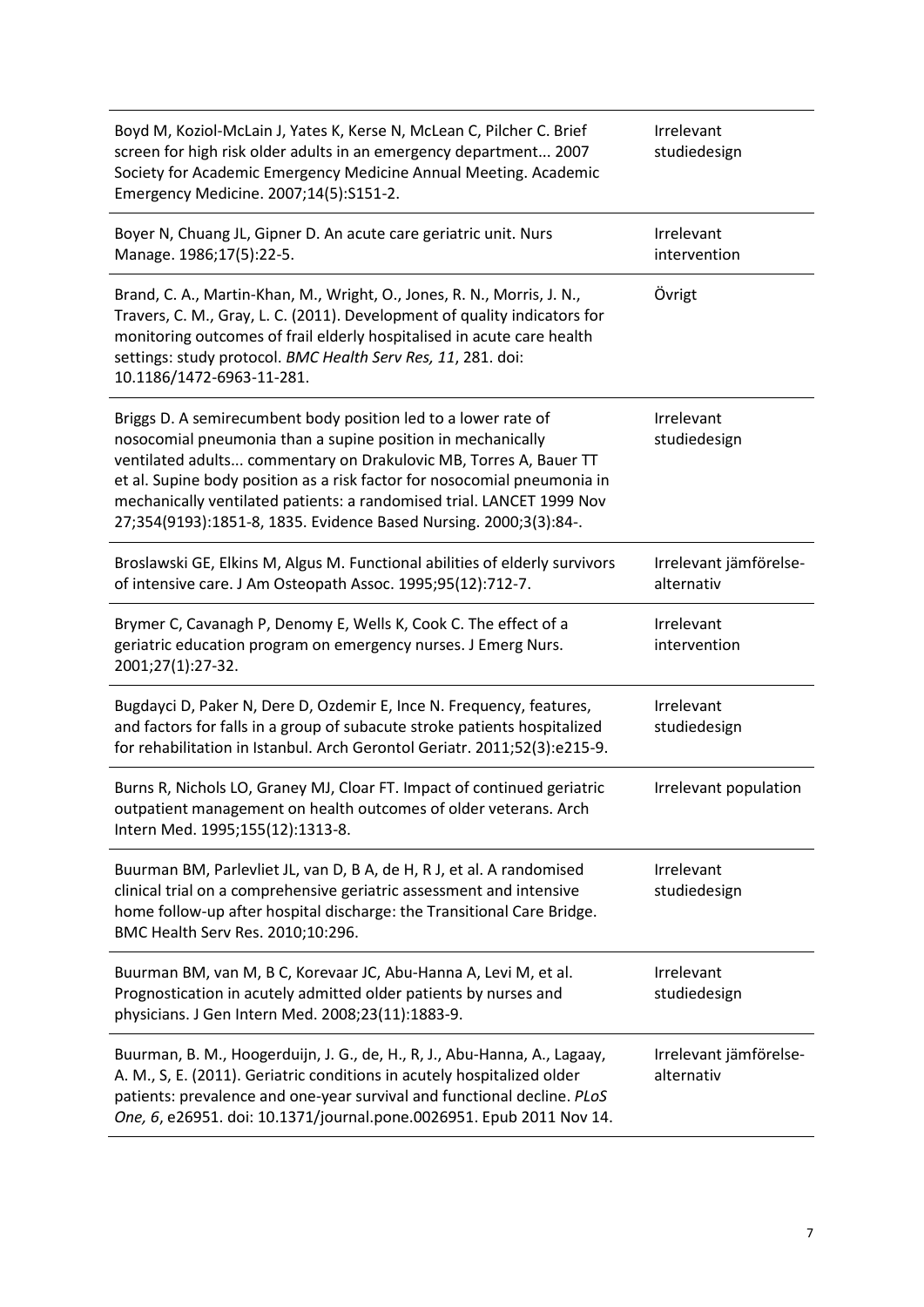| | |
|---|---|
| Boyd M, Koziol-McLain J, Yates K, Kerse N, McLean C, Pilcher C. Brief screen for high risk older adults in an emergency department... 2007 Society for Academic Emergency Medicine Annual Meeting. Academic Emergency Medicine. 2007;14(5):S151-2. | Irrelevant studiedesign |
| Boyer N, Chuang JL, Gipner D. An acute care geriatric unit. Nurs Manage. 1986;17(5):22-5. | Irrelevant intervention |
| Brand, C. A., Martin-Khan, M., Wright, O., Jones, R. N., Morris, J. N., Travers, C. M., Gray, L. C. (2011). Development of quality indicators for monitoring outcomes of frail elderly hospitalised in acute care health settings: study protocol. *BMC Health Serv Res, 11*, 281. doi: 10.1186/1472-6963-11-281. | Övrigt |
| Briggs D. A semirecumbent body position led to a lower rate of nosocomial pneumonia than a supine position in mechanically ventilated adults... commentary on Drakulovic MB, Torres A, Bauer TT et al. Supine body position as a risk factor for nosocomial pneumonia in mechanically ventilated patients: a randomised trial. LANCET 1999 Nov 27;354(9193):1851-8, 1835. Evidence Based Nursing. 2000;3(3):84-. | Irrelevant studiedesign |
| Broslawski GE, Elkins M, Algus M. Functional abilities of elderly survivors of intensive care. J Am Osteopath Assoc. 1995;95(12):712-7. | Irrelevant jämförelse-alternativ |
| Brymer C, Cavanagh P, Denomy E, Wells K, Cook C. The effect of a geriatric education program on emergency nurses. J Emerg Nurs. 2001;27(1):27-32. | Irrelevant intervention |
| Bugdayci D, Paker N, Dere D, Ozdemir E, Ince N. Frequency, features, and factors for falls in a group of subacute stroke patients hospitalized for rehabilitation in Istanbul. Arch Gerontol Geriatr. 2011;52(3):e215-9. | Irrelevant studiedesign |
| Burns R, Nichols LO, Graney MJ, Cloar FT. Impact of continued geriatric outpatient management on health outcomes of older veterans. Arch Intern Med. 1995;155(12):1313-8. | Irrelevant population |
| Buurman BM, Parlevliet JL, van D, B A, de H, R J, et al. A randomised clinical trial on a comprehensive geriatric assessment and intensive home follow-up after hospital discharge: the Transitional Care Bridge. BMC Health Serv Res. 2010;10:296. | Irrelevant studiedesign |
| Buurman BM, van M, B C, Korevaar JC, Abu-Hanna A, Levi M, et al. Prognostication in acutely admitted older patients by nurses and physicians. J Gen Intern Med. 2008;23(11):1883-9. | Irrelevant studiedesign |
| Buurman, B. M., Hoogerduijn, J. G., de, H., R, J., Abu-Hanna, A., Lagaay, A. M., S, E. (2011). Geriatric conditions in acutely hospitalized older patients: prevalence and one-year survival and functional decline. *PLoS One, 6*, e26951. doi: 10.1371/journal.pone.0026951. Epub 2011 Nov 14. | Irrelevant jämförelse-alternativ |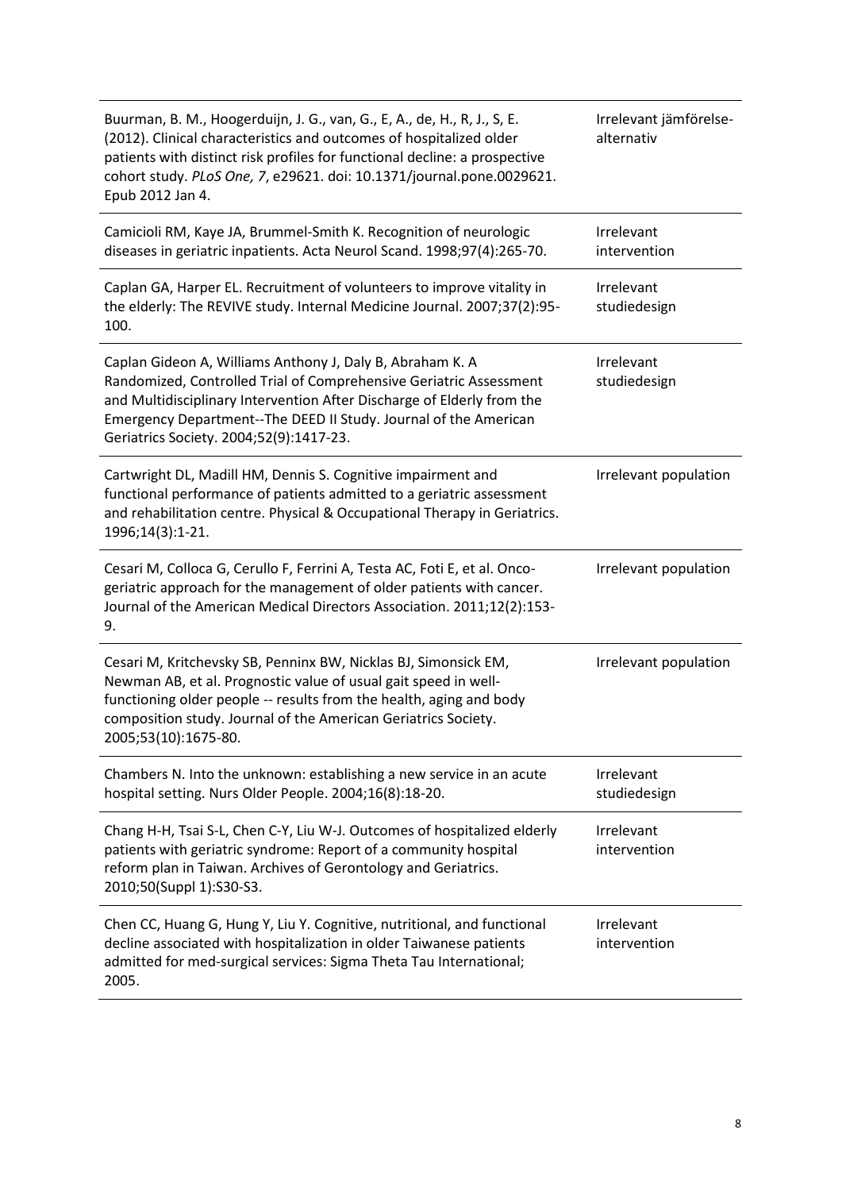| | |
|---|---|
| Buurman, B. M., Hoogerduijn, J. G., van, G., E, A., de, H., R, J., S, E. (2012). Clinical characteristics and outcomes of hospitalized older patients with distinct risk profiles for functional decline: a prospective cohort study. *PLoS One, 7*, e29621. doi: 10.1371/journal.pone.0029621. Epub 2012 Jan 4. | Irrelevant jämförelse-alternativ |
| Camicioli RM, Kaye JA, Brummel-Smith K. Recognition of neurologic diseases in geriatric inpatients. Acta Neurol Scand. 1998;97(4):265-70. | Irrelevant intervention |
| Caplan GA, Harper EL. Recruitment of volunteers to improve vitality in the elderly: The REVIVE study. Internal Medicine Journal. 2007;37(2):95-100. | Irrelevant studiedesign |
| Caplan Gideon A, Williams Anthony J, Daly B, Abraham K. A Randomized, Controlled Trial of Comprehensive Geriatric Assessment and Multidisciplinary Intervention After Discharge of Elderly from the Emergency Department--The DEED II Study. Journal of the American Geriatrics Society. 2004;52(9):1417-23. | Irrelevant studiedesign |
| Cartwright DL, Madill HM, Dennis S. Cognitive impairment and functional performance of patients admitted to a geriatric assessment and rehabilitation centre. Physical & Occupational Therapy in Geriatrics. 1996;14(3):1-21. | Irrelevant population |
| Cesari M, Colloca G, Cerullo F, Ferrini A, Testa AC, Foti E, et al. Onco-geriatric approach for the management of older patients with cancer. Journal of the American Medical Directors Association. 2011;12(2):153-9. | Irrelevant population |
| Cesari M, Kritchevsky SB, Penninx BW, Nicklas BJ, Simonsick EM, Newman AB, et al. Prognostic value of usual gait speed in well-functioning older people -- results from the health, aging and body composition study. Journal of the American Geriatrics Society. 2005;53(10):1675-80. | Irrelevant population |
| Chambers N. Into the unknown: establishing a new service in an acute hospital setting. Nurs Older People. 2004;16(8):18-20. | Irrelevant studiedesign |
| Chang H-H, Tsai S-L, Chen C-Y, Liu W-J. Outcomes of hospitalized elderly patients with geriatric syndrome: Report of a community hospital reform plan in Taiwan. Archives of Gerontology and Geriatrics. 2010;50(Suppl 1):S30-S3. | Irrelevant intervention |
| Chen CC, Huang G, Hung Y, Liu Y. Cognitive, nutritional, and functional decline associated with hospitalization in older Taiwanese patients admitted for med-surgical services: Sigma Theta Tau International; 2005. | Irrelevant intervention |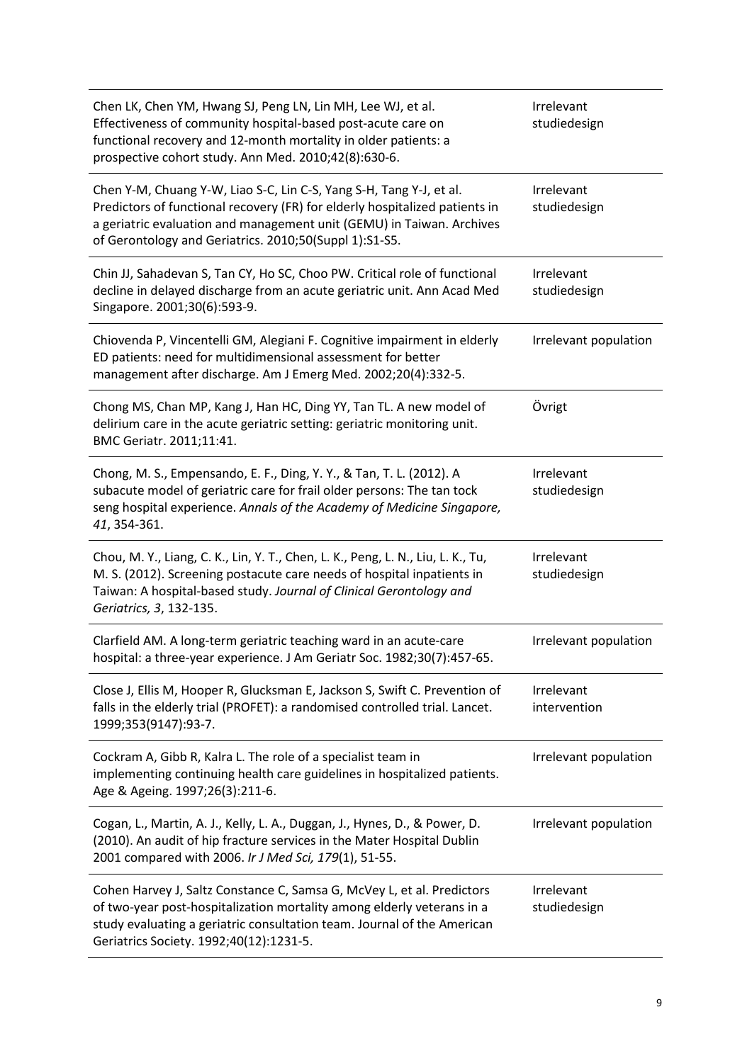| | |
|---|---|
| Chen LK, Chen YM, Hwang SJ, Peng LN, Lin MH, Lee WJ, et al. Effectiveness of community hospital-based post-acute care on functional recovery and 12-month mortality in older patients: a prospective cohort study. Ann Med. 2010;42(8):630-6. | Irrelevant studiedesign |
| Chen Y-M, Chuang Y-W, Liao S-C, Lin C-S, Yang S-H, Tang Y-J, et al. Predictors of functional recovery (FR) for elderly hospitalized patients in a geriatric evaluation and management unit (GEMU) in Taiwan. Archives of Gerontology and Geriatrics. 2010;50(Suppl 1):S1-S5. | Irrelevant studiedesign |
| Chin JJ, Sahadevan S, Tan CY, Ho SC, Choo PW. Critical role of functional decline in delayed discharge from an acute geriatric unit. Ann Acad Med Singapore. 2001;30(6):593-9. | Irrelevant studiedesign |
| Chiovenda P, Vincentelli GM, Alegiani F. Cognitive impairment in elderly ED patients: need for multidimensional assessment for better management after discharge. Am J Emerg Med. 2002;20(4):332-5. | Irrelevant population |
| Chong MS, Chan MP, Kang J, Han HC, Ding YY, Tan TL. A new model of delirium care in the acute geriatric setting: geriatric monitoring unit. BMC Geriatr. 2011;11:41. | Övrigt |
| Chong, M. S., Empensando, E. F., Ding, Y. Y., & Tan, T. L. (2012). A subacute model of geriatric care for frail older persons: The tan tock seng hospital experience. *Annals of the Academy of Medicine Singapore, 41*, 354-361. | Irrelevant studiedesign |
| Chou, M. Y., Liang, C. K., Lin, Y. T., Chen, L. K., Peng, L. N., Liu, L. K., Tu, M. S. (2012). Screening postacute care needs of hospital inpatients in Taiwan: A hospital-based study. *Journal of Clinical Gerontology and Geriatrics, 3*, 132-135. | Irrelevant studiedesign |
| Clarfield AM. A long-term geriatric teaching ward in an acute-care hospital: a three-year experience. J Am Geriatr Soc. 1982;30(7):457-65. | Irrelevant population |
| Close J, Ellis M, Hooper R, Glucksman E, Jackson S, Swift C. Prevention of falls in the elderly trial (PROFET): a randomised controlled trial. Lancet. 1999;353(9147):93-7. | Irrelevant intervention |
| Cockram A, Gibb R, Kalra L. The role of a specialist team in implementing continuing health care guidelines in hospitalized patients. Age & Ageing. 1997;26(3):211-6. | Irrelevant population |
| Cogan, L., Martin, A. J., Kelly, L. A., Duggan, J., Hynes, D., & Power, D. (2010). An audit of hip fracture services in the Mater Hospital Dublin 2001 compared with 2006. *Ir J Med Sci, 179*(1), 51-55. | Irrelevant population |
| Cohen Harvey J, Saltz Constance C, Samsa G, McVey L, et al. Predictors of two-year post-hospitalization mortality among elderly veterans in a study evaluating a geriatric consultation team. Journal of the American Geriatrics Society. 1992;40(12):1231-5. | Irrelevant studiedesign |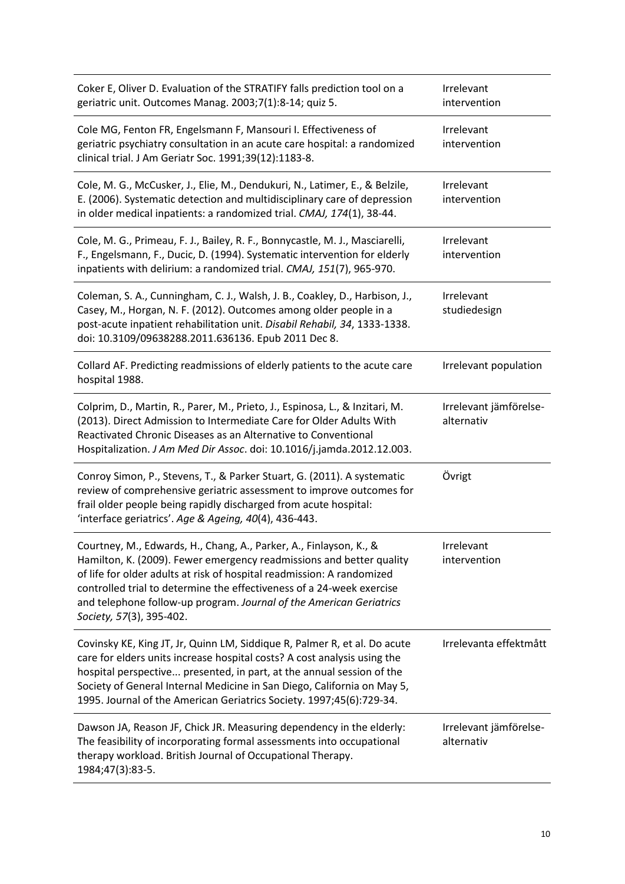| | |
|---|---|
| Coker E, Oliver D. Evaluation of the STRATIFY falls prediction tool on a geriatric unit. Outcomes Manag. 2003;7(1):8-14; quiz 5. | Irrelevant intervention |
| Cole MG, Fenton FR, Engelsmann F, Mansouri I. Effectiveness of geriatric psychiatry consultation in an acute care hospital: a randomized clinical trial. J Am Geriatr Soc. 1991;39(12):1183-8. | Irrelevant intervention |
| Cole, M. G., McCusker, J., Elie, M., Dendukuri, N., Latimer, E., & Belzile, E. (2006). Systematic detection and multidisciplinary care of depression in older medical inpatients: a randomized trial. *CMAJ, 174*(1), 38-44. | Irrelevant intervention |
| Cole, M. G., Primeau, F. J., Bailey, R. F., Bonnycastle, M. J., Masciarelli, F., Engelsmann, F., Ducic, D. (1994). Systematic intervention for elderly inpatients with delirium: a randomized trial. *CMAJ, 151*(7), 965-970. | Irrelevant intervention |
| Coleman, S. A., Cunningham, C. J., Walsh, J. B., Coakley, D., Harbison, J., Casey, M., Horgan, N. F. (2012). Outcomes among older people in a post-acute inpatient rehabilitation unit. *Disabil Rehabil, 34*, 1333-1338. doi: 10.3109/09638288.2011.636136. Epub 2011 Dec 8. | Irrelevant studiedesign |
| Collard AF. Predicting readmissions of elderly patients to the acute care hospital 1988. | Irrelevant population |
| Colprim, D., Martin, R., Parer, M., Prieto, J., Espinosa, L., & Inzitari, M. (2013). Direct Admission to Intermediate Care for Older Adults With Reactivated Chronic Diseases as an Alternative to Conventional Hospitalization. *J Am Med Dir Assoc*. doi: 10.1016/j.jamda.2012.12.003. | Irrelevant jämförelse-alternativ |
| Conroy Simon, P., Stevens, T., & Parker Stuart, G. (2011). A systematic review of comprehensive geriatric assessment to improve outcomes for frail older people being rapidly discharged from acute hospital: 'interface geriatrics'. *Age & Ageing, 40*(4), 436-443. | Övrigt |
| Courtney, M., Edwards, H., Chang, A., Parker, A., Finlayson, K., & Hamilton, K. (2009). Fewer emergency readmissions and better quality of life for older adults at risk of hospital readmission: A randomized controlled trial to determine the effectiveness of a 24-week exercise and telephone follow-up program. *Journal of the American Geriatrics Society, 57*(3), 395-402. | Irrelevant intervention |
| Covinsky KE, King JT, Jr, Quinn LM, Siddique R, Palmer R, et al. Do acute care for elders units increase hospital costs? A cost analysis using the hospital perspective... presented, in part, at the annual session of the Society of General Internal Medicine in San Diego, California on May 5, 1995. Journal of the American Geriatrics Society. 1997;45(6):729-34. | Irrelevanta effektmått |
| Dawson JA, Reason JF, Chick JR. Measuring dependency in the elderly: The feasibility of incorporating formal assessments into occupational therapy workload. British Journal of Occupational Therapy. 1984;47(3):83-5. | Irrelevant jämförelse-alternativ |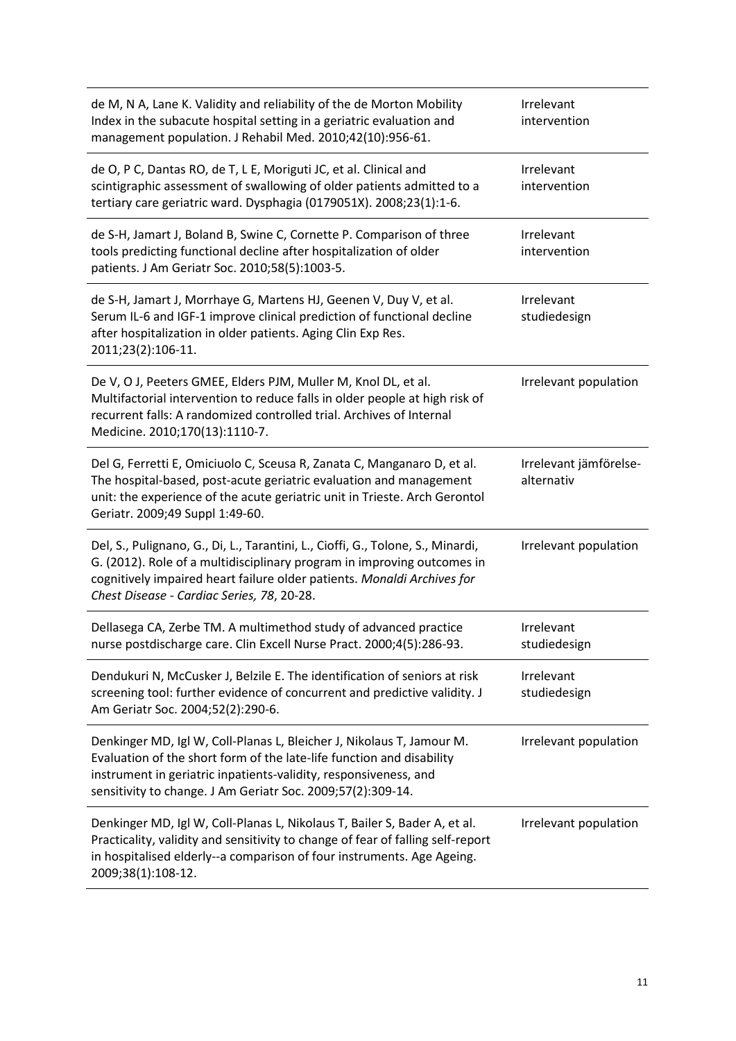| | |
|---|---|
| de M, N A, Lane K. Validity and reliability of the de Morton Mobility Index in the subacute hospital setting in a geriatric evaluation and management population. J Rehabil Med. 2010;42(10):956-61. | Irrelevant intervention |
| de O, P C, Dantas RO, de T, L E, Moriguti JC, et al. Clinical and scintigraphic assessment of swallowing of older patients admitted to a tertiary care geriatric ward. Dysphagia (0179051X). 2008;23(1):1-6. | Irrelevant intervention |
| de S-H, Jamart J, Boland B, Swine C, Cornette P. Comparison of three tools predicting functional decline after hospitalization of older patients. J Am Geriatr Soc. 2010;58(5):1003-5. | Irrelevant intervention |
| de S-H, Jamart J, Morrhaye G, Martens HJ, Geenen V, Duy V, et al. Serum IL-6 and IGF-1 improve clinical prediction of functional decline after hospitalization in older patients. Aging Clin Exp Res. 2011;23(2):106-11. | Irrelevant studiedesign |
| De V, O J, Peeters GMEE, Elders PJM, Muller M, Knol DL, et al. Multifactorial intervention to reduce falls in older people at high risk of recurrent falls: A randomized controlled trial. Archives of Internal Medicine. 2010;170(13):1110-7. | Irrelevant population |
| Del G, Ferretti E, Omiciuolo C, Sceusa R, Zanata C, Manganaro D, et al. The hospital-based, post-acute geriatric evaluation and management unit: the experience of the acute geriatric unit in Trieste. Arch Gerontol Geriatr. 2009;49 Suppl 1:49-60. | Irrelevant jämförelse-alternativ |
| Del, S., Pulignano, G., Di, L., Tarantini, L., Cioffi, G., Tolone, S., Minardi, G. (2012). Role of a multidisciplinary program in improving outcomes in cognitively impaired heart failure older patients. *Monaldi Archives for Chest Disease - Cardiac Series, 78*, 20-28. | Irrelevant population |
| Dellasega CA, Zerbe TM. A multimethod study of advanced practice nurse postdischarge care. Clin Excell Nurse Pract. 2000;4(5):286-93. | Irrelevant studiedesign |
| Dendukuri N, McCusker J, Belzile E. The identification of seniors at risk screening tool: further evidence of concurrent and predictive validity. J Am Geriatr Soc. 2004;52(2):290-6. | Irrelevant studiedesign |
| Denkinger MD, Igl W, Coll-Planas L, Bleicher J, Nikolaus T, Jamour M. Evaluation of the short form of the late-life function and disability instrument in geriatric inpatients-validity, responsiveness, and sensitivity to change. J Am Geriatr Soc. 2009;57(2):309-14. | Irrelevant population |
| Denkinger MD, Igl W, Coll-Planas L, Nikolaus T, Bailer S, Bader A, et al. Practicality, validity and sensitivity to change of fear of falling self-report in hospitalised elderly--a comparison of four instruments. Age Ageing. 2009;38(1):108-12. | Irrelevant population |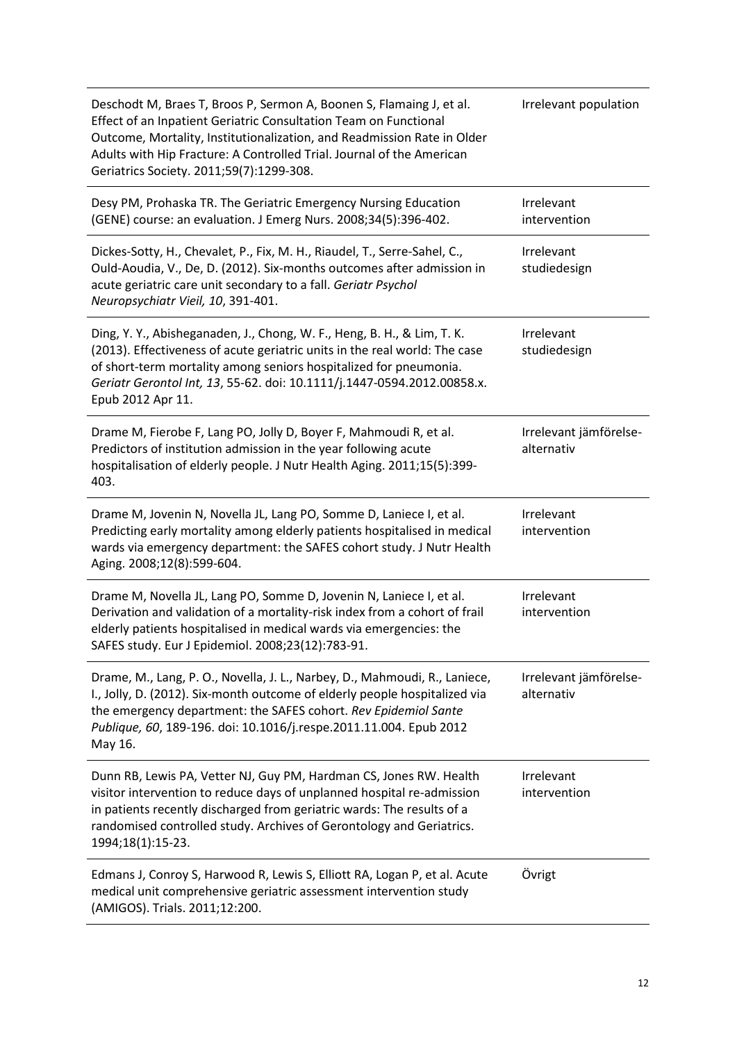| | |
|---|---|
| Deschodt M, Braes T, Broos P, Sermon A, Boonen S, Flamaing J, et al. Effect of an Inpatient Geriatric Consultation Team on Functional Outcome, Mortality, Institutionalization, and Readmission Rate in Older Adults with Hip Fracture: A Controlled Trial. Journal of the American Geriatrics Society. 2011;59(7):1299-308. | Irrelevant population |
| Desy PM, Prohaska TR. The Geriatric Emergency Nursing Education (GENE) course: an evaluation. J Emerg Nurs. 2008;34(5):396-402. | Irrelevant intervention |
| Dickes-Sotty, H., Chevalet, P., Fix, M. H., Riaudel, T., Serre-Sahel, C., Ould-Aoudia, V., De, D. (2012). Six-months outcomes after admission in acute geriatric care unit secondary to a fall. *Geriatr Psychol Neuropsychiatr Vieil, 10*, 391-401. | Irrelevant studiedesign |
| Ding, Y. Y., Abisheganaden, J., Chong, W. F., Heng, B. H., & Lim, T. K. (2013). Effectiveness of acute geriatric units in the real world: The case of short-term mortality among seniors hospitalized for pneumonia. *Geriatr Gerontol Int, 13*, 55-62. doi: 10.1111/j.1447-0594.2012.00858.x. Epub 2012 Apr 11. | Irrelevant studiedesign |
| Drame M, Fierobe F, Lang PO, Jolly D, Boyer F, Mahmoudi R, et al. Predictors of institution admission in the year following acute hospitalisation of elderly people. J Nutr Health Aging. 2011;15(5):399-403. | Irrelevant jämförelse-alternativ |
| Drame M, Jovenin N, Novella JL, Lang PO, Somme D, Laniece I, et al. Predicting early mortality among elderly patients hospitalised in medical wards via emergency department: the SAFES cohort study. J Nutr Health Aging. 2008;12(8):599-604. | Irrelevant intervention |
| Drame M, Novella JL, Lang PO, Somme D, Jovenin N, Laniece I, et al. Derivation and validation of a mortality-risk index from a cohort of frail elderly patients hospitalised in medical wards via emergencies: the SAFES study. Eur J Epidemiol. 2008;23(12):783-91. | Irrelevant intervention |
| Drame, M., Lang, P. O., Novella, J. L., Narbey, D., Mahmoudi, R., Laniece, I., Jolly, D. (2012). Six-month outcome of elderly people hospitalized via the emergency department: the SAFES cohort. *Rev Epidemiol Sante Publique, 60*, 189-196. doi: 10.1016/j.respe.2011.11.004. Epub 2012 May 16. | Irrelevant jämförelse-alternativ |
| Dunn RB, Lewis PA, Vetter NJ, Guy PM, Hardman CS, Jones RW. Health visitor intervention to reduce days of unplanned hospital re-admission in patients recently discharged from geriatric wards: The results of a randomised controlled study. Archives of Gerontology and Geriatrics. 1994;18(1):15-23. | Irrelevant intervention |
| Edmans J, Conroy S, Harwood R, Lewis S, Elliott RA, Logan P, et al. Acute medical unit comprehensive geriatric assessment intervention study (AMIGOS). Trials. 2011;12:200. | Övrigt |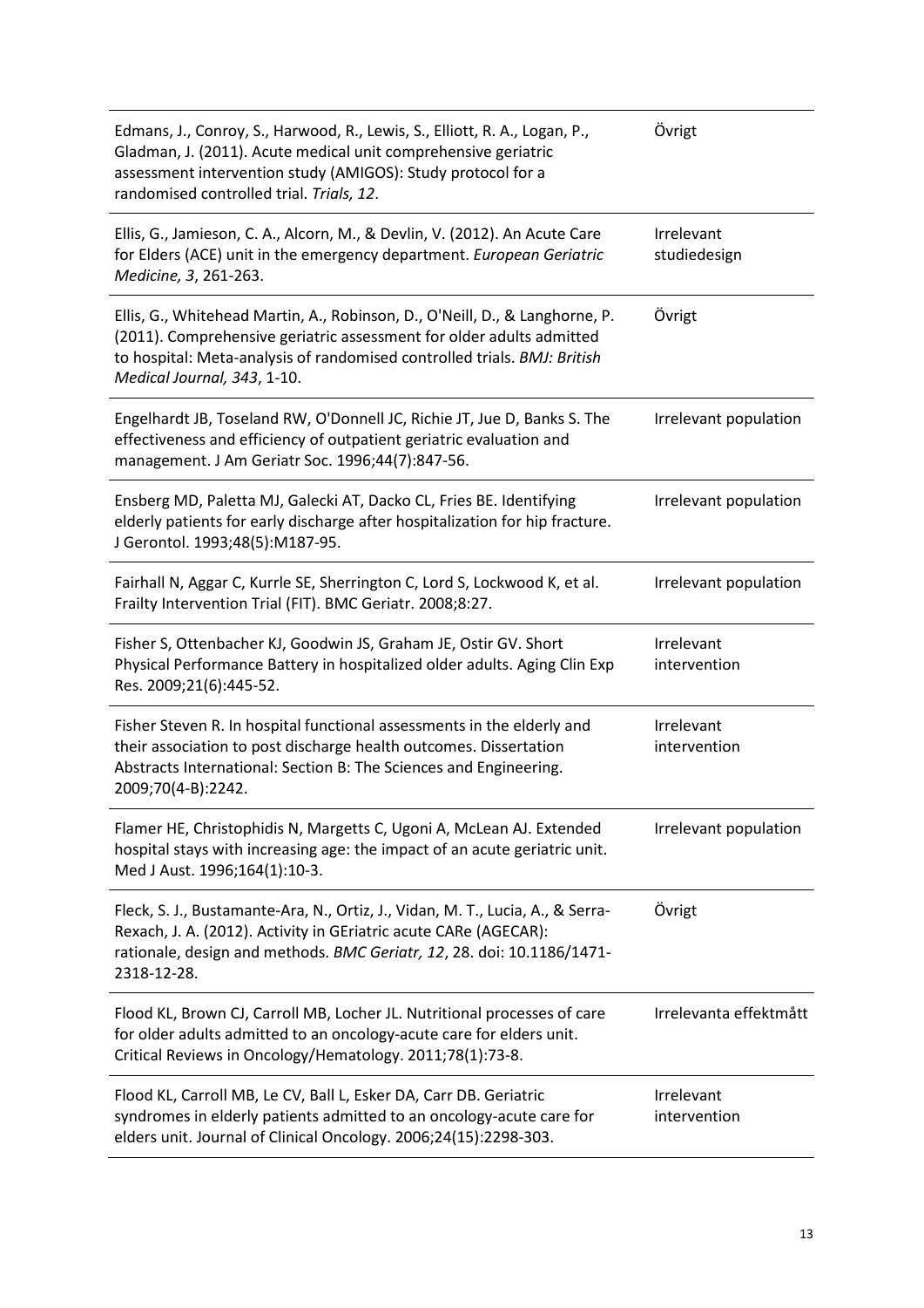| | |
|---|---|
| Edmans, J., Conroy, S., Harwood, R., Lewis, S., Elliott, R. A., Logan, P., Gladman, J. (2011). Acute medical unit comprehensive geriatric assessment intervention study (AMIGOS): Study protocol for a randomised controlled trial. *Trials, 12*. | Övrigt |
| Ellis, G., Jamieson, C. A., Alcorn, M., & Devlin, V. (2012). An Acute Care for Elders (ACE) unit in the emergency department. *European Geriatric Medicine, 3*, 261-263. | Irrelevant studiedesign |
| Ellis, G., Whitehead Martin, A., Robinson, D., O'Neill, D., & Langhorne, P. (2011). Comprehensive geriatric assessment for older adults admitted to hospital: Meta-analysis of randomised controlled trials. *BMJ: British Medical Journal, 343*, 1-10. | Övrigt |
| Engelhardt JB, Toseland RW, O'Donnell JC, Richie JT, Jue D, Banks S. The effectiveness and efficiency of outpatient geriatric evaluation and management. J Am Geriatr Soc. 1996;44(7):847-56. | Irrelevant population |
| Ensberg MD, Paletta MJ, Galecki AT, Dacko CL, Fries BE. Identifying elderly patients for early discharge after hospitalization for hip fracture. J Gerontol. 1993;48(5):M187-95. | Irrelevant population |
| Fairhall N, Aggar C, Kurrle SE, Sherrington C, Lord S, Lockwood K, et al. Frailty Intervention Trial (FIT). BMC Geriatr. 2008;8:27. | Irrelevant population |
| Fisher S, Ottenbacher KJ, Goodwin JS, Graham JE, Ostir GV. Short Physical Performance Battery in hospitalized older adults. Aging Clin Exp Res. 2009;21(6):445-52. | Irrelevant intervention |
| Fisher Steven R. In hospital functional assessments in the elderly and their association to post discharge health outcomes. Dissertation Abstracts International: Section B: The Sciences and Engineering. 2009;70(4-B):2242. | Irrelevant intervention |
| Flamer HE, Christophidis N, Margetts C, Ugoni A, McLean AJ. Extended hospital stays with increasing age: the impact of an acute geriatric unit. Med J Aust. 1996;164(1):10-3. | Irrelevant population |
| Fleck, S. J., Bustamante-Ara, N., Ortiz, J., Vidan, M. T., Lucia, A., & Serra-Rexach, J. A. (2012). Activity in GEriatric acute CARe (AGECAR): rationale, design and methods. *BMC Geriatr, 12*, 28. doi: 10.1186/1471-2318-12-28. | Övrigt |
| Flood KL, Brown CJ, Carroll MB, Locher JL. Nutritional processes of care for older adults admitted to an oncology-acute care for elders unit. Critical Reviews in Oncology/Hematology. 2011;78(1):73-8. | Irrelevanta effektmått |
| Flood KL, Carroll MB, Le CV, Ball L, Esker DA, Carr DB. Geriatric syndromes in elderly patients admitted to an oncology-acute care for elders unit. Journal of Clinical Oncology. 2006;24(15):2298-303. | Irrelevant intervention |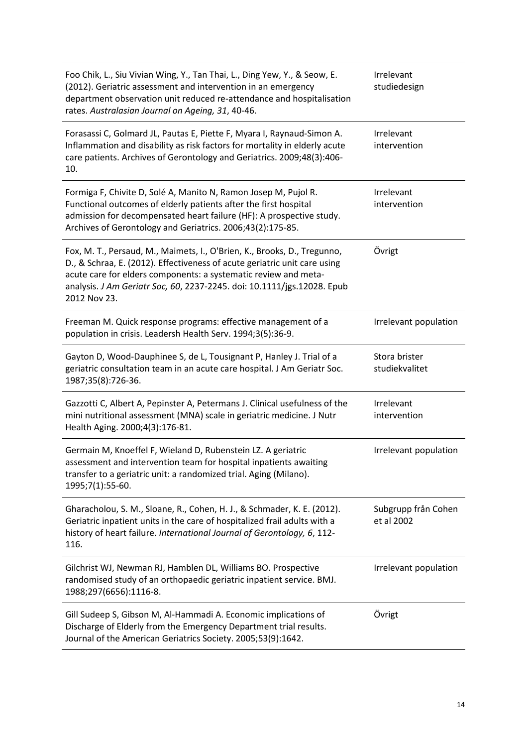| | |
|---|---|
| Foo Chik, L., Siu Vivian Wing, Y., Tan Thai, L., Ding Yew, Y., & Seow, E. (2012). Geriatric assessment and intervention in an emergency department observation unit reduced re-attendance and hospitalisation rates. *Australasian Journal on Ageing, 31*, 40-46. | Irrelevant studiedesign |
| Forasassi C, Golmard JL, Pautas E, Piette F, Myara I, Raynaud-Simon A. Inflammation and disability as risk factors for mortality in elderly acute care patients. Archives of Gerontology and Geriatrics. 2009;48(3):406-10. | Irrelevant intervention |
| Formiga F, Chivite D, Solé A, Manito N, Ramon Josep M, Pujol R. Functional outcomes of elderly patients after the first hospital admission for decompensated heart failure (HF): A prospective study. Archives of Gerontology and Geriatrics. 2006;43(2):175-85. | Irrelevant intervention |
| Fox, M. T., Persaud, M., Maimets, I., O'Brien, K., Brooks, D., Tregunno, D., & Schraa, E. (2012). Effectiveness of acute geriatric unit care using acute care for elders components: a systematic review and meta-analysis. *J Am Geriatr Soc, 60*, 2237-2245. doi: 10.1111/jgs.12028. Epub 2012 Nov 23. | Övrigt |
| Freeman M. Quick response programs: effective management of a population in crisis. Leadersh Health Serv. 1994;3(5):36-9. | Irrelevant population |
| Gayton D, Wood-Dauphinee S, de L, Tousignant P, Hanley J. Trial of a geriatric consultation team in an acute care hospital. J Am Geriatr Soc. 1987;35(8):726-36. | Stora brister studiekvalitet |
| Gazzotti C, Albert A, Pepinster A, Petermans J. Clinical usefulness of the mini nutritional assessment (MNA) scale in geriatric medicine. J Nutr Health Aging. 2000;4(3):176-81. | Irrelevant intervention |
| Germain M, Knoeffel F, Wieland D, Rubenstein LZ. A geriatric assessment and intervention team for hospital inpatients awaiting transfer to a geriatric unit: a randomized trial. Aging (Milano). 1995;7(1):55-60. | Irrelevant population |
| Gharacholou, S. M., Sloane, R., Cohen, H. J., & Schmader, K. E. (2012). Geriatric inpatient units in the care of hospitalized frail adults with a history of heart failure. *International Journal of Gerontology, 6*, 112-116. | Subgrupp från Cohen et al 2002 |
| Gilchrist WJ, Newman RJ, Hamblen DL, Williams BO. Prospective randomised study of an orthopaedic geriatric inpatient service. BMJ. 1988;297(6656):1116-8. | Irrelevant population |
| Gill Sudeep S, Gibson M, Al-Hammadi A. Economic implications of Discharge of Elderly from the Emergency Department trial results. Journal of the American Geriatrics Society. 2005;53(9):1642. | Övrigt |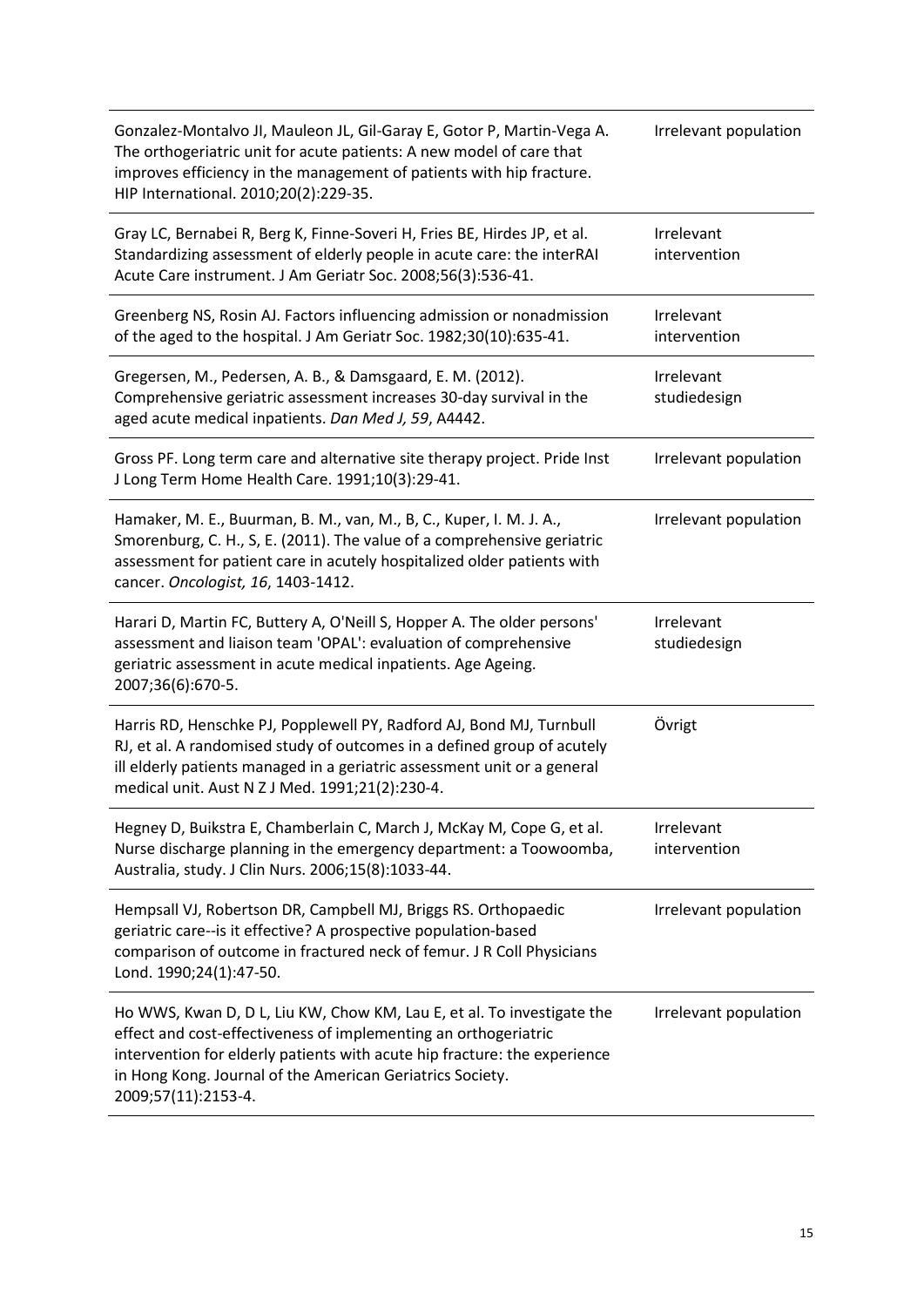| | |
|---|---|
| Gonzalez-Montalvo JI, Mauleon JL, Gil-Garay E, Gotor P, Martin-Vega A. The orthogeriatric unit for acute patients: A new model of care that improves efficiency in the management of patients with hip fracture. HIP International. 2010;20(2):229-35. | Irrelevant population |
| Gray LC, Bernabei R, Berg K, Finne-Soveri H, Fries BE, Hirdes JP, et al. Standardizing assessment of elderly people in acute care: the interRAI Acute Care instrument. J Am Geriatr Soc. 2008;56(3):536-41. | Irrelevant intervention |
| Greenberg NS, Rosin AJ. Factors influencing admission or nonadmission of the aged to the hospital. J Am Geriatr Soc. 1982;30(10):635-41. | Irrelevant intervention |
| Gregersen, M., Pedersen, A. B., & Damsgaard, E. M. (2012). Comprehensive geriatric assessment increases 30-day survival in the aged acute medical inpatients. *Dan Med J, 59*, A4442. | Irrelevant studiedesign |
| Gross PF. Long term care and alternative site therapy project. Pride Inst J Long Term Home Health Care. 1991;10(3):29-41. | Irrelevant population |
| Hamaker, M. E., Buurman, B. M., van, M., B, C., Kuper, I. M. J. A., Smorenburg, C. H., S, E. (2011). The value of a comprehensive geriatric assessment for patient care in acutely hospitalized older patients with cancer. *Oncologist, 16*, 1403-1412. | Irrelevant population |
| Harari D, Martin FC, Buttery A, O'Neill S, Hopper A. The older persons' assessment and liaison team 'OPAL': evaluation of comprehensive geriatric assessment in acute medical inpatients. Age Ageing. 2007;36(6):670-5. | Irrelevant studiedesign |
| Harris RD, Henschke PJ, Popplewell PY, Radford AJ, Bond MJ, Turnbull RJ, et al. A randomised study of outcomes in a defined group of acutely ill elderly patients managed in a geriatric assessment unit or a general medical unit. Aust N Z J Med. 1991;21(2):230-4. | Övrigt |
| Hegney D, Buikstra E, Chamberlain C, March J, McKay M, Cope G, et al. Nurse discharge planning in the emergency department: a Toowoomba, Australia, study. J Clin Nurs. 2006;15(8):1033-44. | Irrelevant intervention |
| Hempsall VJ, Robertson DR, Campbell MJ, Briggs RS. Orthopaedic geriatric care--is it effective? A prospective population-based comparison of outcome in fractured neck of femur. J R Coll Physicians Lond. 1990;24(1):47-50. | Irrelevant population |
| Ho WWS, Kwan D, D L, Liu KW, Chow KM, Lau E, et al. To investigate the effect and cost-effectiveness of implementing an orthogeriatric intervention for elderly patients with acute hip fracture: the experience in Hong Kong. Journal of the American Geriatrics Society. 2009;57(11):2153-4. | Irrelevant population |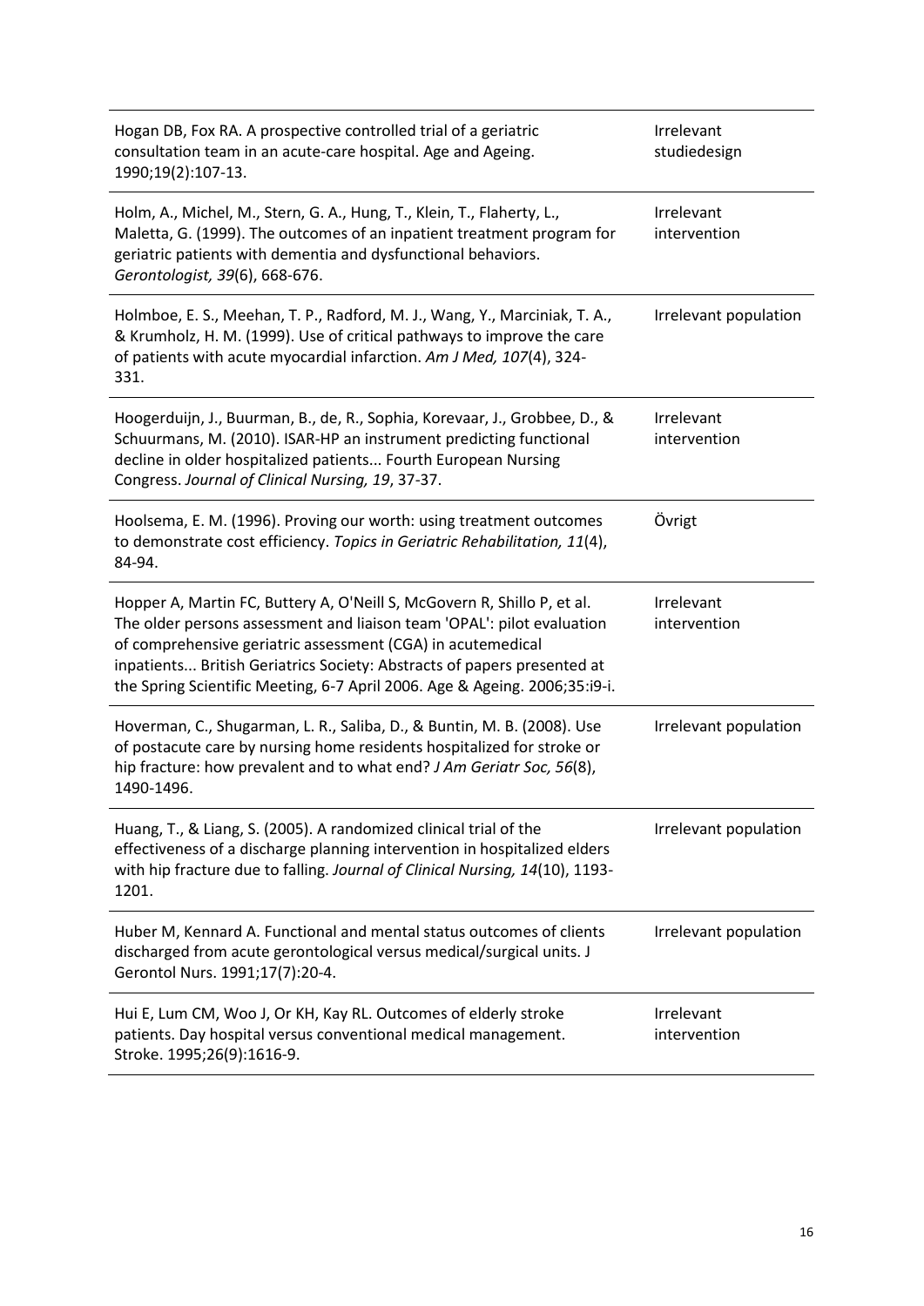| | |
|---|---|
| Hogan DB, Fox RA. A prospective controlled trial of a geriatric consultation team in an acute-care hospital. Age and Ageing. 1990;19(2):107-13. | Irrelevant studiedesign |
| Holm, A., Michel, M., Stern, G. A., Hung, T., Klein, T., Flaherty, L., Maletta, G. (1999). The outcomes of an inpatient treatment program for geriatric patients with dementia and dysfunctional behaviors. *Gerontologist, 39*(6), 668-676. | Irrelevant intervention |
| Holmboe, E. S., Meehan, T. P., Radford, M. J., Wang, Y., Marciniak, T. A., & Krumholz, H. M. (1999). Use of critical pathways to improve the care of patients with acute myocardial infarction. *Am J Med, 107*(4), 324-331. | Irrelevant population |
| Hoogerduijn, J., Buurman, B., de, R., Sophia, Korevaar, J., Grobbee, D., & Schuurmans, M. (2010). ISAR-HP an instrument predicting functional decline in older hospitalized patients... Fourth European Nursing Congress. *Journal of Clinical Nursing, 19*, 37-37. | Irrelevant intervention |
| Hoolsema, E. M. (1996). Proving our worth: using treatment outcomes to demonstrate cost efficiency. *Topics in Geriatric Rehabilitation, 11*(4), 84-94. | Övrigt |
| Hopper A, Martin FC, Buttery A, O'Neill S, McGovern R, Shillo P, et al. The older persons assessment and liaison team 'OPAL': pilot evaluation of comprehensive geriatric assessment (CGA) in acutemedical inpatients... British Geriatrics Society: Abstracts of papers presented at the Spring Scientific Meeting, 6-7 April 2006. Age & Ageing. 2006;35:i9-i. | Irrelevant intervention |
| Hoverman, C., Shugarman, L. R., Saliba, D., & Buntin, M. B. (2008). Use of postacute care by nursing home residents hospitalized for stroke or hip fracture: how prevalent and to what end? *J Am Geriatr Soc, 56*(8), 1490-1496. | Irrelevant population |
| Huang, T., & Liang, S. (2005). A randomized clinical trial of the effectiveness of a discharge planning intervention in hospitalized elders with hip fracture due to falling. *Journal of Clinical Nursing, 14*(10), 1193-1201. | Irrelevant population |
| Huber M, Kennard A. Functional and mental status outcomes of clients discharged from acute gerontological versus medical/surgical units. J Gerontol Nurs. 1991;17(7):20-4. | Irrelevant population |
| Hui E, Lum CM, Woo J, Or KH, Kay RL. Outcomes of elderly stroke patients. Day hospital versus conventional medical management. Stroke. 1995;26(9):1616-9. | Irrelevant intervention |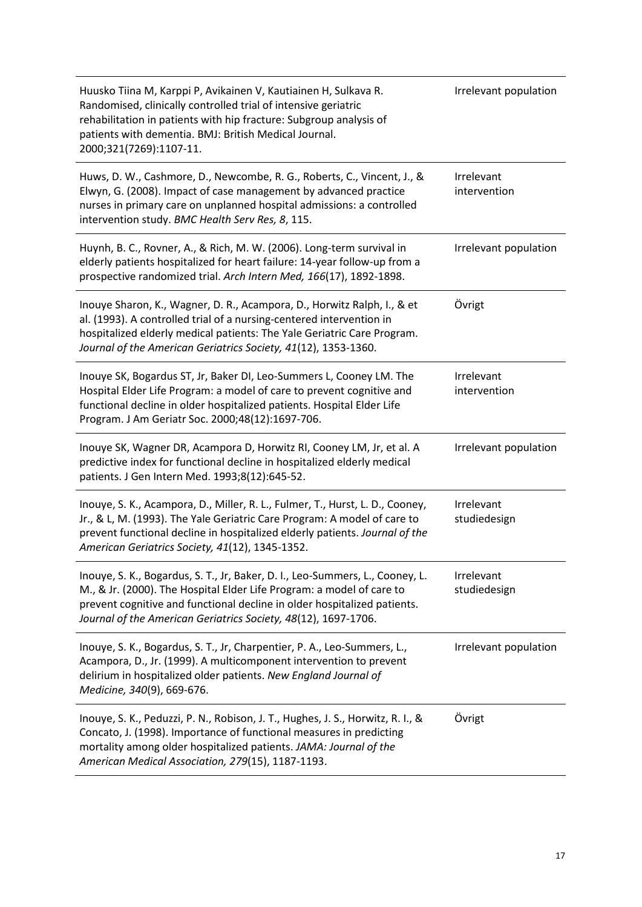| | |
|---|---|
| Huusko Tiina M, Karppi P, Avikainen V, Kautiainen H, Sulkava R. Randomised, clinically controlled trial of intensive geriatric rehabilitation in patients with hip fracture: Subgroup analysis of patients with dementia. BMJ: British Medical Journal. 2000;321(7269):1107-11. | Irrelevant population |
| Huws, D. W., Cashmore, D., Newcombe, R. G., Roberts, C., Vincent, J., & Elwyn, G. (2008). Impact of case management by advanced practice nurses in primary care on unplanned hospital admissions: a controlled intervention study. *BMC Health Serv Res, 8*, 115. | Irrelevant intervention |
| Huynh, B. C., Rovner, A., & Rich, M. W. (2006). Long-term survival in elderly patients hospitalized for heart failure: 14-year follow-up from a prospective randomized trial. *Arch Intern Med, 166*(17), 1892-1898. | Irrelevant population |
| Inouye Sharon, K., Wagner, D. R., Acampora, D., Horwitz Ralph, I., & et al. (1993). A controlled trial of a nursing-centered intervention in hospitalized elderly medical patients: The Yale Geriatric Care Program. *Journal of the American Geriatrics Society, 41*(12), 1353-1360. | Övrigt |
| Inouye SK, Bogardus ST, Jr, Baker DI, Leo-Summers L, Cooney LM. The Hospital Elder Life Program: a model of care to prevent cognitive and functional decline in older hospitalized patients. Hospital Elder Life Program. J Am Geriatr Soc. 2000;48(12):1697-706. | Irrelevant intervention |
| Inouye SK, Wagner DR, Acampora D, Horwitz RI, Cooney LM, Jr, et al. A predictive index for functional decline in hospitalized elderly medical patients. J Gen Intern Med. 1993;8(12):645-52. | Irrelevant population |
| Inouye, S. K., Acampora, D., Miller, R. L., Fulmer, T., Hurst, L. D., Cooney, Jr., & L, M. (1993). The Yale Geriatric Care Program: A model of care to prevent functional decline in hospitalized elderly patients. *Journal of the American Geriatrics Society, 41*(12), 1345-1352. | Irrelevant studiedesign |
| Inouye, S. K., Bogardus, S. T., Jr, Baker, D. I., Leo-Summers, L., Cooney, L. M., & Jr. (2000). The Hospital Elder Life Program: a model of care to prevent cognitive and functional decline in older hospitalized patients. *Journal of the American Geriatrics Society, 48*(12), 1697-1706. | Irrelevant studiedesign |
| Inouye, S. K., Bogardus, S. T., Jr, Charpentier, P. A., Leo-Summers, L., Acampora, D., Jr. (1999). A multicomponent intervention to prevent delirium in hospitalized older patients. *New England Journal of Medicine, 340*(9), 669-676. | Irrelevant population |
| Inouye, S. K., Peduzzi, P. N., Robison, J. T., Hughes, J. S., Horwitz, R. I., & Concato, J. (1998). Importance of functional measures in predicting mortality among older hospitalized patients. *JAMA: Journal of the American Medical Association, 279*(15), 1187-1193. | Övrigt |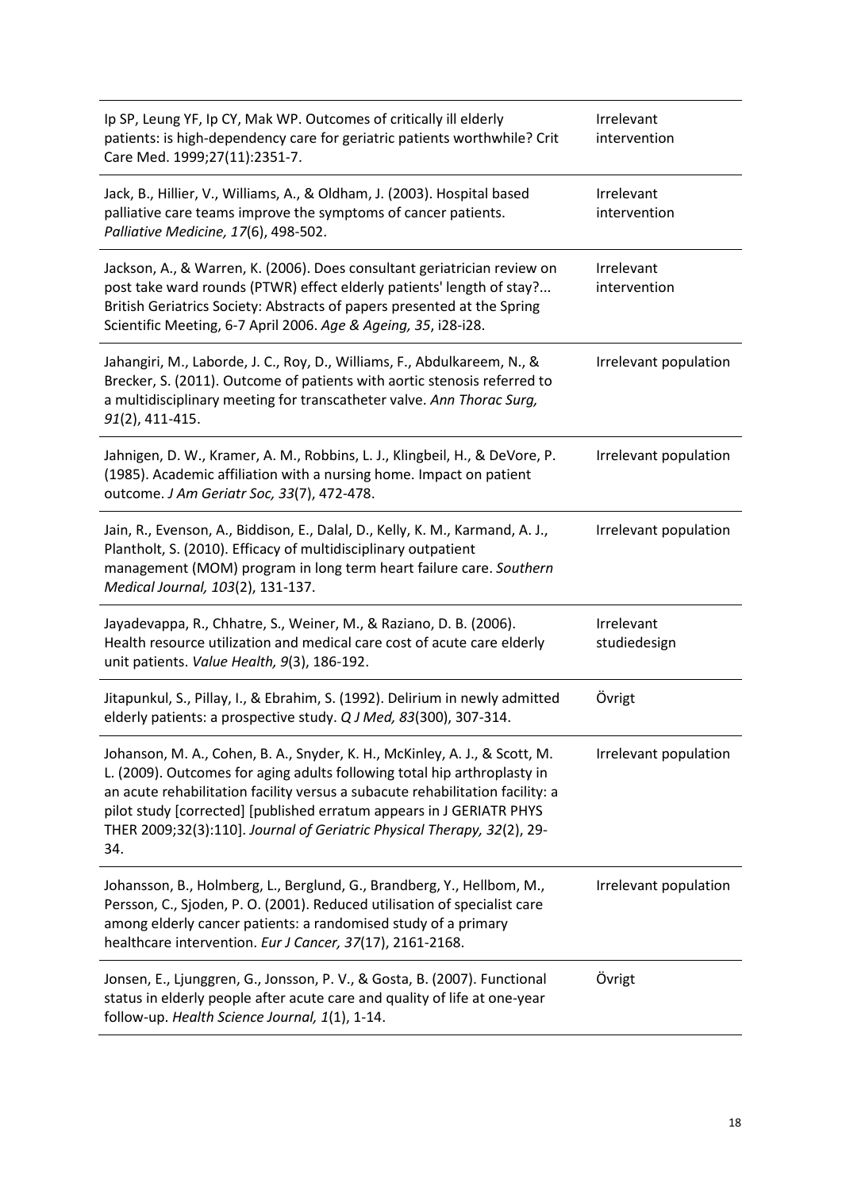| | |
|---|---|
| Ip SP, Leung YF, Ip CY, Mak WP. Outcomes of critically ill elderly patients: is high-dependency care for geriatric patients worthwhile? Crit Care Med. 1999;27(11):2351-7. | Irrelevant intervention |
| Jack, B., Hillier, V., Williams, A., & Oldham, J. (2003). Hospital based palliative care teams improve the symptoms of cancer patients. *Palliative Medicine, 17*(6), 498-502. | Irrelevant intervention |
| Jackson, A., & Warren, K. (2006). Does consultant geriatrician review on post take ward rounds (PTWR) effect elderly patients' length of stay?... British Geriatrics Society: Abstracts of papers presented at the Spring Scientific Meeting, 6-7 April 2006. *Age & Ageing, 35*, i28-i28. | Irrelevant intervention |
| Jahangiri, M., Laborde, J. C., Roy, D., Williams, F., Abdulkareem, N., & Brecker, S. (2011). Outcome of patients with aortic stenosis referred to a multidisciplinary meeting for transcatheter valve. *Ann Thorac Surg, 91*(2), 411-415. | Irrelevant population |
| Jahnigen, D. W., Kramer, A. M., Robbins, L. J., Klingbeil, H., & DeVore, P. (1985). Academic affiliation with a nursing home. Impact on patient outcome. *J Am Geriatr Soc, 33*(7), 472-478. | Irrelevant population |
| Jain, R., Evenson, A., Biddison, E., Dalal, D., Kelly, K. M., Karmand, A. J., Plantholt, S. (2010). Efficacy of multidisciplinary outpatient management (MOM) program in long term heart failure care. *Southern Medical Journal, 103*(2), 131-137. | Irrelevant population |
| Jayadevappa, R., Chhatre, S., Weiner, M., & Raziano, D. B. (2006). Health resource utilization and medical care cost of acute care elderly unit patients. *Value Health, 9*(3), 186-192. | Irrelevant studiedesign |
| Jitapunkul, S., Pillay, I., & Ebrahim, S. (1992). Delirium in newly admitted elderly patients: a prospective study. *Q J Med, 83*(300), 307-314. | Övrigt |
| Johanson, M. A., Cohen, B. A., Snyder, K. H., McKinley, A. J., & Scott, M. L. (2009). Outcomes for aging adults following total hip arthroplasty in an acute rehabilitation facility versus a subacute rehabilitation facility: a pilot study [corrected] [published erratum appears in J GERIATR PHYS THER 2009;32(3):110]. *Journal of Geriatric Physical Therapy, 32*(2), 29-34. | Irrelevant population |
| Johansson, B., Holmberg, L., Berglund, G., Brandberg, Y., Hellbom, M., Persson, C., Sjoden, P. O. (2001). Reduced utilisation of specialist care among elderly cancer patients: a randomised study of a primary healthcare intervention. *Eur J Cancer, 37*(17), 2161-2168. | Irrelevant population |
| Jonsen, E., Ljunggren, G., Jonsson, P. V., & Gosta, B. (2007). Functional status in elderly people after acute care and quality of life at one-year follow-up. *Health Science Journal, 1*(1), 1-14. | Övrigt |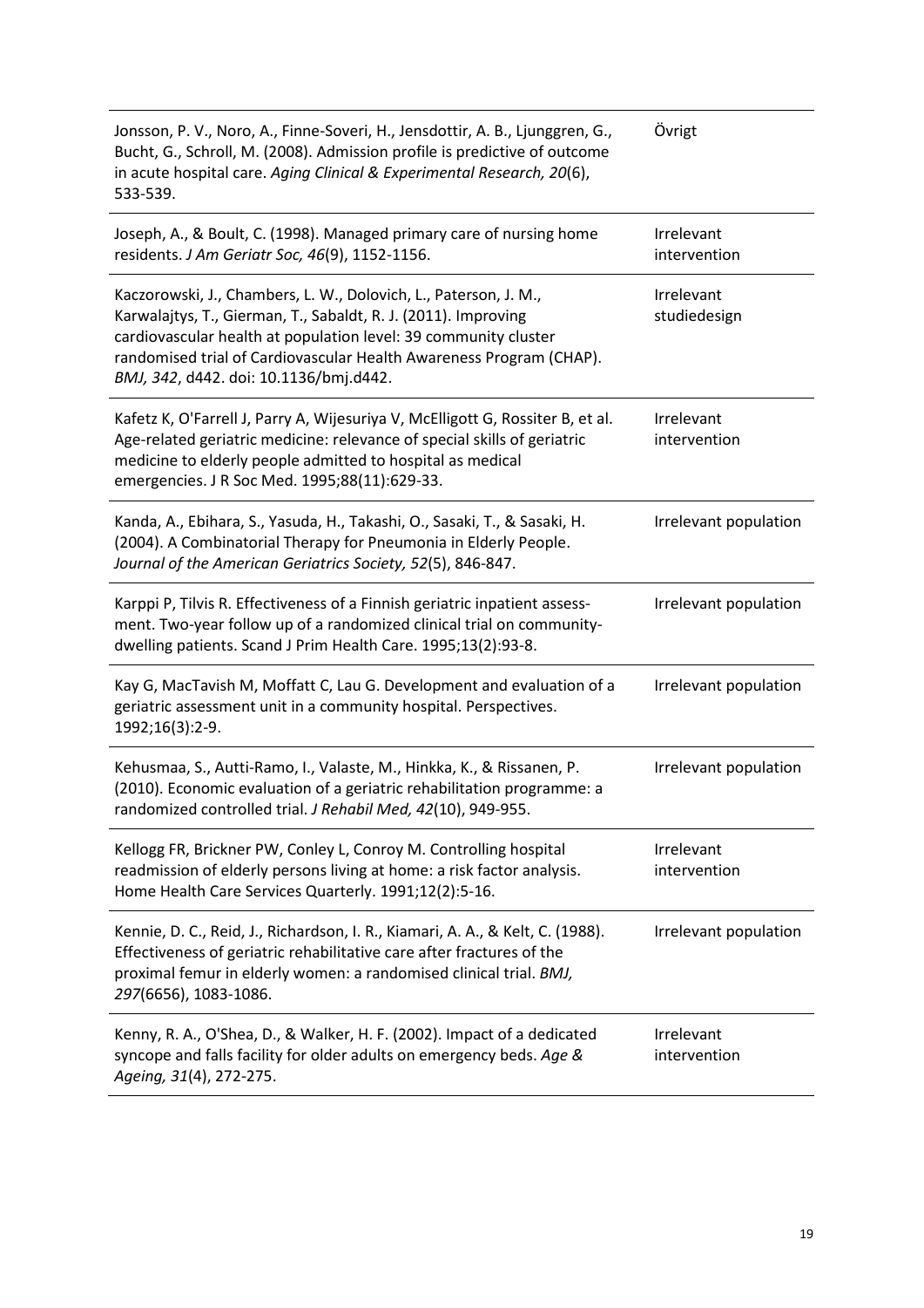| | |
|---|---|
| Jonsson, P. V., Noro, A., Finne-Soveri, H., Jensdottir, A. B., Ljunggren, G., Bucht, G., Schroll, M. (2008). Admission profile is predictive of outcome in acute hospital care. *Aging Clinical & Experimental Research, 20*(6), 533-539. | Övrigt |
| Joseph, A., & Boult, C. (1998). Managed primary care of nursing home residents. *J Am Geriatr Soc, 46*(9), 1152-1156. | Irrelevant intervention |
| Kaczorowski, J., Chambers, L. W., Dolovich, L., Paterson, J. M., Karwalajtys, T., Gierman, T., Sabaldt, R. J. (2011). Improving cardiovascular health at population level: 39 community cluster randomised trial of Cardiovascular Health Awareness Program (CHAP). *BMJ, 342*, d442. doi: 10.1136/bmj.d442. | Irrelevant studiedesign |
| Kafetz K, O'Farrell J, Parry A, Wijesuriya V, McElligott G, Rossiter B, et al. Age-related geriatric medicine: relevance of special skills of geriatric medicine to elderly people admitted to hospital as medical emergencies. J R Soc Med. 1995;88(11):629-33. | Irrelevant intervention |
| Kanda, A., Ebihara, S., Yasuda, H., Takashi, O., Sasaki, T., & Sasaki, H. (2004). A Combinatorial Therapy for Pneumonia in Elderly People. *Journal of the American Geriatrics Society, 52*(5), 846-847. | Irrelevant population |
| Karppi P, Tilvis R. Effectiveness of a Finnish geriatric inpatient assess-ment. Two-year follow up of a randomized clinical trial on community-dwelling patients. Scand J Prim Health Care. 1995;13(2):93-8. | Irrelevant population |
| Kay G, MacTavish M, Moffatt C, Lau G. Development and evaluation of a geriatric assessment unit in a community hospital. Perspectives. 1992;16(3):2-9. | Irrelevant population |
| Kehusmaa, S., Autti-Ramo, I., Valaste, M., Hinkka, K., & Rissanen, P. (2010). Economic evaluation of a geriatric rehabilitation programme: a randomized controlled trial. *J Rehabil Med, 42*(10), 949-955. | Irrelevant population |
| Kellogg FR, Brickner PW, Conley L, Conroy M. Controlling hospital readmission of elderly persons living at home: a risk factor analysis. Home Health Care Services Quarterly. 1991;12(2):5-16. | Irrelevant intervention |
| Kennie, D. C., Reid, J., Richardson, I. R., Kiamari, A. A., & Kelt, C. (1988). Effectiveness of geriatric rehabilitative care after fractures of the proximal femur in elderly women: a randomised clinical trial. *BMJ, 297*(6656), 1083-1086. | Irrelevant population |
| Kenny, R. A., O'Shea, D., & Walker, H. F. (2002). Impact of a dedicated syncope and falls facility for older adults on emergency beds. *Age & Ageing, 31*(4), 272-275. | Irrelevant intervention |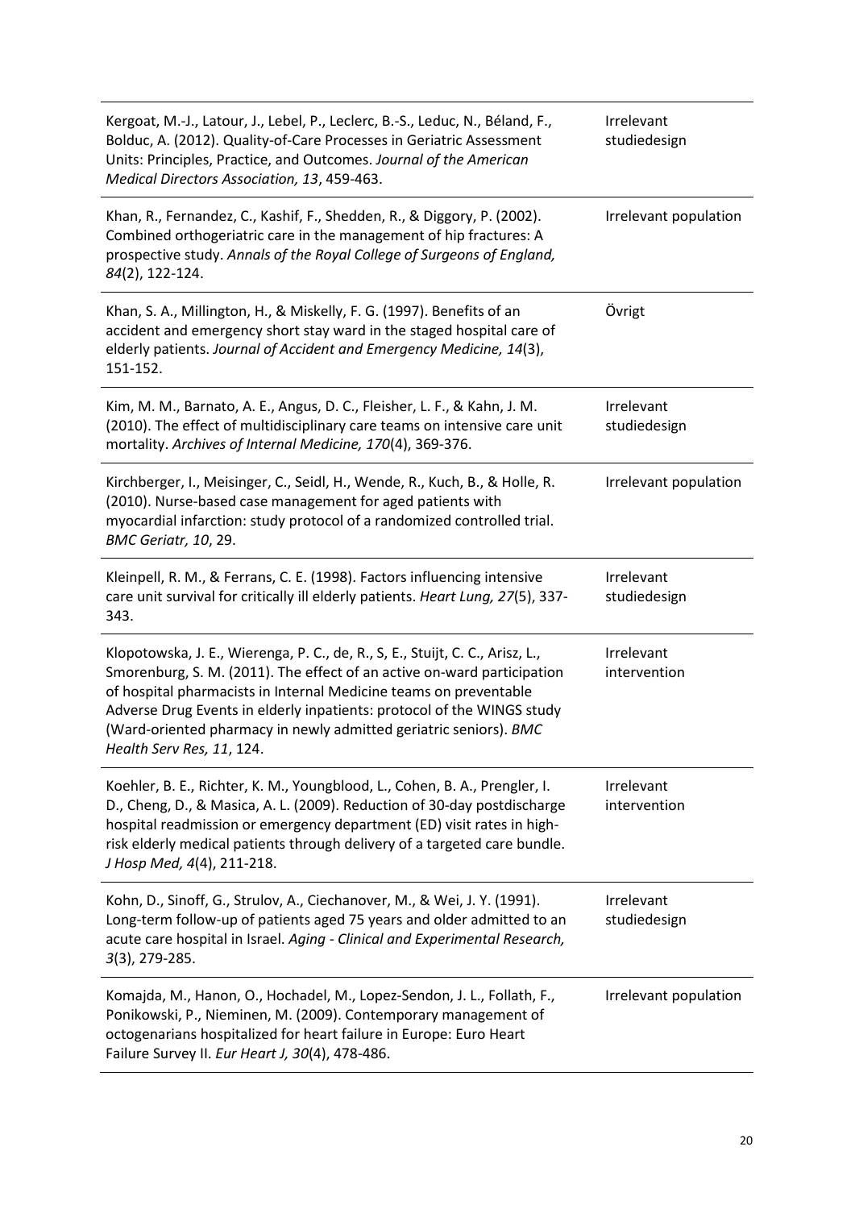| | |
|---|---|
| Kergoat, M.-J., Latour, J., Lebel, P., Leclerc, B.-S., Leduc, N., Béland, F., Bolduc, A. (2012). Quality-of-Care Processes in Geriatric Assessment Units: Principles, Practice, and Outcomes. *Journal of the American Medical Directors Association, 13*, 459-463. | Irrelevant studiedesign |
| Khan, R., Fernandez, C., Kashif, F., Shedden, R., & Diggory, P. (2002). Combined orthogeriatric care in the management of hip fractures: A prospective study. *Annals of the Royal College of Surgeons of England, 84*(2), 122-124. | Irrelevant population |
| Khan, S. A., Millington, H., & Miskelly, F. G. (1997). Benefits of an accident and emergency short stay ward in the staged hospital care of elderly patients. *Journal of Accident and Emergency Medicine, 14*(3), 151-152. | Övrigt |
| Kim, M. M., Barnato, A. E., Angus, D. C., Fleisher, L. F., & Kahn, J. M. (2010). The effect of multidisciplinary care teams on intensive care unit mortality. *Archives of Internal Medicine, 170*(4), 369-376. | Irrelevant studiedesign |
| Kirchberger, I., Meisinger, C., Seidl, H., Wende, R., Kuch, B., & Holle, R. (2010). Nurse-based case management for aged patients with myocardial infarction: study protocol of a randomized controlled trial. *BMC Geriatr, 10*, 29. | Irrelevant population |
| Kleinpell, R. M., & Ferrans, C. E. (1998). Factors influencing intensive care unit survival for critically ill elderly patients. *Heart Lung, 27*(5), 337-343. | Irrelevant studiedesign |
| Klopotowska, J. E., Wierenga, P. C., de, R., S, E., Stuijt, C. C., Arisz, L., Smorenburg, S. M. (2011). The effect of an active on-ward participation of hospital pharmacists in Internal Medicine teams on preventable Adverse Drug Events in elderly inpatients: protocol of the WINGS study (Ward-oriented pharmacy in newly admitted geriatric seniors). *BMC Health Serv Res, 11*, 124. | Irrelevant intervention |
| Koehler, B. E., Richter, K. M., Youngblood, L., Cohen, B. A., Prengler, I. D., Cheng, D., & Masica, A. L. (2009). Reduction of 30-day postdischarge hospital readmission or emergency department (ED) visit rates in high-risk elderly medical patients through delivery of a targeted care bundle. *J Hosp Med, 4*(4), 211-218. | Irrelevant intervention |
| Kohn, D., Sinoff, G., Strulov, A., Ciechanover, M., & Wei, J. Y. (1991). Long-term follow-up of patients aged 75 years and older admitted to an acute care hospital in Israel. *Aging - Clinical and Experimental Research, 3*(3), 279-285. | Irrelevant studiedesign |
| Komajda, M., Hanon, O., Hochadel, M., Lopez-Sendon, J. L., Follath, F., Ponikowski, P., Nieminen, M. (2009). Contemporary management of octogenarians hospitalized for heart failure in Europe: Euro Heart Failure Survey II. *Eur Heart J, 30*(4), 478-486. | Irrelevant population |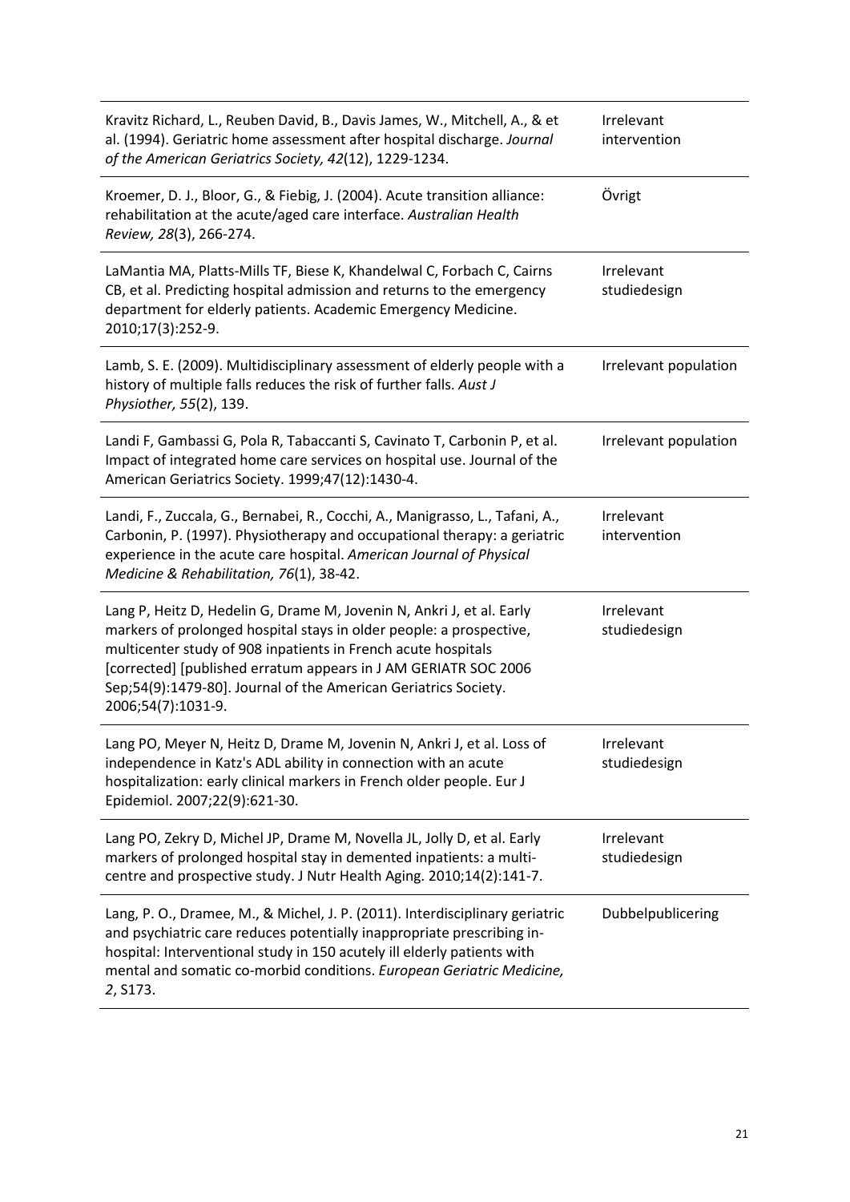| | |
|---|---|
| Kravitz Richard, L., Reuben David, B., Davis James, W., Mitchell, A., & et al. (1994). Geriatric home assessment after hospital discharge. *Journal of the American Geriatrics Society, 42*(12), 1229-1234. | Irrelevant intervention |
| Kroemer, D. J., Bloor, G., & Fiebig, J. (2004). Acute transition alliance: rehabilitation at the acute/aged care interface. *Australian Health Review, 28*(3), 266-274. | Övrigt |
| LaMantia MA, Platts-Mills TF, Biese K, Khandelwal C, Forbach C, Cairns CB, et al. Predicting hospital admission and returns to the emergency department for elderly patients. Academic Emergency Medicine. 2010;17(3):252-9. | Irrelevant studiedesign |
| Lamb, S. E. (2009). Multidisciplinary assessment of elderly people with a history of multiple falls reduces the risk of further falls. *Aust J Physiother, 55*(2), 139. | Irrelevant population |
| Landi F, Gambassi G, Pola R, Tabaccanti S, Cavinato T, Carbonin P, et al. Impact of integrated home care services on hospital use. Journal of the American Geriatrics Society. 1999;47(12):1430-4. | Irrelevant population |
| Landi, F., Zuccala, G., Bernabei, R., Cocchi, A., Manigrasso, L., Tafani, A., Carbonin, P. (1997). Physiotherapy and occupational therapy: a geriatric experience in the acute care hospital. *American Journal of Physical Medicine & Rehabilitation, 76*(1), 38-42. | Irrelevant intervention |
| Lang P, Heitz D, Hedelin G, Drame M, Jovenin N, Ankri J, et al. Early markers of prolonged hospital stays in older people: a prospective, multicenter study of 908 inpatients in French acute hospitals [corrected] [published erratum appears in J AM GERIATR SOC 2006 Sep;54(9):1479-80]. Journal of the American Geriatrics Society. 2006;54(7):1031-9. | Irrelevant studiedesign |
| Lang PO, Meyer N, Heitz D, Drame M, Jovenin N, Ankri J, et al. Loss of independence in Katz's ADL ability in connection with an acute hospitalization: early clinical markers in French older people. Eur J Epidemiol. 2007;22(9):621-30. | Irrelevant studiedesign |
| Lang PO, Zekry D, Michel JP, Drame M, Novella JL, Jolly D, et al. Early markers of prolonged hospital stay in demented inpatients: a multi-centre and prospective study. J Nutr Health Aging. 2010;14(2):141-7. | Irrelevant studiedesign |
| Lang, P. O., Dramee, M., & Michel, J. P. (2011). Interdisciplinary geriatric and psychiatric care reduces potentially inappropriate prescribing in-hospital: Interventional study in 150 acutely ill elderly patients with mental and somatic co-morbid conditions. *European Geriatric Medicine, 2*, S173. | Dubbelpublicering |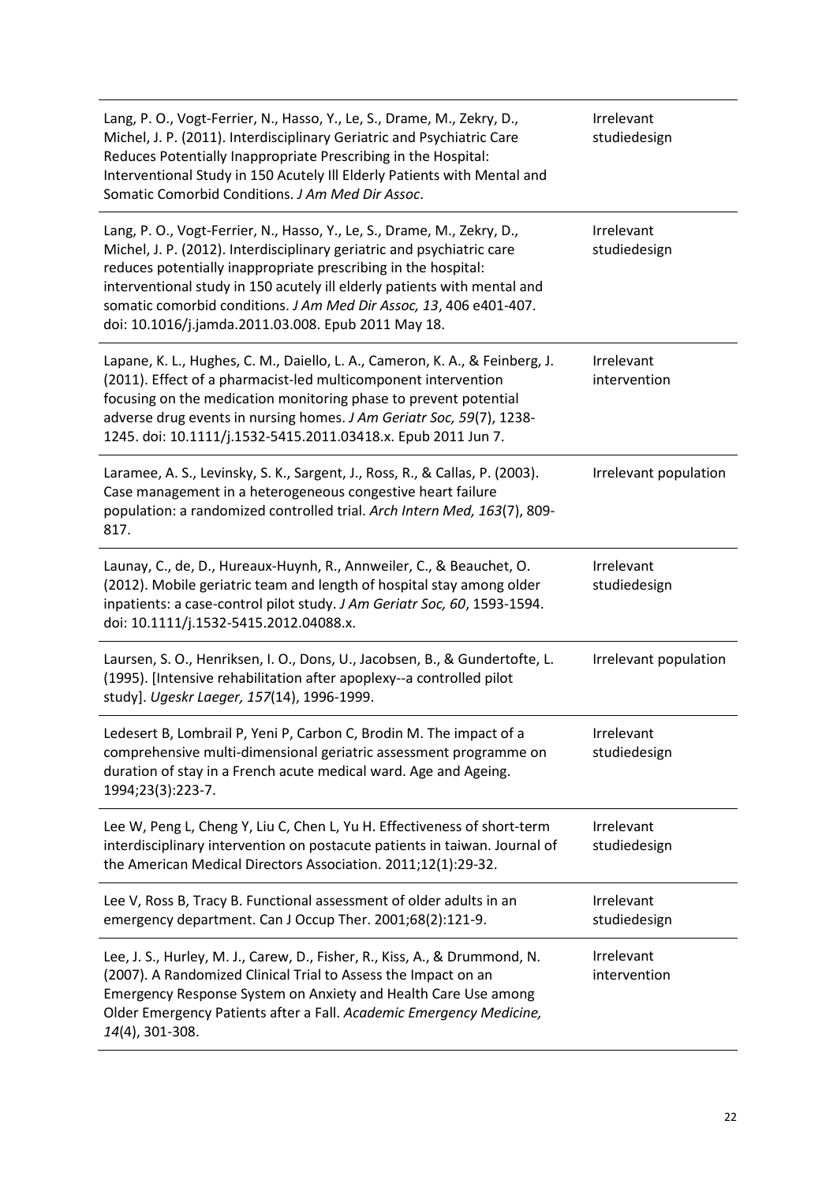| | |
|---|---|
| Lang, P. O., Vogt-Ferrier, N., Hasso, Y., Le, S., Drame, M., Zekry, D., Michel, J. P. (2011). Interdisciplinary Geriatric and Psychiatric Care Reduces Potentially Inappropriate Prescribing in the Hospital: Interventional Study in 150 Acutely Ill Elderly Patients with Mental and Somatic Comorbid Conditions. *J Am Med Dir Assoc*. | Irrelevant studiedesign |
| Lang, P. O., Vogt-Ferrier, N., Hasso, Y., Le, S., Drame, M., Zekry, D., Michel, J. P. (2012). Interdisciplinary geriatric and psychiatric care reduces potentially inappropriate prescribing in the hospital: interventional study in 150 acutely ill elderly patients with mental and somatic comorbid conditions. *J Am Med Dir Assoc, 13*, 406 e401-407. doi: 10.1016/j.jamda.2011.03.008. Epub 2011 May 18. | Irrelevant studiedesign |
| Lapane, K. L., Hughes, C. M., Daiello, L. A., Cameron, K. A., & Feinberg, J. (2011). Effect of a pharmacist-led multicomponent intervention focusing on the medication monitoring phase to prevent potential adverse drug events in nursing homes. *J Am Geriatr Soc, 59*(7), 1238-1245. doi: 10.1111/j.1532-5415.2011.03418.x. Epub 2011 Jun 7. | Irrelevant intervention |
| Laramee, A. S., Levinsky, S. K., Sargent, J., Ross, R., & Callas, P. (2003). Case management in a heterogeneous congestive heart failure population: a randomized controlled trial. *Arch Intern Med, 163*(7), 809-817. | Irrelevant population |
| Launay, C., de, D., Hureaux-Huynh, R., Annweiler, C., & Beauchet, O. (2012). Mobile geriatric team and length of hospital stay among older inpatients: a case-control pilot study. *J Am Geriatr Soc, 60*, 1593-1594. doi: 10.1111/j.1532-5415.2012.04088.x. | Irrelevant studiedesign |
| Laursen, S. O., Henriksen, I. O., Dons, U., Jacobsen, B., & Gundertofte, L. (1995). [Intensive rehabilitation after apoplexy--a controlled pilot study]. *Ugeskr Laeger, 157*(14), 1996-1999. | Irrelevant population |
| Ledesert B, Lombrail P, Yeni P, Carbon C, Brodin M. The impact of a comprehensive multi-dimensional geriatric assessment programme on duration of stay in a French acute medical ward. Age and Ageing. 1994;23(3):223-7. | Irrelevant studiedesign |
| Lee W, Peng L, Cheng Y, Liu C, Chen L, Yu H. Effectiveness of short-term interdisciplinary intervention on postacute patients in taiwan. Journal of the American Medical Directors Association. 2011;12(1):29-32. | Irrelevant studiedesign |
| Lee V, Ross B, Tracy B. Functional assessment of older adults in an emergency department. Can J Occup Ther. 2001;68(2):121-9. | Irrelevant studiedesign |
| Lee, J. S., Hurley, M. J., Carew, D., Fisher, R., Kiss, A., & Drummond, N. (2007). A Randomized Clinical Trial to Assess the Impact on an Emergency Response System on Anxiety and Health Care Use among Older Emergency Patients after a Fall. *Academic Emergency Medicine, 14*(4), 301-308. | Irrelevant intervention |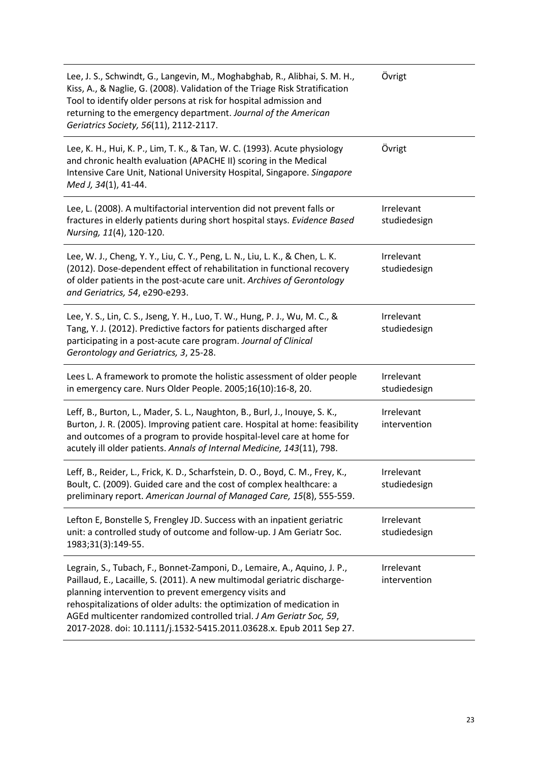| | |
|---|---|
| Lee, J. S., Schwindt, G., Langevin, M., Moghabghab, R., Alibhai, S. M. H., Kiss, A., & Naglie, G. (2008). Validation of the Triage Risk Stratification Tool to identify older persons at risk for hospital admission and returning to the emergency department. *Journal of the American Geriatrics Society, 56*(11), 2112-2117. | Övrigt |
| Lee, K. H., Hui, K. P., Lim, T. K., & Tan, W. C. (1993). Acute physiology and chronic health evaluation (APACHE II) scoring in the Medical Intensive Care Unit, National University Hospital, Singapore. *Singapore Med J, 34*(1), 41-44. | Övrigt |
| Lee, L. (2008). A multifactorial intervention did not prevent falls or fractures in elderly patients during short hospital stays. *Evidence Based Nursing, 11*(4), 120-120. | Irrelevant studiedesign |
| Lee, W. J., Cheng, Y. Y., Liu, C. Y., Peng, L. N., Liu, L. K., & Chen, L. K. (2012). Dose-dependent effect of rehabilitation in functional recovery of older patients in the post-acute care unit. *Archives of Gerontology and Geriatrics, 54*, e290-e293. | Irrelevant studiedesign |
| Lee, Y. S., Lin, C. S., Jseng, Y. H., Luo, T. W., Hung, P. J., Wu, M. C., & Tang, Y. J. (2012). Predictive factors for patients discharged after participating in a post-acute care program. *Journal of Clinical Gerontology and Geriatrics, 3*, 25-28. | Irrelevant studiedesign |
| Lees L. A framework to promote the holistic assessment of older people in emergency care. Nurs Older People. 2005;16(10):16-8, 20. | Irrelevant studiedesign |
| Leff, B., Burton, L., Mader, S. L., Naughton, B., Burl, J., Inouye, S. K., Burton, J. R. (2005). Improving patient care. Hospital at home: feasibility and outcomes of a program to provide hospital-level care at home for acutely ill older patients. *Annals of Internal Medicine, 143*(11), 798. | Irrelevant intervention |
| Leff, B., Reider, L., Frick, K. D., Scharfstein, D. O., Boyd, C. M., Frey, K., Boult, C. (2009). Guided care and the cost of complex healthcare: a preliminary report. *American Journal of Managed Care, 15*(8), 555-559. | Irrelevant studiedesign |
| Lefton E, Bonstelle S, Frengley JD. Success with an inpatient geriatric unit: a controlled study of outcome and follow-up. J Am Geriatr Soc. 1983;31(3):149-55. | Irrelevant studiedesign |
| Legrain, S., Tubach, F., Bonnet-Zamponi, D., Lemaire, A., Aquino, J. P., Paillaud, E., Lacaille, S. (2011). A new multimodal geriatric discharge-planning intervention to prevent emergency visits and rehospitalizations of older adults: the optimization of medication in AGEd multicenter randomized controlled trial. *J Am Geriatr Soc, 59*, 2017-2028. doi: 10.1111/j.1532-5415.2011.03628.x. Epub 2011 Sep 27. | Irrelevant intervention |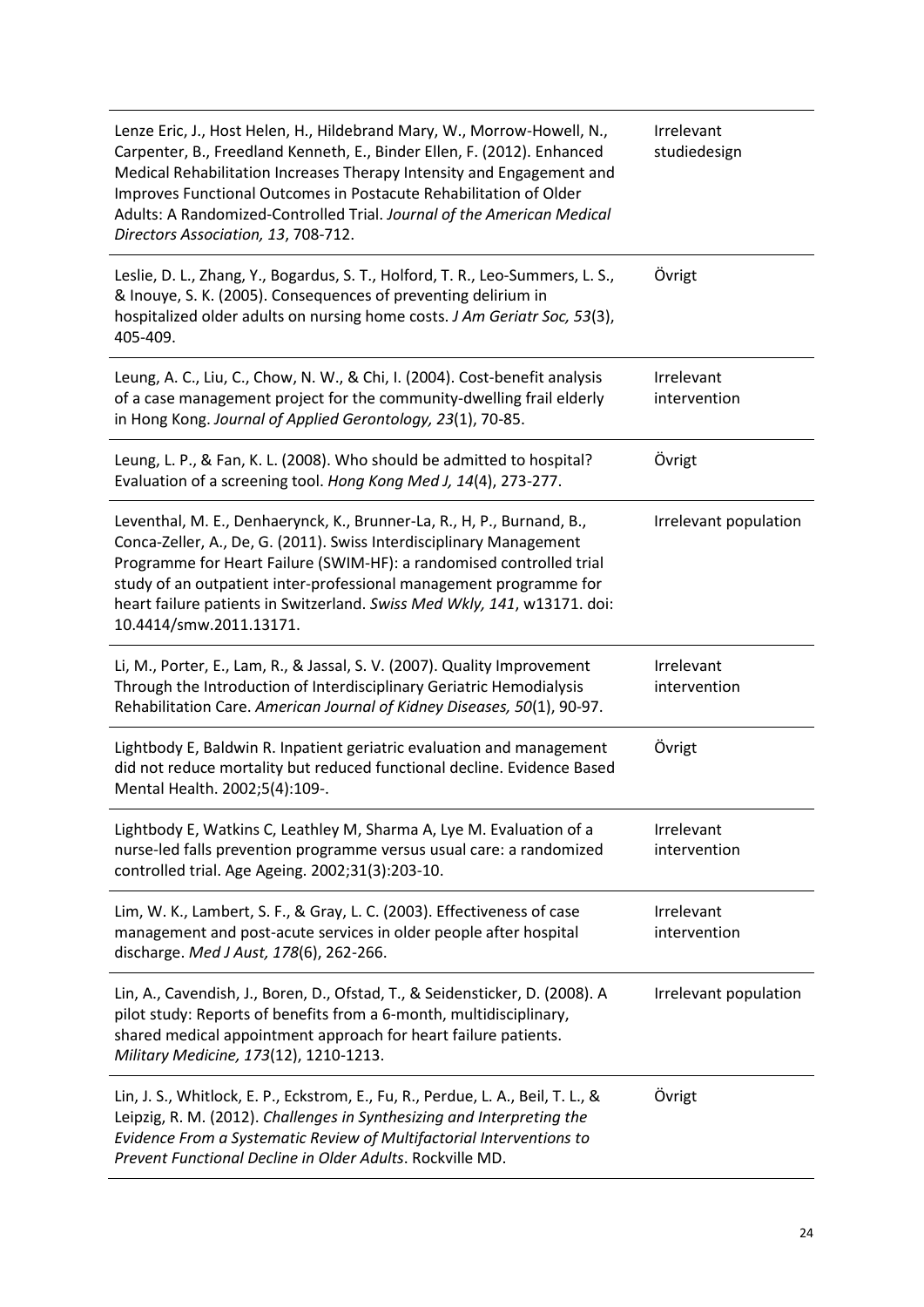| | |
|---|---|
| Lenze Eric, J., Host Helen, H., Hildebrand Mary, W., Morrow-Howell, N., Carpenter, B., Freedland Kenneth, E., Binder Ellen, F. (2012). Enhanced Medical Rehabilitation Increases Therapy Intensity and Engagement and Improves Functional Outcomes in Postacute Rehabilitation of Older Adults: A Randomized-Controlled Trial. *Journal of the American Medical Directors Association, 13*, 708-712. | Irrelevant studiedesign |
| Leslie, D. L., Zhang, Y., Bogardus, S. T., Holford, T. R., Leo-Summers, L. S., & Inouye, S. K. (2005). Consequences of preventing delirium in hospitalized older adults on nursing home costs. *J Am Geriatr Soc, 53*(3), 405-409. | Övrigt |
| Leung, A. C., Liu, C., Chow, N. W., & Chi, I. (2004). Cost-benefit analysis of a case management project for the community-dwelling frail elderly in Hong Kong. *Journal of Applied Gerontology, 23*(1), 70-85. | Irrelevant intervention |
| Leung, L. P., & Fan, K. L. (2008). Who should be admitted to hospital? Evaluation of a screening tool. *Hong Kong Med J, 14*(4), 273-277. | Övrigt |
| Leventhal, M. E., Denhaerynck, K., Brunner-La, R., H, P., Burnand, B., Conca-Zeller, A., De, G. (2011). Swiss Interdisciplinary Management Programme for Heart Failure (SWIM-HF): a randomised controlled trial study of an outpatient inter-professional management programme for heart failure patients in Switzerland. *Swiss Med Wkly, 141*, w13171. doi: 10.4414/smw.2011.13171. | Irrelevant population |
| Li, M., Porter, E., Lam, R., & Jassal, S. V. (2007). Quality Improvement Through the Introduction of Interdisciplinary Geriatric Hemodialysis Rehabilitation Care. *American Journal of Kidney Diseases, 50*(1), 90-97. | Irrelevant intervention |
| Lightbody E, Baldwin R. Inpatient geriatric evaluation and management did not reduce mortality but reduced functional decline. Evidence Based Mental Health. 2002;5(4):109-. | Övrigt |
| Lightbody E, Watkins C, Leathley M, Sharma A, Lye M. Evaluation of a nurse-led falls prevention programme versus usual care: a randomized controlled trial. Age Ageing. 2002;31(3):203-10. | Irrelevant intervention |
| Lim, W. K., Lambert, S. F., & Gray, L. C. (2003). Effectiveness of case management and post-acute services in older people after hospital discharge. *Med J Aust, 178*(6), 262-266. | Irrelevant intervention |
| Lin, A., Cavendish, J., Boren, D., Ofstad, T., & Seidensticker, D. (2008). A pilot study: Reports of benefits from a 6-month, multidisciplinary, shared medical appointment approach for heart failure patients. *Military Medicine, 173*(12), 1210-1213. | Irrelevant population |
| Lin, J. S., Whitlock, E. P., Eckstrom, E., Fu, R., Perdue, L. A., Beil, T. L., & Leipzig, R. M. (2012). *Challenges in Synthesizing and Interpreting the Evidence From a Systematic Review of Multifactorial Interventions to Prevent Functional Decline in Older Adults*. Rockville MD. | Övrigt |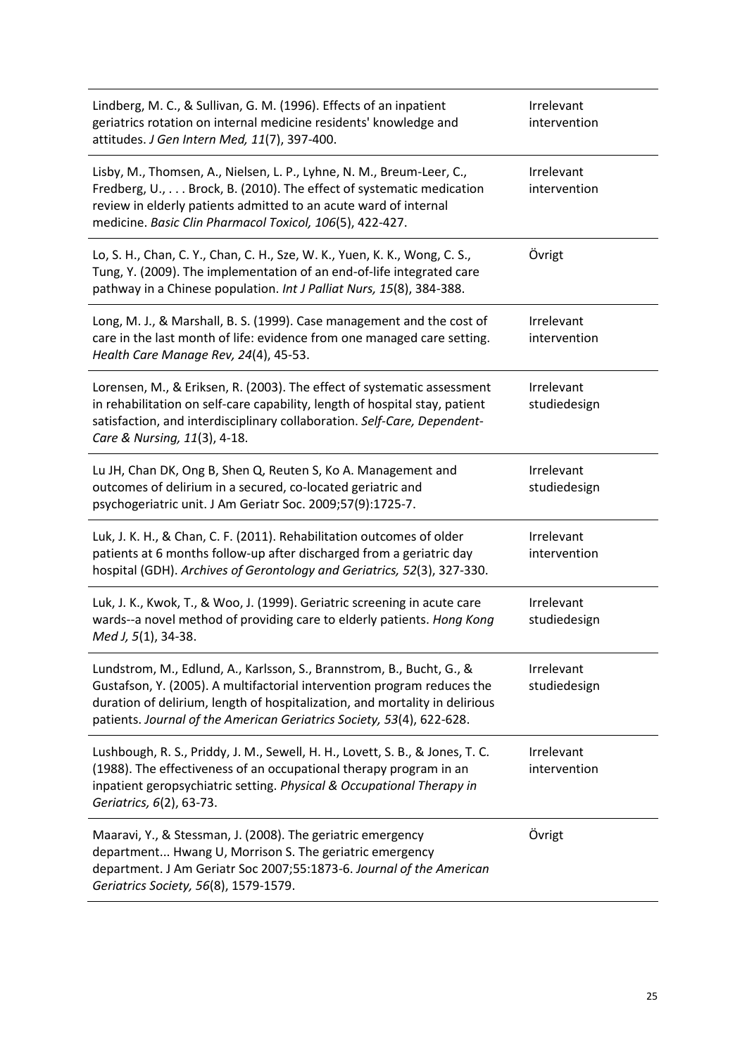| | |
|---|---|
| Lindberg, M. C., & Sullivan, G. M. (1996). Effects of an inpatient geriatrics rotation on internal medicine residents' knowledge and attitudes. *J Gen Intern Med, 11*(7), 397-400. | Irrelevant intervention |
| Lisby, M., Thomsen, A., Nielsen, L. P., Lyhne, N. M., Breum-Leer, C., Fredberg, U., . . . Brock, B. (2010). The effect of systematic medication review in elderly patients admitted to an acute ward of internal medicine. *Basic Clin Pharmacol Toxicol, 106*(5), 422-427. | Irrelevant intervention |
| Lo, S. H., Chan, C. Y., Chan, C. H., Sze, W. K., Yuen, K. K., Wong, C. S., Tung, Y. (2009). The implementation of an end-of-life integrated care pathway in a Chinese population. *Int J Palliat Nurs, 15*(8), 384-388. | Övrigt |
| Long, M. J., & Marshall, B. S. (1999). Case management and the cost of care in the last month of life: evidence from one managed care setting. *Health Care Manage Rev, 24*(4), 45-53. | Irrelevant intervention |
| Lorensen, M., & Eriksen, R. (2003). The effect of systematic assessment in rehabilitation on self-care capability, length of hospital stay, patient satisfaction, and interdisciplinary collaboration. *Self-Care, Dependent-Care & Nursing, 11*(3), 4-18. | Irrelevant studiedesign |
| Lu JH, Chan DK, Ong B, Shen Q, Reuten S, Ko A. Management and outcomes of delirium in a secured, co-located geriatric and psychogeriatric unit. J Am Geriatr Soc. 2009;57(9):1725-7. | Irrelevant studiedesign |
| Luk, J. K. H., & Chan, C. F. (2011). Rehabilitation outcomes of older patients at 6 months follow-up after discharged from a geriatric day hospital (GDH). *Archives of Gerontology and Geriatrics, 52*(3), 327-330. | Irrelevant intervention |
| Luk, J. K., Kwok, T., & Woo, J. (1999). Geriatric screening in acute care wards--a novel method of providing care to elderly patients. *Hong Kong Med J, 5*(1), 34-38. | Irrelevant studiedesign |
| Lundstrom, M., Edlund, A., Karlsson, S., Brannstrom, B., Bucht, G., & Gustafson, Y. (2005). A multifactorial intervention program reduces the duration of delirium, length of hospitalization, and mortality in delirious patients. *Journal of the American Geriatrics Society, 53*(4), 622-628. | Irrelevant studiedesign |
| Lushbough, R. S., Priddy, J. M., Sewell, H. H., Lovett, S. B., & Jones, T. C. (1988). The effectiveness of an occupational therapy program in an inpatient geropsychiatric setting. *Physical & Occupational Therapy in Geriatrics, 6*(2), 63-73. | Irrelevant intervention |
| Maaravi, Y., & Stessman, J. (2008). The geriatric emergency department... Hwang U, Morrison S. The geriatric emergency department. J Am Geriatr Soc 2007;55:1873-6. *Journal of the American Geriatrics Society, 56*(8), 1579-1579. | Övrigt |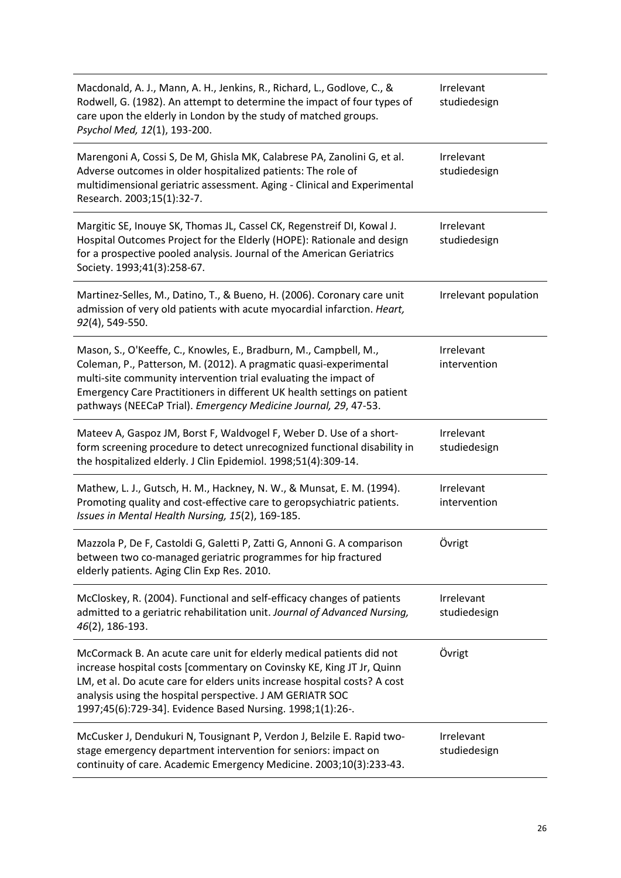| | |
|---|---|
| Macdonald, A. J., Mann, A. H., Jenkins, R., Richard, L., Godlove, C., & Rodwell, G. (1982). An attempt to determine the impact of four types of care upon the elderly in London by the study of matched groups. *Psychol Med, 12*(1), 193-200. | Irrelevant studiedesign |
| Marengoni A, Cossi S, De M, Ghisla MK, Calabrese PA, Zanolini G, et al. Adverse outcomes in older hospitalized patients: The role of multidimensional geriatric assessment. Aging - Clinical and Experimental Research. 2003;15(1):32-7. | Irrelevant studiedesign |
| Margitic SE, Inouye SK, Thomas JL, Cassel CK, Regenstreif DI, Kowal J. Hospital Outcomes Project for the Elderly (HOPE): Rationale and design for a prospective pooled analysis. Journal of the American Geriatrics Society. 1993;41(3):258-67. | Irrelevant studiedesign |
| Martinez-Selles, M., Datino, T., & Bueno, H. (2006). Coronary care unit admission of very old patients with acute myocardial infarction. *Heart, 92*(4), 549-550. | Irrelevant population |
| Mason, S., O'Keeffe, C., Knowles, E., Bradburn, M., Campbell, M., Coleman, P., Patterson, M. (2012). A pragmatic quasi-experimental multi-site community intervention trial evaluating the impact of Emergency Care Practitioners in different UK health settings on patient pathways (NEECaP Trial). *Emergency Medicine Journal, 29*, 47-53. | Irrelevant intervention |
| Mateev A, Gaspoz JM, Borst F, Waldvogel F, Weber D. Use of a short-form screening procedure to detect unrecognized functional disability in the hospitalized elderly. J Clin Epidemiol. 1998;51(4):309-14. | Irrelevant studiedesign |
| Mathew, L. J., Gutsch, H. M., Hackney, N. W., & Munsat, E. M. (1994). Promoting quality and cost-effective care to geropsychiatric patients. *Issues in Mental Health Nursing, 15*(2), 169-185. | Irrelevant intervention |
| Mazzola P, De F, Castoldi G, Galetti P, Zatti G, Annoni G. A comparison between two co-managed geriatric programmes for hip fractured elderly patients. Aging Clin Exp Res. 2010. | Övrigt |
| McCloskey, R. (2004). Functional and self-efficacy changes of patients admitted to a geriatric rehabilitation unit. *Journal of Advanced Nursing, 46*(2), 186-193. | Irrelevant studiedesign |
| McCormack B. An acute care unit for elderly medical patients did not increase hospital costs [commentary on Covinsky KE, King JT Jr, Quinn LM, et al. Do acute care for elders units increase hospital costs? A cost analysis using the hospital perspective. J AM GERIATR SOC 1997;45(6):729-34]. Evidence Based Nursing. 1998;1(1):26-. | Övrigt |
| McCusker J, Dendukuri N, Tousignant P, Verdon J, Belzile E. Rapid two-stage emergency department intervention for seniors: impact on continuity of care. Academic Emergency Medicine. 2003;10(3):233-43. | Irrelevant studiedesign |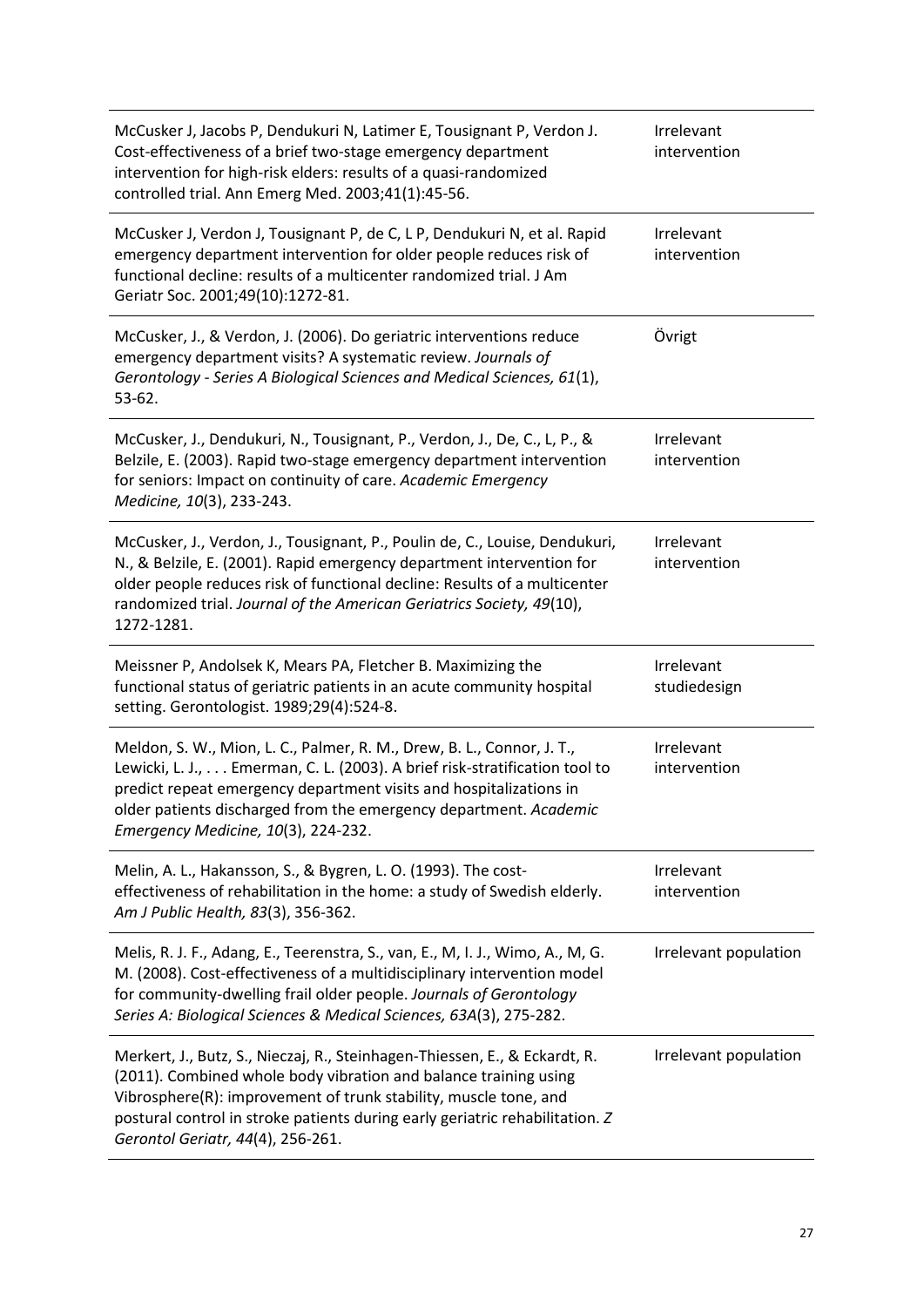| | |
|---|---|
| McCusker J, Jacobs P, Dendukuri N, Latimer E, Tousignant P, Verdon J. Cost-effectiveness of a brief two-stage emergency department intervention for high-risk elders: results of a quasi-randomized controlled trial. Ann Emerg Med. 2003;41(1):45-56. | Irrelevant intervention |
| McCusker J, Verdon J, Tousignant P, de C, L P, Dendukuri N, et al. Rapid emergency department intervention for older people reduces risk of functional decline: results of a multicenter randomized trial. J Am Geriatr Soc. 2001;49(10):1272-81. | Irrelevant intervention |
| McCusker, J., & Verdon, J. (2006). Do geriatric interventions reduce emergency department visits? A systematic review. *Journals of Gerontology - Series A Biological Sciences and Medical Sciences, 61*(1), 53-62. | Övrigt |
| McCusker, J., Dendukuri, N., Tousignant, P., Verdon, J., De, C., L, P., & Belzile, E. (2003). Rapid two-stage emergency department intervention for seniors: Impact on continuity of care. *Academic Emergency Medicine, 10*(3), 233-243. | Irrelevant intervention |
| McCusker, J., Verdon, J., Tousignant, P., Poulin de, C., Louise, Dendukuri, N., & Belzile, E. (2001). Rapid emergency department intervention for older people reduces risk of functional decline: Results of a multicenter randomized trial. *Journal of the American Geriatrics Society, 49*(10), 1272-1281. | Irrelevant intervention |
| Meissner P, Andolsek K, Mears PA, Fletcher B. Maximizing the functional status of geriatric patients in an acute community hospital setting. Gerontologist. 1989;29(4):524-8. | Irrelevant studiedesign |
| Meldon, S. W., Mion, L. C., Palmer, R. M., Drew, B. L., Connor, J. T., Lewicki, L. J., . . . Emerman, C. L. (2003). A brief risk-stratification tool to predict repeat emergency department visits and hospitalizations in older patients discharged from the emergency department. *Academic Emergency Medicine, 10*(3), 224-232. | Irrelevant intervention |
| Melin, A. L., Hakansson, S., & Bygren, L. O. (1993). The cost-effectiveness of rehabilitation in the home: a study of Swedish elderly. *Am J Public Health, 83*(3), 356-362. | Irrelevant intervention |
| Melis, R. J. F., Adang, E., Teerenstra, S., van, E., M, I. J., Wimo, A., M, G. M. (2008). Cost-effectiveness of a multidisciplinary intervention model for community-dwelling frail older people. *Journals of Gerontology Series A: Biological Sciences & Medical Sciences, 63A*(3), 275-282. | Irrelevant population |
| Merkert, J., Butz, S., Nieczaj, R., Steinhagen-Thiessen, E., & Eckardt, R. (2011). Combined whole body vibration and balance training using Vibrosphere(R): improvement of trunk stability, muscle tone, and postural control in stroke patients during early geriatric rehabilitation. *Z Gerontol Geriatr, 44*(4), 256-261. | Irrelevant population |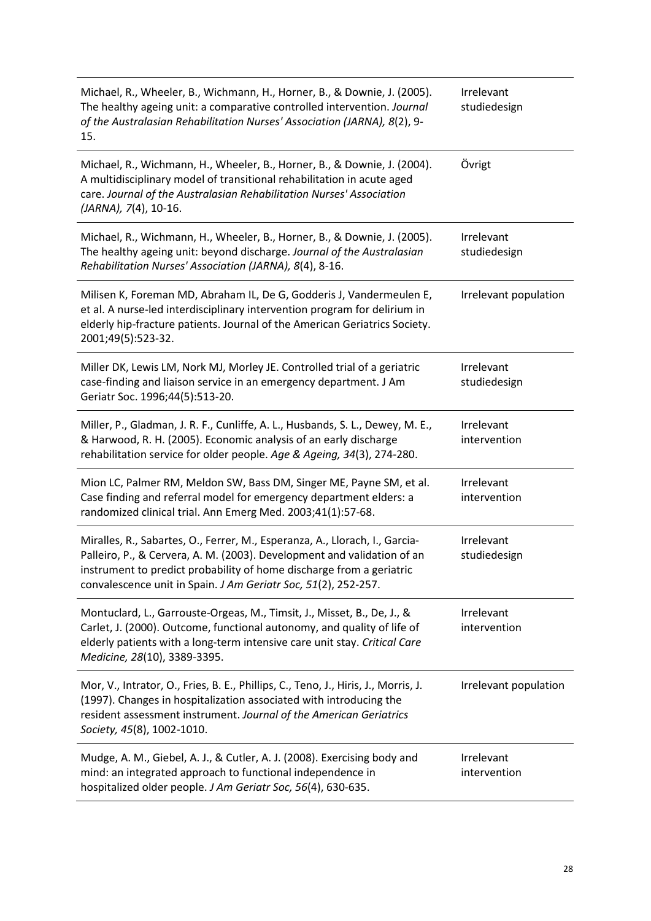| | |
|---|---|
| Michael, R., Wheeler, B., Wichmann, H., Horner, B., & Downie, J. (2005). The healthy ageing unit: a comparative controlled intervention. *Journal of the Australasian Rehabilitation Nurses' Association (JARNA), 8*(2), 9-15. | Irrelevant studiedesign |
| Michael, R., Wichmann, H., Wheeler, B., Horner, B., & Downie, J. (2004). A multidisciplinary model of transitional rehabilitation in acute aged care. *Journal of the Australasian Rehabilitation Nurses' Association (JARNA), 7*(4), 10-16. | Övrigt |
| Michael, R., Wichmann, H., Wheeler, B., Horner, B., & Downie, J. (2005). The healthy ageing unit: beyond discharge. *Journal of the Australasian Rehabilitation Nurses' Association (JARNA), 8*(4), 8-16. | Irrelevant studiedesign |
| Milisen K, Foreman MD, Abraham IL, De G, Godderis J, Vandermeulen E, et al. A nurse-led interdisciplinary intervention program for delirium in elderly hip-fracture patients. Journal of the American Geriatrics Society. 2001;49(5):523-32. | Irrelevant population |
| Miller DK, Lewis LM, Nork MJ, Morley JE. Controlled trial of a geriatric case-finding and liaison service in an emergency department. J Am Geriatr Soc. 1996;44(5):513-20. | Irrelevant studiedesign |
| Miller, P., Gladman, J. R. F., Cunliffe, A. L., Husbands, S. L., Dewey, M. E., & Harwood, R. H. (2005). Economic analysis of an early discharge rehabilitation service for older people. *Age & Ageing, 34*(3), 274-280. | Irrelevant intervention |
| Mion LC, Palmer RM, Meldon SW, Bass DM, Singer ME, Payne SM, et al. Case finding and referral model for emergency department elders: a randomized clinical trial. Ann Emerg Med. 2003;41(1):57-68. | Irrelevant intervention |
| Miralles, R., Sabartes, O., Ferrer, M., Esperanza, A., Llorach, I., Garcia-Palleiro, P., & Cervera, A. M. (2003). Development and validation of an instrument to predict probability of home discharge from a geriatric convalescence unit in Spain. *J Am Geriatr Soc, 51*(2), 252-257. | Irrelevant studiedesign |
| Montuclard, L., Garrouste-Orgeas, M., Timsit, J., Misset, B., De, J., & Carlet, J. (2000). Outcome, functional autonomy, and quality of life of elderly patients with a long-term intensive care unit stay. *Critical Care Medicine, 28*(10), 3389-3395. | Irrelevant intervention |
| Mor, V., Intrator, O., Fries, B. E., Phillips, C., Teno, J., Hiris, J., Morris, J. (1997). Changes in hospitalization associated with introducing the resident assessment instrument. *Journal of the American Geriatrics Society, 45*(8), 1002-1010. | Irrelevant population |
| Mudge, A. M., Giebel, A. J., & Cutler, A. J. (2008). Exercising body and mind: an integrated approach to functional independence in hospitalized older people. *J Am Geriatr Soc, 56*(4), 630-635. | Irrelevant intervention |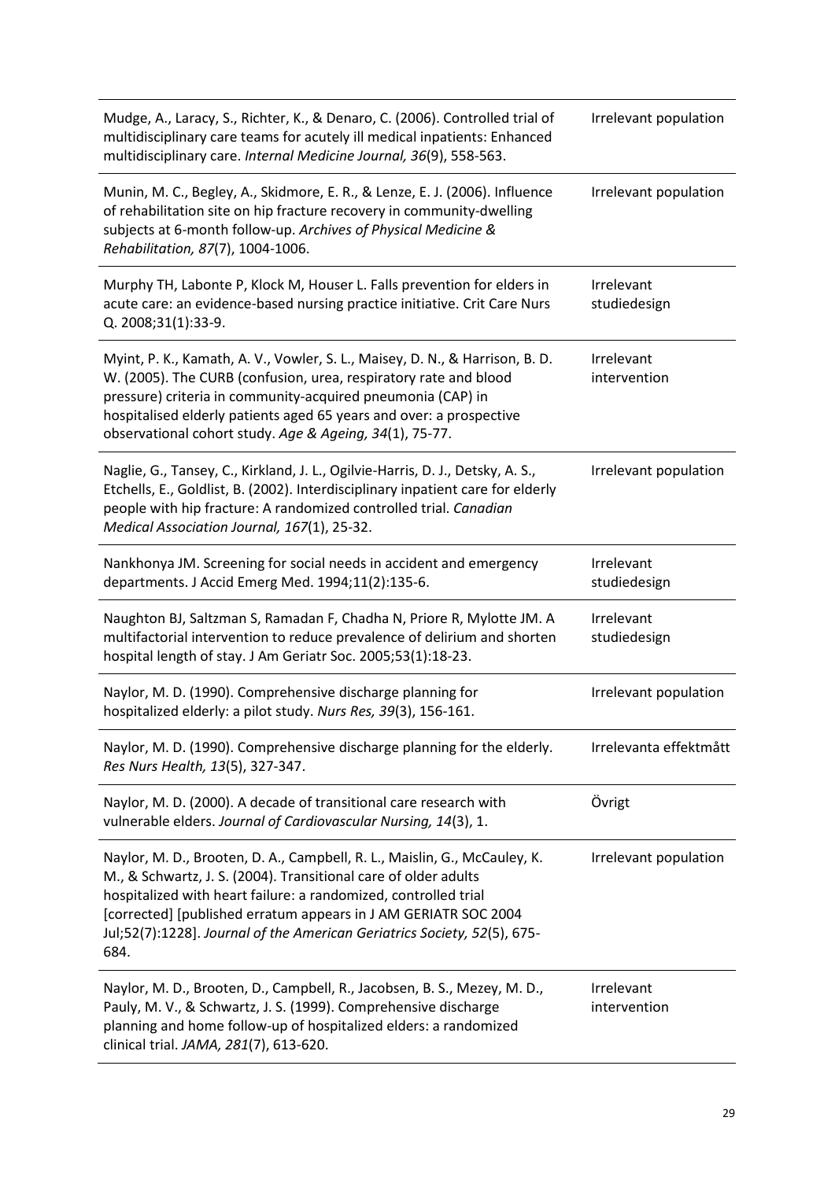| | |
|---|---|
| Mudge, A., Laracy, S., Richter, K., & Denaro, C. (2006). Controlled trial of multidisciplinary care teams for acutely ill medical inpatients: Enhanced multidisciplinary care. *Internal Medicine Journal, 36*(9), 558-563. | Irrelevant population |
| Munin, M. C., Begley, A., Skidmore, E. R., & Lenze, E. J. (2006). Influence of rehabilitation site on hip fracture recovery in community-dwelling subjects at 6-month follow-up. *Archives of Physical Medicine & Rehabilitation, 87*(7), 1004-1006. | Irrelevant population |
| Murphy TH, Labonte P, Klock M, Houser L. Falls prevention for elders in acute care: an evidence-based nursing practice initiative. Crit Care Nurs Q. 2008;31(1):33-9. | Irrelevant studiedesign |
| Myint, P. K., Kamath, A. V., Vowler, S. L., Maisey, D. N., & Harrison, B. D. W. (2005). The CURB (confusion, urea, respiratory rate and blood pressure) criteria in community-acquired pneumonia (CAP) in hospitalised elderly patients aged 65 years and over: a prospective observational cohort study. *Age & Ageing, 34*(1), 75-77. | Irrelevant intervention |
| Naglie, G., Tansey, C., Kirkland, J. L., Ogilvie-Harris, D. J., Detsky, A. S., Etchells, E., Goldlist, B. (2002). Interdisciplinary inpatient care for elderly people with hip fracture: A randomized controlled trial. *Canadian Medical Association Journal, 167*(1), 25-32. | Irrelevant population |
| Nankhonya JM. Screening for social needs in accident and emergency departments. J Accid Emerg Med. 1994;11(2):135-6. | Irrelevant studiedesign |
| Naughton BJ, Saltzman S, Ramadan F, Chadha N, Priore R, Mylotte JM. A multifactorial intervention to reduce prevalence of delirium and shorten hospital length of stay. J Am Geriatr Soc. 2005;53(1):18-23. | Irrelevant studiedesign |
| Naylor, M. D. (1990). Comprehensive discharge planning for hospitalized elderly: a pilot study. *Nurs Res, 39*(3), 156-161. | Irrelevant population |
| Naylor, M. D. (1990). Comprehensive discharge planning for the elderly. *Res Nurs Health, 13*(5), 327-347. | Irrelevanta effektmått |
| Naylor, M. D. (2000). A decade of transitional care research with vulnerable elders. *Journal of Cardiovascular Nursing, 14*(3), 1. | Övrigt |
| Naylor, M. D., Brooten, D. A., Campbell, R. L., Maislin, G., McCauley, K. M., & Schwartz, J. S. (2004). Transitional care of older adults hospitalized with heart failure: a randomized, controlled trial [corrected] [published erratum appears in J AM GERIATR SOC 2004 Jul;52(7):1228]. *Journal of the American Geriatrics Society, 52*(5), 675-684. | Irrelevant population |
| Naylor, M. D., Brooten, D., Campbell, R., Jacobsen, B. S., Mezey, M. D., Pauly, M. V., & Schwartz, J. S. (1999). Comprehensive discharge planning and home follow-up of hospitalized elders: a randomized clinical trial. *JAMA, 281*(7), 613-620. | Irrelevant intervention |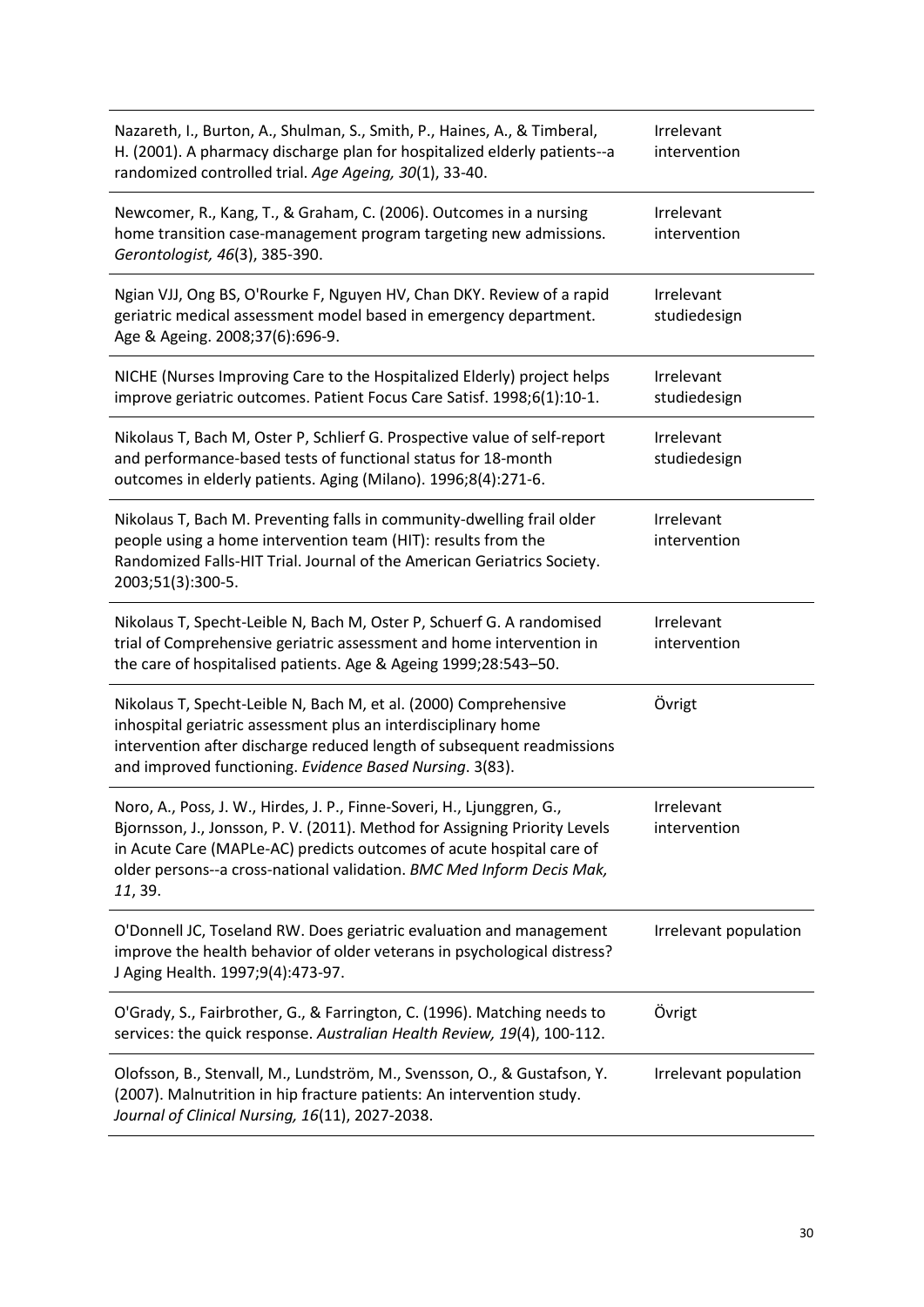| | |
|---|---|
| Nazareth, I., Burton, A., Shulman, S., Smith, P., Haines, A., & Timberal, H. (2001). A pharmacy discharge plan for hospitalized elderly patients--a randomized controlled trial. *Age Ageing, 30*(1), 33-40. | Irrelevant intervention |
| Newcomer, R., Kang, T., & Graham, C. (2006). Outcomes in a nursing home transition case-management program targeting new admissions. *Gerontologist, 46*(3), 385-390. | Irrelevant intervention |
| Ngian VJJ, Ong BS, O'Rourke F, Nguyen HV, Chan DKY. Review of a rapid geriatric medical assessment model based in emergency department. Age & Ageing. 2008;37(6):696-9. | Irrelevant studiedesign |
| NICHE (Nurses Improving Care to the Hospitalized Elderly) project helps improve geriatric outcomes. Patient Focus Care Satisf. 1998;6(1):10-1. | Irrelevant studiedesign |
| Nikolaus T, Bach M, Oster P, Schlierf G. Prospective value of self-report and performance-based tests of functional status for 18-month outcomes in elderly patients. Aging (Milano). 1996;8(4):271-6. | Irrelevant studiedesign |
| Nikolaus T, Bach M. Preventing falls in community-dwelling frail older people using a home intervention team (HIT): results from the Randomized Falls-HIT Trial. Journal of the American Geriatrics Society. 2003;51(3):300-5. | Irrelevant intervention |
| Nikolaus T, Specht-Leible N, Bach M, Oster P, Schuerf G. A randomised trial of Comprehensive geriatric assessment and home intervention in the care of hospitalised patients. Age & Ageing 1999;28:543–50. | Irrelevant intervention |
| Nikolaus T, Specht-Leible N, Bach M, et al. (2000) Comprehensive inhospital geriatric assessment plus an interdisciplinary home intervention after discharge reduced length of subsequent readmissions and improved functioning. *Evidence Based Nursing*. 3(83). | Övrigt |
| Noro, A., Poss, J. W., Hirdes, J. P., Finne-Soveri, H., Ljunggren, G., Bjornsson, J., Jonsson, P. V. (2011). Method for Assigning Priority Levels in Acute Care (MAPLe-AC) predicts outcomes of acute hospital care of older persons--a cross-national validation. *BMC Med Inform Decis Mak, 11*, 39. | Irrelevant intervention |
| O'Donnell JC, Toseland RW. Does geriatric evaluation and management improve the health behavior of older veterans in psychological distress? J Aging Health. 1997;9(4):473-97. | Irrelevant population |
| O'Grady, S., Fairbrother, G., & Farrington, C. (1996). Matching needs to services: the quick response. *Australian Health Review, 19*(4), 100-112. | Övrigt |
| Olofsson, B., Stenvall, M., Lundström, M., Svensson, O., & Gustafson, Y. (2007). Malnutrition in hip fracture patients: An intervention study. *Journal of Clinical Nursing, 16*(11), 2027-2038. | Irrelevant population |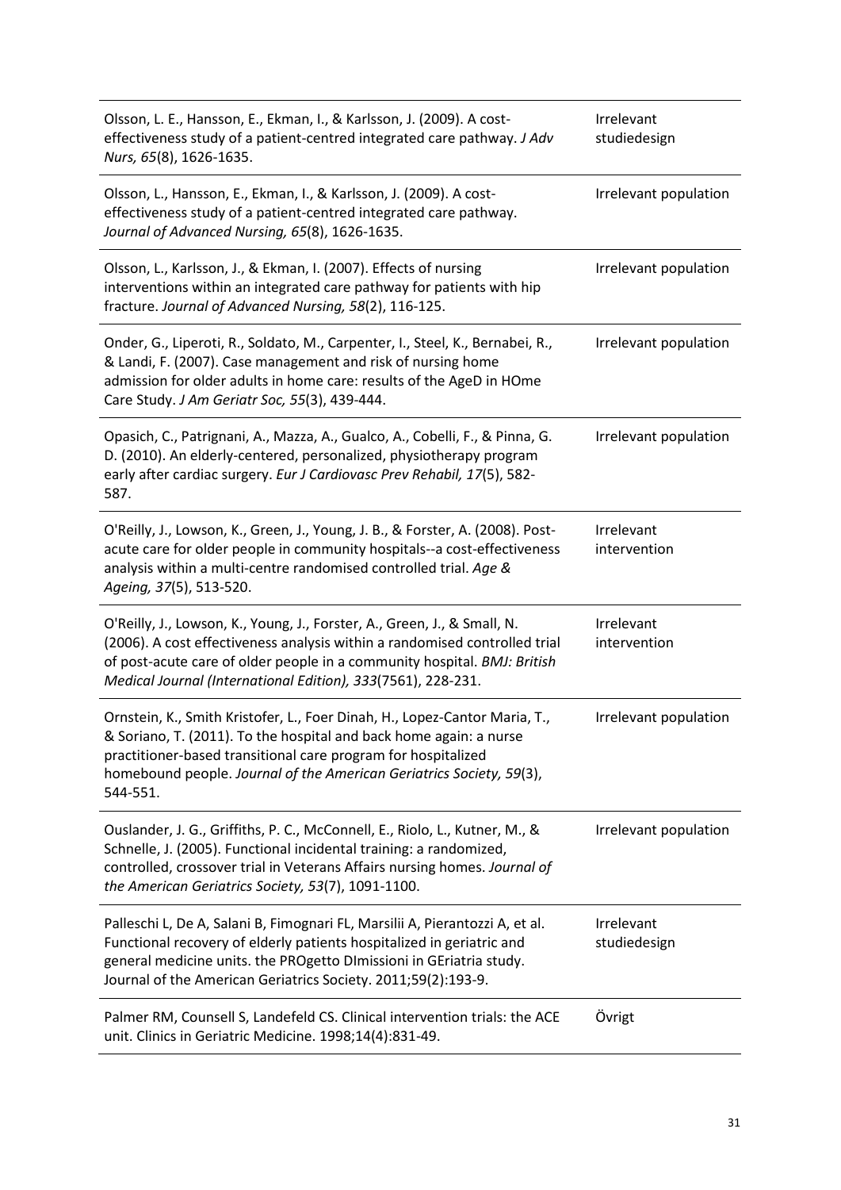| | |
|---|---|
| Olsson, L. E., Hansson, E., Ekman, I., & Karlsson, J. (2009). A cost-effectiveness study of a patient-centred integrated care pathway. *J Adv Nurs, 65*(8), 1626-1635. | Irrelevant studiedesign |
| Olsson, L., Hansson, E., Ekman, I., & Karlsson, J. (2009). A cost-effectiveness study of a patient-centred integrated care pathway. *Journal of Advanced Nursing, 65*(8), 1626-1635. | Irrelevant population |
| Olsson, L., Karlsson, J., & Ekman, I. (2007). Effects of nursing interventions within an integrated care pathway for patients with hip fracture. *Journal of Advanced Nursing, 58*(2), 116-125. | Irrelevant population |
| Onder, G., Liperoti, R., Soldato, M., Carpenter, I., Steel, K., Bernabei, R., & Landi, F. (2007). Case management and risk of nursing home admission for older adults in home care: results of the AgeD in HOme Care Study. *J Am Geriatr Soc, 55*(3), 439-444. | Irrelevant population |
| Opasich, C., Patrignani, A., Mazza, A., Gualco, A., Cobelli, F., & Pinna, G. D. (2010). An elderly-centered, personalized, physiotherapy program early after cardiac surgery. *Eur J Cardiovasc Prev Rehabil, 17*(5), 582-587. | Irrelevant population |
| O'Reilly, J., Lowson, K., Green, J., Young, J. B., & Forster, A. (2008). Post-acute care for older people in community hospitals--a cost-effectiveness analysis within a multi-centre randomised controlled trial. *Age & Ageing, 37*(5), 513-520. | Irrelevant intervention |
| O'Reilly, J., Lowson, K., Young, J., Forster, A., Green, J., & Small, N. (2006). A cost effectiveness analysis within a randomised controlled trial of post-acute care of older people in a community hospital. *BMJ: British Medical Journal (International Edition), 333*(7561), 228-231. | Irrelevant intervention |
| Ornstein, K., Smith Kristofer, L., Foer Dinah, H., Lopez-Cantor Maria, T., & Soriano, T. (2011). To the hospital and back home again: a nurse practitioner-based transitional care program for hospitalized homebound people. *Journal of the American Geriatrics Society, 59*(3), 544-551. | Irrelevant population |
| Ouslander, J. G., Griffiths, P. C., McConnell, E., Riolo, L., Kutner, M., & Schnelle, J. (2005). Functional incidental training: a randomized, controlled, crossover trial in Veterans Affairs nursing homes. *Journal of the American Geriatrics Society, 53*(7), 1091-1100. | Irrelevant population |
| Palleschi L, De A, Salani B, Fimognari FL, Marsilii A, Pierantozzi A, et al. Functional recovery of elderly patients hospitalized in geriatric and general medicine units. the PROgetto DImissioni in GEriatria study. Journal of the American Geriatrics Society. 2011;59(2):193-9. | Irrelevant studiedesign |
| Palmer RM, Counsell S, Landefeld CS. Clinical intervention trials: the ACE unit. Clinics in Geriatric Medicine. 1998;14(4):831-49. | Övrigt |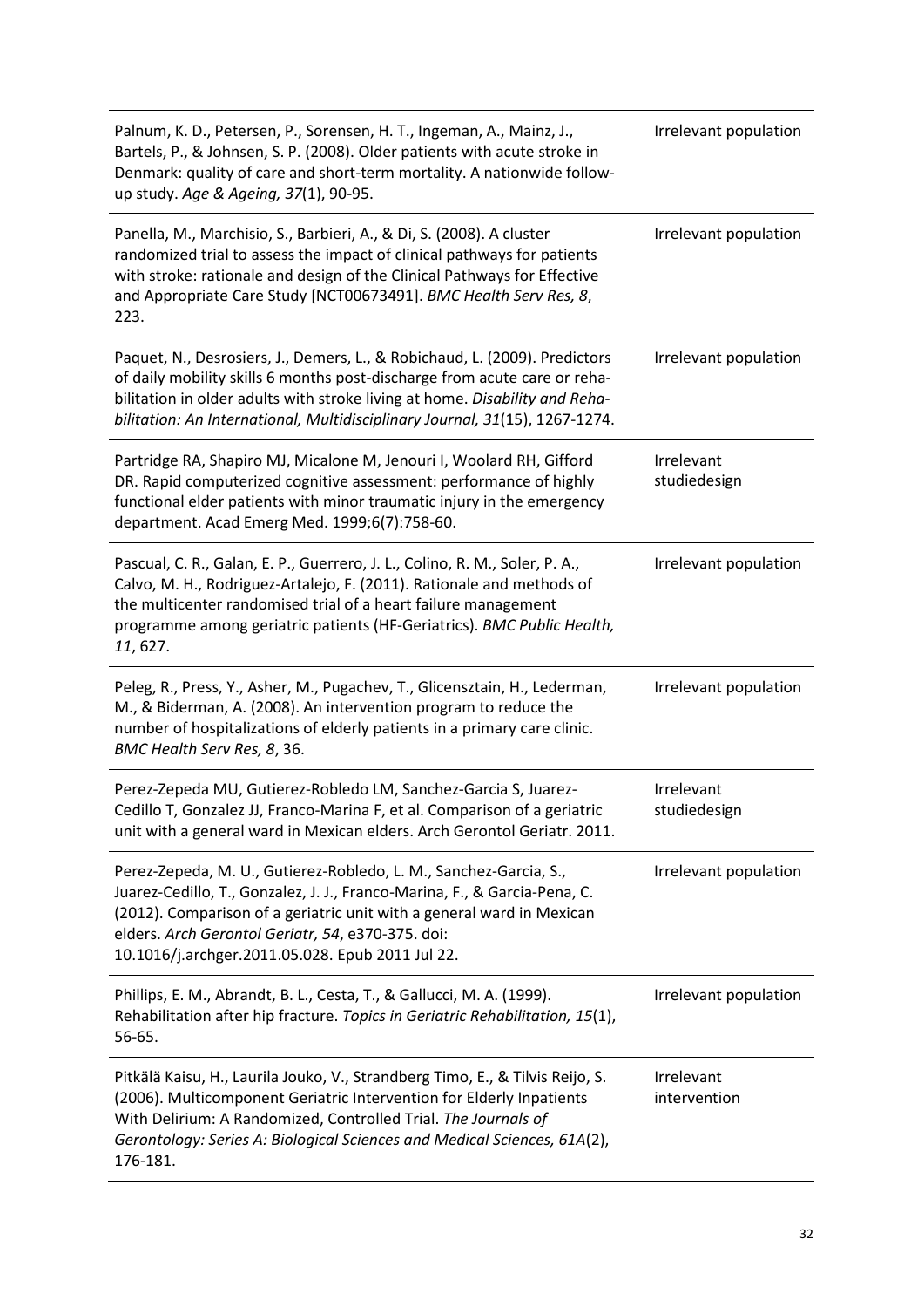| | |
|---|---|
| Palnum, K. D., Petersen, P., Sorensen, H. T., Ingeman, A., Mainz, J., Bartels, P., & Johnsen, S. P. (2008). Older patients with acute stroke in Denmark: quality of care and short-term mortality. A nationwide follow-up study. *Age & Ageing, 37*(1), 90-95. | Irrelevant population |
| Panella, M., Marchisio, S., Barbieri, A., & Di, S. (2008). A cluster randomized trial to assess the impact of clinical pathways for patients with stroke: rationale and design of the Clinical Pathways for Effective and Appropriate Care Study [NCT00673491]. *BMC Health Serv Res, 8*, 223. | Irrelevant population |
| Paquet, N., Desrosiers, J., Demers, L., & Robichaud, L. (2009). Predictors of daily mobility skills 6 months post-discharge from acute care or rehabilitation in older adults with stroke living at home. *Disability and Rehabilitation: An International, Multidisciplinary Journal, 31*(15), 1267-1274. | Irrelevant population |
| Partridge RA, Shapiro MJ, Micalone M, Jenouri I, Woolard RH, Gifford DR. Rapid computerized cognitive assessment: performance of highly functional elder patients with minor traumatic injury in the emergency department. Acad Emerg Med. 1999;6(7):758-60. | Irrelevant studiedesign |
| Pascual, C. R., Galan, E. P., Guerrero, J. L., Colino, R. M., Soler, P. A., Calvo, M. H., Rodriguez-Artalejo, F. (2011). Rationale and methods of the multicenter randomised trial of a heart failure management programme among geriatric patients (HF-Geriatrics). *BMC Public Health, 11*, 627. | Irrelevant population |
| Peleg, R., Press, Y., Asher, M., Pugachev, T., Glicensztain, H., Lederman, M., & Biderman, A. (2008). An intervention program to reduce the number of hospitalizations of elderly patients in a primary care clinic. *BMC Health Serv Res, 8*, 36. | Irrelevant population |
| Perez-Zepeda MU, Gutierez-Robledo LM, Sanchez-Garcia S, Juarez-Cedillo T, Gonzalez JJ, Franco-Marina F, et al. Comparison of a geriatric unit with a general ward in Mexican elders. Arch Gerontol Geriatr. 2011. | Irrelevant studiedesign |
| Perez-Zepeda, M. U., Gutierez-Robledo, L. M., Sanchez-Garcia, S., Juarez-Cedillo, T., Gonzalez, J. J., Franco-Marina, F., & Garcia-Pena, C. (2012). Comparison of a geriatric unit with a general ward in Mexican elders. *Arch Gerontol Geriatr, 54*, e370-375. doi: 10.1016/j.archger.2011.05.028. Epub 2011 Jul 22. | Irrelevant population |
| Phillips, E. M., Abrandt, B. L., Cesta, T., & Gallucci, M. A. (1999). Rehabilitation after hip fracture. *Topics in Geriatric Rehabilitation, 15*(1), 56-65. | Irrelevant population |
| Pitkälä Kaisu, H., Laurila Jouko, V., Strandberg Timo, E., & Tilvis Reijo, S. (2006). Multicomponent Geriatric Intervention for Elderly Inpatients With Delirium: A Randomized, Controlled Trial. *The Journals of Gerontology: Series A: Biological Sciences and Medical Sciences, 61A*(2), 176-181. | Irrelevant intervention |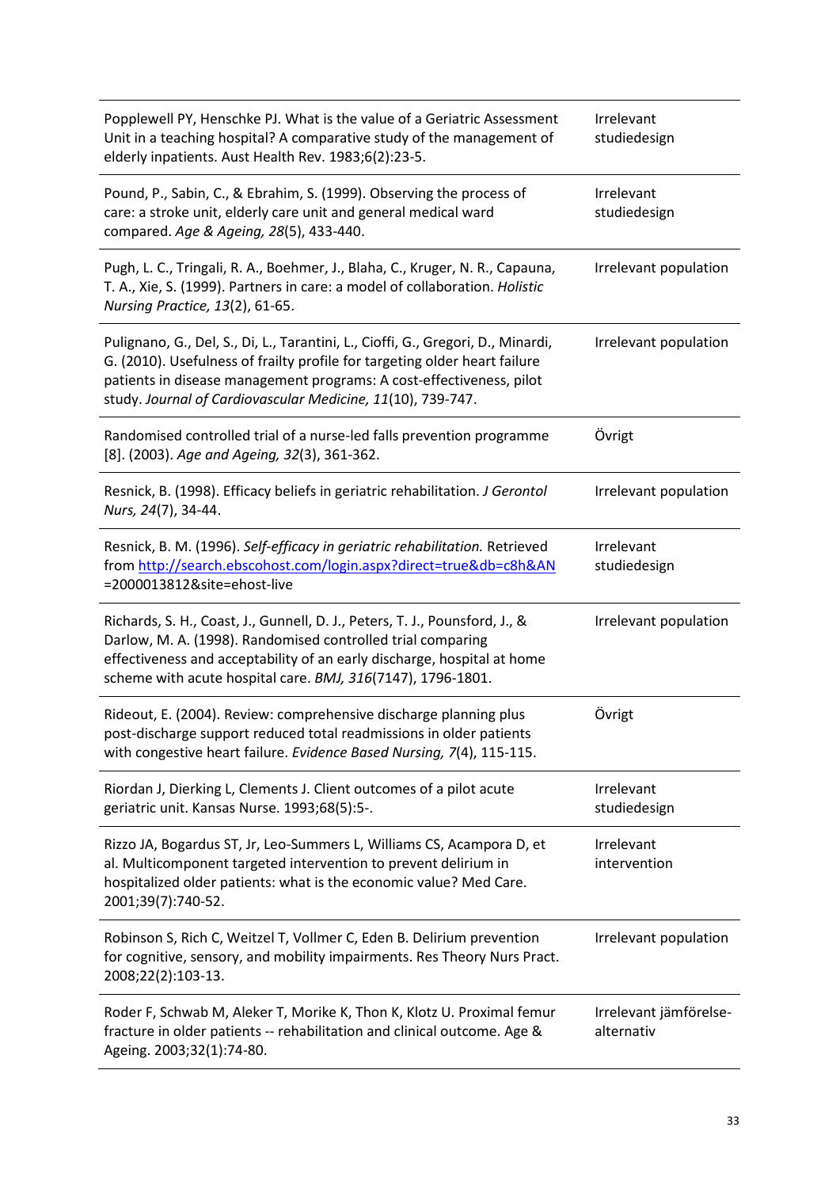| | |
|---|---|
| Popplewell PY, Henschke PJ. What is the value of a Geriatric Assessment Unit in a teaching hospital? A comparative study of the management of elderly inpatients. Aust Health Rev. 1983;6(2):23-5. | Irrelevant studiedesign |
| Pound, P., Sabin, C., & Ebrahim, S. (1999). Observing the process of care: a stroke unit, elderly care unit and general medical ward compared. *Age & Ageing, 28*(5), 433-440. | Irrelevant studiedesign |
| Pugh, L. C., Tringali, R. A., Boehmer, J., Blaha, C., Kruger, N. R., Capauna, T. A., Xie, S. (1999). Partners in care: a model of collaboration. *Holistic Nursing Practice, 13*(2), 61-65. | Irrelevant population |
| Pulignano, G., Del, S., Di, L., Tarantini, L., Cioffi, G., Gregori, D., Minardi, G. (2010). Usefulness of frailty profile for targeting older heart failure patients in disease management programs: A cost-effectiveness, pilot study. *Journal of Cardiovascular Medicine, 11*(10), 739-747. | Irrelevant population |
| Randomised controlled trial of a nurse-led falls prevention programme [8]. (2003). *Age and Ageing, 32*(3), 361-362. | Övrigt |
| Resnick, B. (1998). Efficacy beliefs in geriatric rehabilitation. *J Gerontol Nurs, 24*(7), 34-44. | Irrelevant population |
| Resnick, B. M. (1996). *Self-efficacy in geriatric rehabilitation.* Retrieved from http://search.ebscohost.com/login.aspx?direct=true&db=c8h&AN=2000013812&site=ehost-live | Irrelevant studiedesign |
| Richards, S. H., Coast, J., Gunnell, D. J., Peters, T. J., Pounsford, J., & Darlow, M. A. (1998). Randomised controlled trial comparing effectiveness and acceptability of an early discharge, hospital at home scheme with acute hospital care. *BMJ, 316*(7147), 1796-1801. | Irrelevant population |
| Rideout, E. (2004). Review: comprehensive discharge planning plus post-discharge support reduced total readmissions in older patients with congestive heart failure. *Evidence Based Nursing, 7*(4), 115-115. | Övrigt |
| Riordan J, Dierking L, Clements J. Client outcomes of a pilot acute geriatric unit. Kansas Nurse. 1993;68(5):5-. | Irrelevant studiedesign |
| Rizzo JA, Bogardus ST, Jr, Leo-Summers L, Williams CS, Acampora D, et al. Multicomponent targeted intervention to prevent delirium in hospitalized older patients: what is the economic value? Med Care. 2001;39(7):740-52. | Irrelevant intervention |
| Robinson S, Rich C, Weitzel T, Vollmer C, Eden B. Delirium prevention for cognitive, sensory, and mobility impairments. Res Theory Nurs Pract. 2008;22(2):103-13. | Irrelevant population |
| Roder F, Schwab M, Aleker T, Morike K, Thon K, Klotz U. Proximal femur fracture in older patients -- rehabilitation and clinical outcome. Age & Ageing. 2003;32(1):74-80. | Irrelevant jämförelse-alternativ |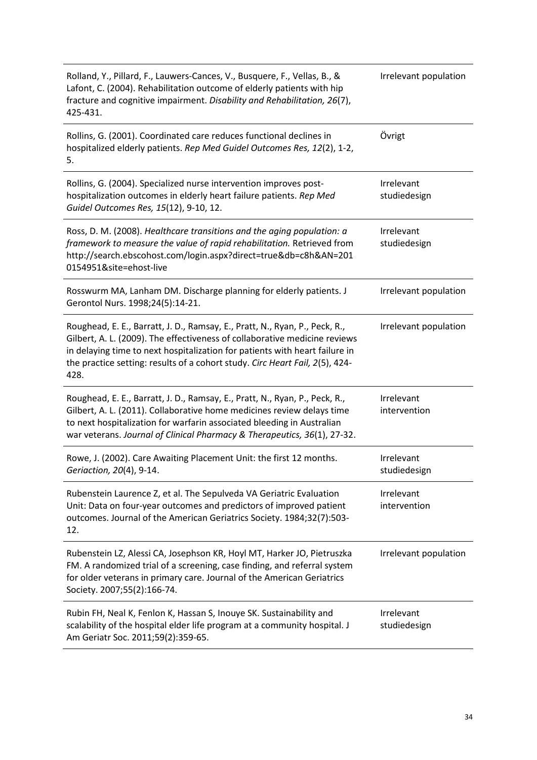| | |
|---|---|
| Rolland, Y., Pillard, F., Lauwers-Cances, V., Busquere, F., Vellas, B., & Lafont, C. (2004). Rehabilitation outcome of elderly patients with hip fracture and cognitive impairment. *Disability and Rehabilitation, 26*(7), 425-431. | Irrelevant population |
| Rollins, G. (2001). Coordinated care reduces functional declines in hospitalized elderly patients. *Rep Med Guidel Outcomes Res, 12*(2), 1-2, 5. | Övrigt |
| Rollins, G. (2004). Specialized nurse intervention improves post-hospitalization outcomes in elderly heart failure patients. *Rep Med Guidel Outcomes Res, 15*(12), 9-10, 12. | Irrelevant studiedesign |
| Ross, D. M. (2008). *Healthcare transitions and the aging population: a framework to measure the value of rapid rehabilitation.* Retrieved from http://search.ebscohost.com/login.aspx?direct=true&db=c8h&AN=2010154951&site=ehost-live | Irrelevant studiedesign |
| Rosswurm MA, Lanham DM. Discharge planning for elderly patients. J Gerontol Nurs. 1998;24(5):14-21. | Irrelevant population |
| Roughead, E. E., Barratt, J. D., Ramsay, E., Pratt, N., Ryan, P., Peck, R., Gilbert, A. L. (2009). The effectiveness of collaborative medicine reviews in delaying time to next hospitalization for patients with heart failure in the practice setting: results of a cohort study. *Circ Heart Fail, 2*(5), 424-428. | Irrelevant population |
| Roughead, E. E., Barratt, J. D., Ramsay, E., Pratt, N., Ryan, P., Peck, R., Gilbert, A. L. (2011). Collaborative home medicines review delays time to next hospitalization for warfarin associated bleeding in Australian war veterans. *Journal of Clinical Pharmacy & Therapeutics, 36*(1), 27-32. | Irrelevant intervention |
| Rowe, J. (2002). Care Awaiting Placement Unit: the first 12 months. *Geriaction, 20*(4), 9-14. | Irrelevant studiedesign |
| Rubenstein Laurence Z, et al. The Sepulveda VA Geriatric Evaluation Unit: Data on four-year outcomes and predictors of improved patient outcomes. Journal of the American Geriatrics Society. 1984;32(7):503-12. | Irrelevant intervention |
| Rubenstein LZ, Alessi CA, Josephson KR, Hoyl MT, Harker JO, Pietruszka FM. A randomized trial of a screening, case finding, and referral system for older veterans in primary care. Journal of the American Geriatrics Society. 2007;55(2):166-74. | Irrelevant population |
| Rubin FH, Neal K, Fenlon K, Hassan S, Inouye SK. Sustainability and scalability of the hospital elder life program at a community hospital. J Am Geriatr Soc. 2011;59(2):359-65. | Irrelevant studiedesign |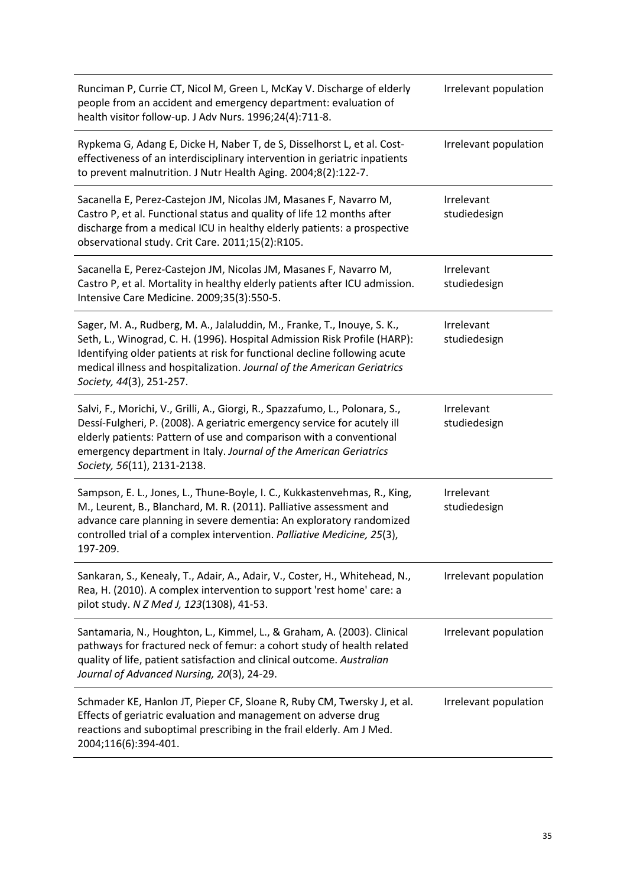| | |
|---|---|
| Runciman P, Currie CT, Nicol M, Green L, McKay V. Discharge of elderly people from an accident and emergency department: evaluation of health visitor follow-up. J Adv Nurs. 1996;24(4):711-8. | Irrelevant population |
| Rypkema G, Adang E, Dicke H, Naber T, de S, Disselhorst L, et al. Cost-effectiveness of an interdisciplinary intervention in geriatric inpatients to prevent malnutrition. J Nutr Health Aging. 2004;8(2):122-7. | Irrelevant population |
| Sacanella E, Perez-Castejon JM, Nicolas JM, Masanes F, Navarro M, Castro P, et al. Functional status and quality of life 12 months after discharge from a medical ICU in healthy elderly patients: a prospective observational study. Crit Care. 2011;15(2):R105. | Irrelevant studiedesign |
| Sacanella E, Perez-Castejon JM, Nicolas JM, Masanes F, Navarro M, Castro P, et al. Mortality in healthy elderly patients after ICU admission. Intensive Care Medicine. 2009;35(3):550-5. | Irrelevant studiedesign |
| Sager, M. A., Rudberg, M. A., Jalaluddin, M., Franke, T., Inouye, S. K., Seth, L., Winograd, C. H. (1996). Hospital Admission Risk Profile (HARP): Identifying older patients at risk for functional decline following acute medical illness and hospitalization. *Journal of the American Geriatrics Society, 44*(3), 251-257. | Irrelevant studiedesign |
| Salvi, F., Morichi, V., Grilli, A., Giorgi, R., Spazzafumo, L., Polonara, S., Dessí-Fulgheri, P. (2008). A geriatric emergency service for acutely ill elderly patients: Pattern of use and comparison with a conventional emergency department in Italy. *Journal of the American Geriatrics Society, 56*(11), 2131-2138. | Irrelevant studiedesign |
| Sampson, E. L., Jones, L., Thune-Boyle, I. C., Kukkastenvehmas, R., King, M., Leurent, B., Blanchard, M. R. (2011). Palliative assessment and advance care planning in severe dementia: An exploratory randomized controlled trial of a complex intervention. *Palliative Medicine, 25*(3), 197-209. | Irrelevant studiedesign |
| Sankaran, S., Kenealy, T., Adair, A., Adair, V., Coster, H., Whitehead, N., Rea, H. (2010). A complex intervention to support 'rest home' care: a pilot study. *N Z Med J, 123*(1308), 41-53. | Irrelevant population |
| Santamaria, N., Houghton, L., Kimmel, L., & Graham, A. (2003). Clinical pathways for fractured neck of femur: a cohort study of health related quality of life, patient satisfaction and clinical outcome. *Australian Journal of Advanced Nursing, 20*(3), 24-29. | Irrelevant population |
| Schmader KE, Hanlon JT, Pieper CF, Sloane R, Ruby CM, Twersky J, et al. Effects of geriatric evaluation and management on adverse drug reactions and suboptimal prescribing in the frail elderly. Am J Med. 2004;116(6):394-401. | Irrelevant population |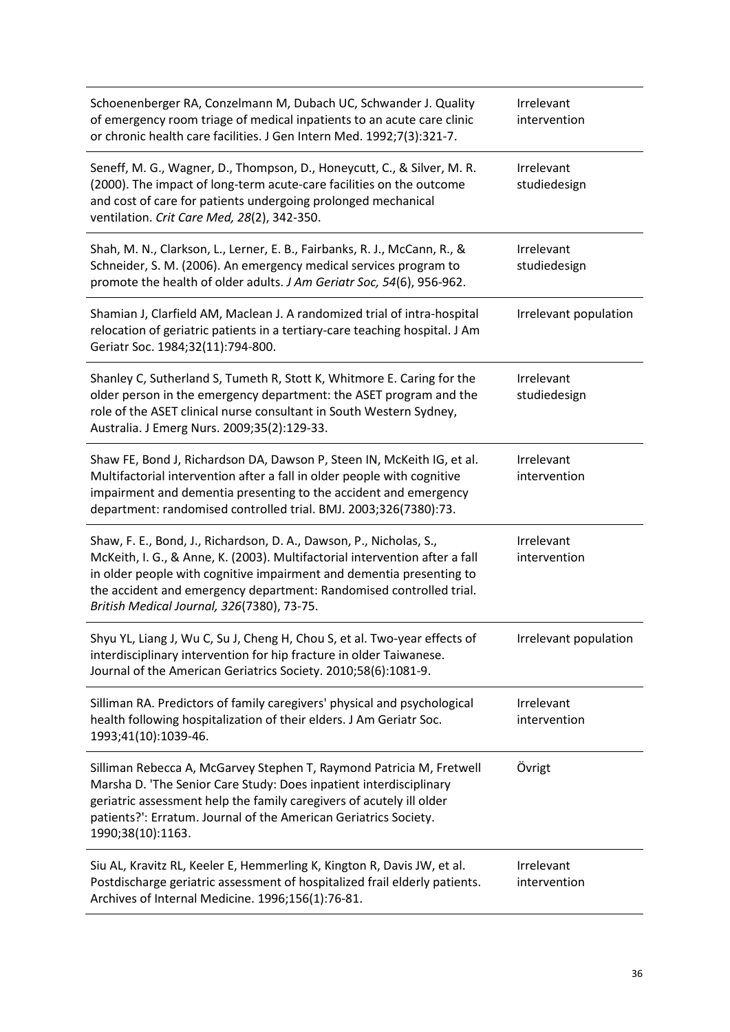| | |
|---|---|
| Schoenenberger RA, Conzelmann M, Dubach UC, Schwander J. Quality of emergency room triage of medical inpatients to an acute care clinic or chronic health care facilities. J Gen Intern Med. 1992;7(3):321-7. | Irrelevant intervention |
| Seneff, M. G., Wagner, D., Thompson, D., Honeycutt, C., & Silver, M. R. (2000). The impact of long-term acute-care facilities on the outcome and cost of care for patients undergoing prolonged mechanical ventilation. *Crit Care Med, 28*(2), 342-350. | Irrelevant studiedesign |
| Shah, M. N., Clarkson, L., Lerner, E. B., Fairbanks, R. J., McCann, R., & Schneider, S. M. (2006). An emergency medical services program to promote the health of older adults. *J Am Geriatr Soc, 54*(6), 956-962. | Irrelevant studiedesign |
| Shamian J, Clarfield AM, Maclean J. A randomized trial of intra-hospital relocation of geriatric patients in a tertiary-care teaching hospital. J Am Geriatr Soc. 1984;32(11):794-800. | Irrelevant population |
| Shanley C, Sutherland S, Tumeth R, Stott K, Whitmore E. Caring for the older person in the emergency department: the ASET program and the role of the ASET clinical nurse consultant in South Western Sydney, Australia. J Emerg Nurs. 2009;35(2):129-33. | Irrelevant studiedesign |
| Shaw FE, Bond J, Richardson DA, Dawson P, Steen IN, McKeith IG, et al. Multifactorial intervention after a fall in older people with cognitive impairment and dementia presenting to the accident and emergency department: randomised controlled trial. BMJ. 2003;326(7380):73. | Irrelevant intervention |
| Shaw, F. E., Bond, J., Richardson, D. A., Dawson, P., Nicholas, S., McKeith, I. G., & Anne, K. (2003). Multifactorial intervention after a fall in older people with cognitive impairment and dementia presenting to the accident and emergency department: Randomised controlled trial. *British Medical Journal, 326*(7380), 73-75. | Irrelevant intervention |
| Shyu YL, Liang J, Wu C, Su J, Cheng H, Chou S, et al. Two-year effects of interdisciplinary intervention for hip fracture in older Taiwanese. Journal of the American Geriatrics Society. 2010;58(6):1081-9. | Irrelevant population |
| Silliman RA. Predictors of family caregivers' physical and psychological health following hospitalization of their elders. J Am Geriatr Soc. 1993;41(10):1039-46. | Irrelevant intervention |
| Silliman Rebecca A, McGarvey Stephen T, Raymond Patricia M, Fretwell Marsha D. 'The Senior Care Study: Does inpatient interdisciplinary geriatric assessment help the family caregivers of acutely ill older patients?': Erratum. Journal of the American Geriatrics Society. 1990;38(10):1163. | Övrigt |
| Siu AL, Kravitz RL, Keeler E, Hemmerling K, Kington R, Davis JW, et al. Postdischarge geriatric assessment of hospitalized frail elderly patients. Archives of Internal Medicine. 1996;156(1):76-81. | Irrelevant intervention |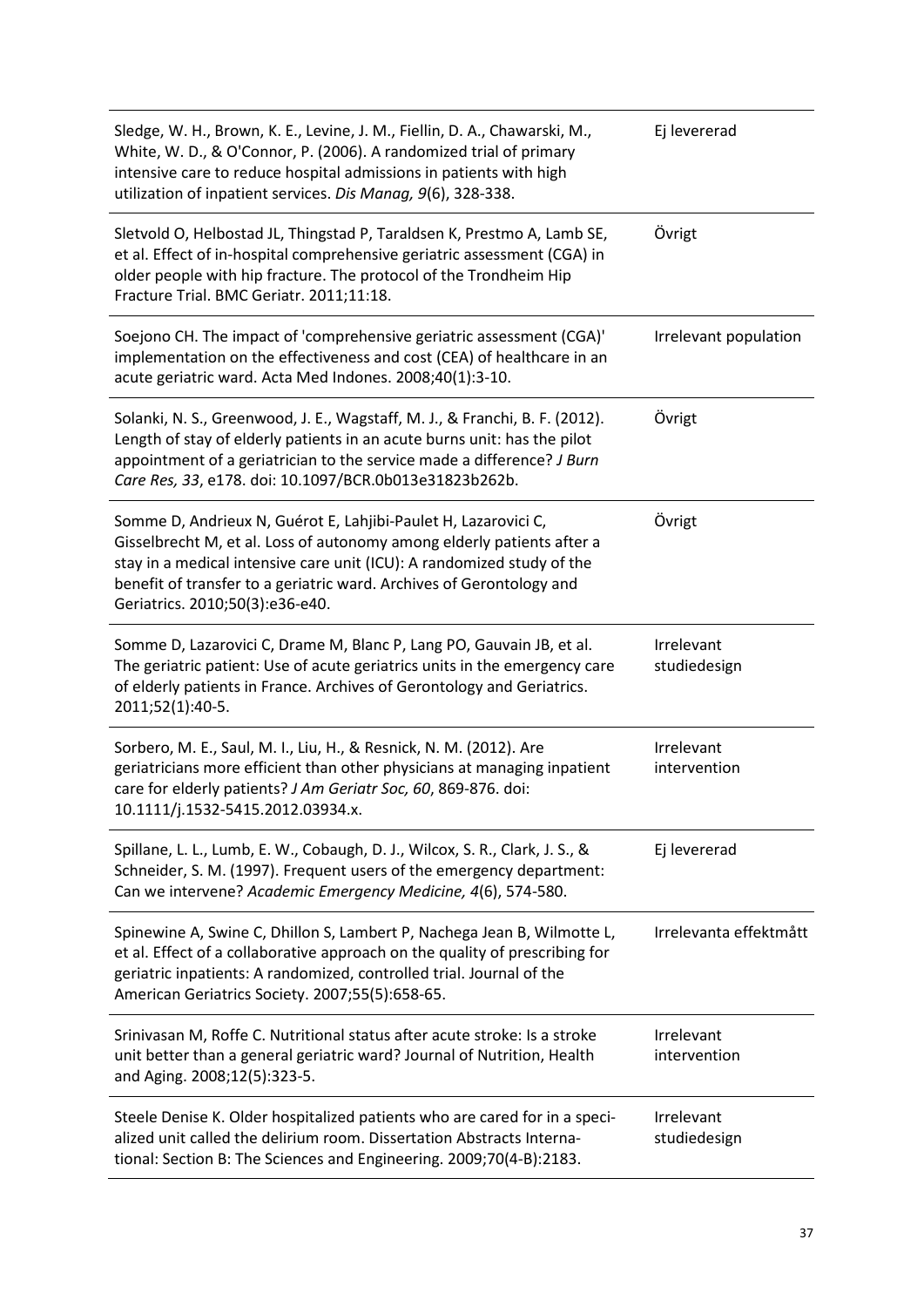| | |
|---|---|
| Sledge, W. H., Brown, K. E., Levine, J. M., Fiellin, D. A., Chawarski, M., White, W. D., & O'Connor, P. (2006). A randomized trial of primary intensive care to reduce hospital admissions in patients with high utilization of inpatient services. *Dis Manag, 9*(6), 328-338. | Ej levererad |
| Sletvold O, Helbostad JL, Thingstad P, Taraldsen K, Prestmo A, Lamb SE, et al. Effect of in-hospital comprehensive geriatric assessment (CGA) in older people with hip fracture. The protocol of the Trondheim Hip Fracture Trial. BMC Geriatr. 2011;11:18. | Övrigt |
| Soejono CH. The impact of 'comprehensive geriatric assessment (CGA)' implementation on the effectiveness and cost (CEA) of healthcare in an acute geriatric ward. Acta Med Indones. 2008;40(1):3-10. | Irrelevant population |
| Solanki, N. S., Greenwood, J. E., Wagstaff, M. J., & Franchi, B. F. (2012). Length of stay of elderly patients in an acute burns unit: has the pilot appointment of a geriatrician to the service made a difference? *J Burn Care Res, 33*, e178. doi: 10.1097/BCR.0b013e31823b262b. | Övrigt |
| Somme D, Andrieux N, Guérot E, Lahjibi-Paulet H, Lazarovici C, Gisselbrecht M, et al. Loss of autonomy among elderly patients after a stay in a medical intensive care unit (ICU): A randomized study of the benefit of transfer to a geriatric ward. Archives of Gerontology and Geriatrics. 2010;50(3):e36-e40. | Övrigt |
| Somme D, Lazarovici C, Drame M, Blanc P, Lang PO, Gauvain JB, et al. The geriatric patient: Use of acute geriatrics units in the emergency care of elderly patients in France. Archives of Gerontology and Geriatrics. 2011;52(1):40-5. | Irrelevant studiedesign |
| Sorbero, M. E., Saul, M. I., Liu, H., & Resnick, N. M. (2012). Are geriatricians more efficient than other physicians at managing inpatient care for elderly patients? *J Am Geriatr Soc, 60*, 869-876. doi: 10.1111/j.1532-5415.2012.03934.x. | Irrelevant intervention |
| Spillane, L. L., Lumb, E. W., Cobaugh, D. J., Wilcox, S. R., Clark, J. S., & Schneider, S. M. (1997). Frequent users of the emergency department: Can we intervene? *Academic Emergency Medicine, 4*(6), 574-580. | Ej levererad |
| Spinewine A, Swine C, Dhillon S, Lambert P, Nachega Jean B, Wilmotte L, et al. Effect of a collaborative approach on the quality of prescribing for geriatric inpatients: A randomized, controlled trial. Journal of the American Geriatrics Society. 2007;55(5):658-65. | Irrelevanta effektmått |
| Srinivasan M, Roffe C. Nutritional status after acute stroke: Is a stroke unit better than a general geriatric ward? Journal of Nutrition, Health and Aging. 2008;12(5):323-5. | Irrelevant intervention |
| Steele Denise K. Older hospitalized patients who are cared for in a specialized unit called the delirium room. Dissertation Abstracts International: Section B: The Sciences and Engineering. 2009;70(4-B):2183. | Irrelevant studiedesign |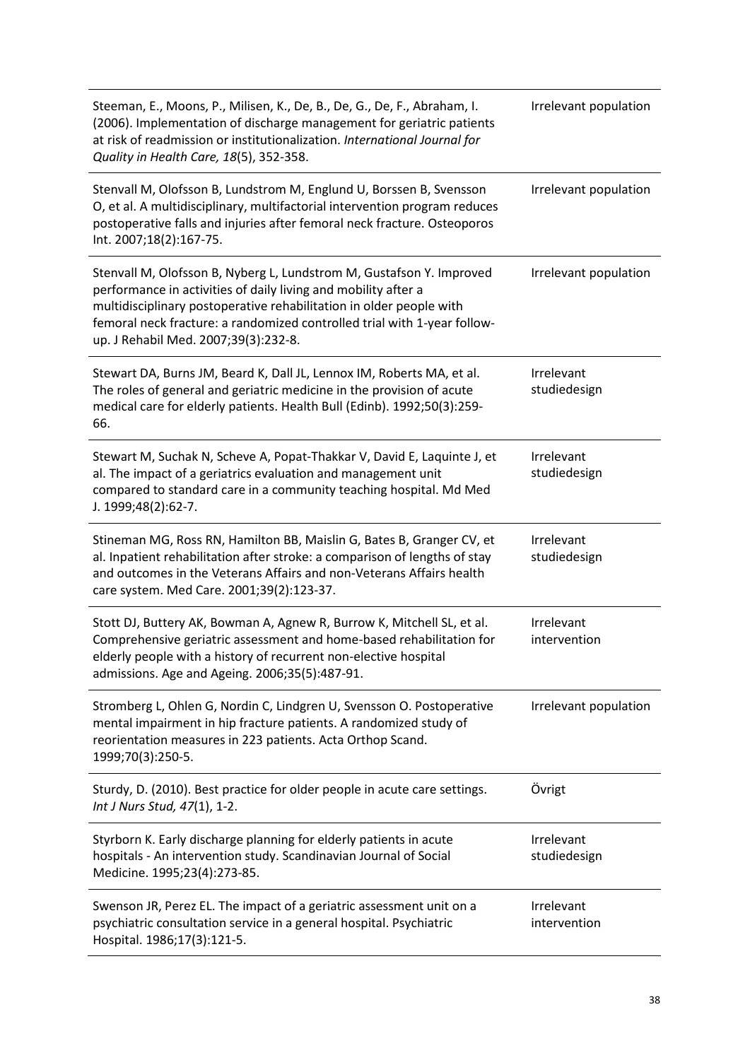| | |
|---|---|
| Steeman, E., Moons, P., Milisen, K., De, B., De, G., De, F., Abraham, I. (2006). Implementation of discharge management for geriatric patients at risk of readmission or institutionalization. *International Journal for Quality in Health Care, 18*(5), 352-358. | Irrelevant population |
| Stenvall M, Olofsson B, Lundstrom M, Englund U, Borssen B, Svensson O, et al. A multidisciplinary, multifactorial intervention program reduces postoperative falls and injuries after femoral neck fracture. Osteoporos Int. 2007;18(2):167-75. | Irrelevant population |
| Stenvall M, Olofsson B, Nyberg L, Lundstrom M, Gustafson Y. Improved performance in activities of daily living and mobility after a multidisciplinary postoperative rehabilitation in older people with femoral neck fracture: a randomized controlled trial with 1-year follow-up. J Rehabil Med. 2007;39(3):232-8. | Irrelevant population |
| Stewart DA, Burns JM, Beard K, Dall JL, Lennox IM, Roberts MA, et al. The roles of general and geriatric medicine in the provision of acute medical care for elderly patients. Health Bull (Edinb). 1992;50(3):259-66. | Irrelevant studiedesign |
| Stewart M, Suchak N, Scheve A, Popat-Thakkar V, David E, Laquinte J, et al. The impact of a geriatrics evaluation and management unit compared to standard care in a community teaching hospital. Md Med J. 1999;48(2):62-7. | Irrelevant studiedesign |
| Stineman MG, Ross RN, Hamilton BB, Maislin G, Bates B, Granger CV, et al. Inpatient rehabilitation after stroke: a comparison of lengths of stay and outcomes in the Veterans Affairs and non-Veterans Affairs health care system. Med Care. 2001;39(2):123-37. | Irrelevant studiedesign |
| Stott DJ, Buttery AK, Bowman A, Agnew R, Burrow K, Mitchell SL, et al. Comprehensive geriatric assessment and home-based rehabilitation for elderly people with a history of recurrent non-elective hospital admissions. Age and Ageing. 2006;35(5):487-91. | Irrelevant intervention |
| Stromberg L, Ohlen G, Nordin C, Lindgren U, Svensson O. Postoperative mental impairment in hip fracture patients. A randomized study of reorientation measures in 223 patients. Acta Orthop Scand. 1999;70(3):250-5. | Irrelevant population |
| Sturdy, D. (2010). Best practice for older people in acute care settings. *Int J Nurs Stud, 47*(1), 1-2. | Övrigt |
| Styrborn K. Early discharge planning for elderly patients in acute hospitals - An intervention study. Scandinavian Journal of Social Medicine. 1995;23(4):273-85. | Irrelevant studiedesign |
| Swenson JR, Perez EL. The impact of a geriatric assessment unit on a psychiatric consultation service in a general hospital. Psychiatric Hospital. 1986;17(3):121-5. | Irrelevant intervention |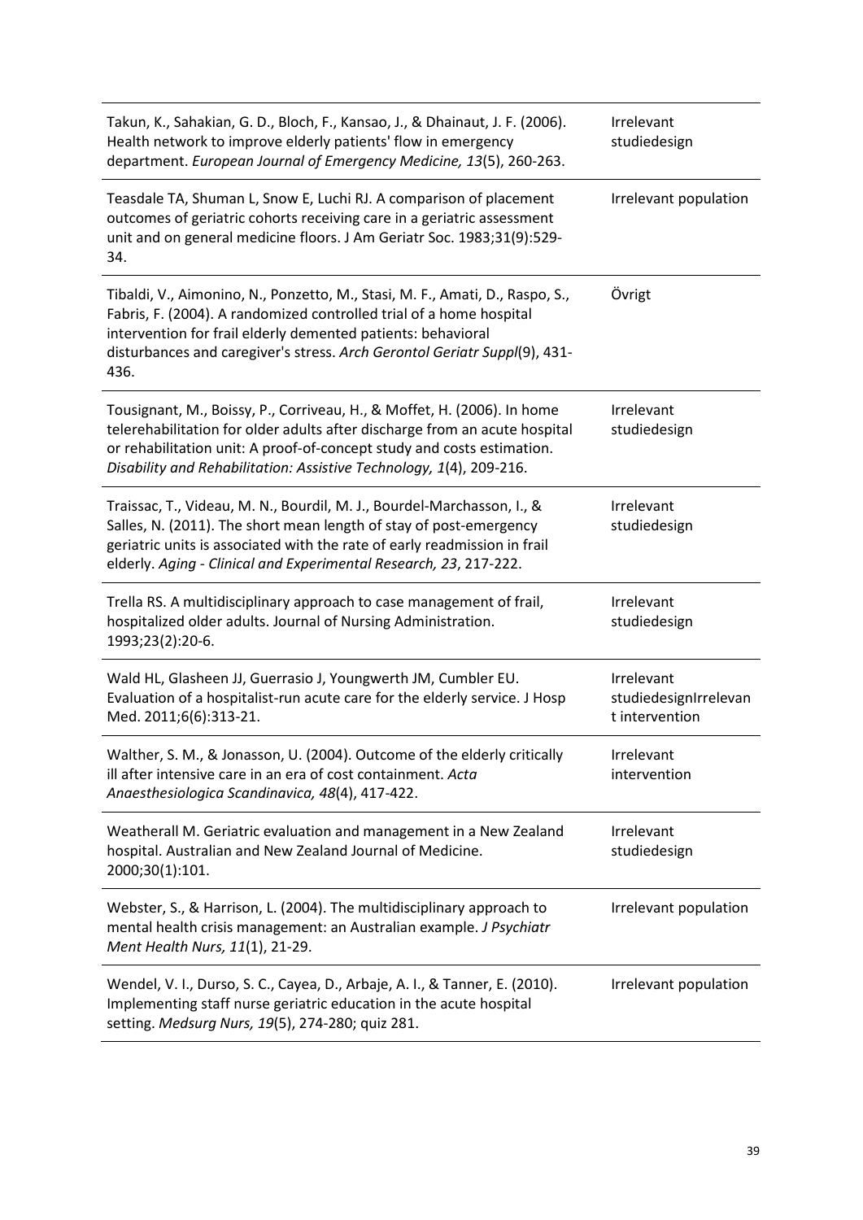| | |
|---|---|
| Takun, K., Sahakian, G. D., Bloch, F., Kansao, J., & Dhainaut, J. F. (2006). Health network to improve elderly patients' flow in emergency department. *European Journal of Emergency Medicine, 13*(5), 260-263. | Irrelevant studiedesign |
| Teasdale TA, Shuman L, Snow E, Luchi RJ. A comparison of placement outcomes of geriatric cohorts receiving care in a geriatric assessment unit and on general medicine floors. J Am Geriatr Soc. 1983;31(9):529-34. | Irrelevant population |
| Tibaldi, V., Aimonino, N., Ponzetto, M., Stasi, M. F., Amati, D., Raspo, S., Fabris, F. (2004). A randomized controlled trial of a home hospital intervention for frail elderly demented patients: behavioral disturbances and caregiver's stress. *Arch Gerontol Geriatr Suppl*(9), 431-436. | Övrigt |
| Tousignant, M., Boissy, P., Corriveau, H., & Moffet, H. (2006). In home telerehabilitation for older adults after discharge from an acute hospital or rehabilitation unit: A proof-of-concept study and costs estimation. *Disability and Rehabilitation: Assistive Technology, 1*(4), 209-216. | Irrelevant studiedesign |
| Traissac, T., Videau, M. N., Bourdil, M. J., Bourdel-Marchasson, I., & Salles, N. (2011). The short mean length of stay of post-emergency geriatric units is associated with the rate of early readmission in frail elderly. *Aging - Clinical and Experimental Research, 23*, 217-222. | Irrelevant studiedesign |
| Trella RS. A multidisciplinary approach to case management of frail, hospitalized older adults. Journal of Nursing Administration. 1993;23(2):20-6. | Irrelevant studiedesign |
| Wald HL, Glasheen JJ, Guerrasio J, Youngwerth JM, Cumbler EU. Evaluation of a hospitalist-run acute care for the elderly service. J Hosp Med. 2011;6(6):313-21. | Irrelevant studiedesignIrrelevant intervention |
| Walther, S. M., & Jonasson, U. (2004). Outcome of the elderly critically ill after intensive care in an era of cost containment. *Acta Anaesthesiologica Scandinavica, 48*(4), 417-422. | Irrelevant intervention |
| Weatherall M. Geriatric evaluation and management in a New Zealand hospital. Australian and New Zealand Journal of Medicine. 2000;30(1):101. | Irrelevant studiedesign |
| Webster, S., & Harrison, L. (2004). The multidisciplinary approach to mental health crisis management: an Australian example. *J Psychiatr Ment Health Nurs, 11*(1), 21-29. | Irrelevant population |
| Wendel, V. I., Durso, S. C., Cayea, D., Arbaje, A. I., & Tanner, E. (2010). Implementing staff nurse geriatric education in the acute hospital setting. *Medsurg Nurs, 19*(5), 274-280; quiz 281. | Irrelevant population |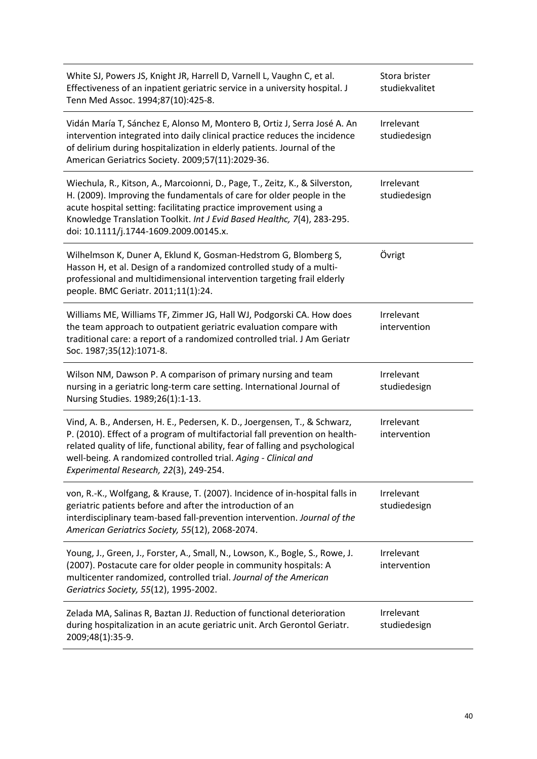| | |
|---|---|
| White SJ, Powers JS, Knight JR, Harrell D, Varnell L, Vaughn C, et al. Effectiveness of an inpatient geriatric service in a university hospital. J Tenn Med Assoc. 1994;87(10):425-8. | Stora brister studiekvalitet |
| Vidán María T, Sánchez E, Alonso M, Montero B, Ortiz J, Serra José A. An intervention integrated into daily clinical practice reduces the incidence of delirium during hospitalization in elderly patients. Journal of the American Geriatrics Society. 2009;57(11):2029-36. | Irrelevant studiedesign |
| Wiechula, R., Kitson, A., Marcoionni, D., Page, T., Zeitz, K., & Silverston, H. (2009). Improving the fundamentals of care for older people in the acute hospital setting: facilitating practice improvement using a Knowledge Translation Toolkit. *Int J Evid Based Healthc, 7*(4), 283-295. doi: 10.1111/j.1744-1609.2009.00145.x. | Irrelevant studiedesign |
| Wilhelmson K, Duner A, Eklund K, Gosman-Hedstrom G, Blomberg S, Hasson H, et al. Design of a randomized controlled study of a multi-professional and multidimensional intervention targeting frail elderly people. BMC Geriatr. 2011;11(1):24. | Övrigt |
| Williams ME, Williams TF, Zimmer JG, Hall WJ, Podgorski CA. How does the team approach to outpatient geriatric evaluation compare with traditional care: a report of a randomized controlled trial. J Am Geriatr Soc. 1987;35(12):1071-8. | Irrelevant intervention |
| Wilson NM, Dawson P. A comparison of primary nursing and team nursing in a geriatric long-term care setting. International Journal of Nursing Studies. 1989;26(1):1-13. | Irrelevant studiedesign |
| Vind, A. B., Andersen, H. E., Pedersen, K. D., Joergensen, T., & Schwarz, P. (2010). Effect of a program of multifactorial fall prevention on health-related quality of life, functional ability, fear of falling and psychological well-being. A randomized controlled trial. *Aging - Clinical and Experimental Research, 22*(3), 249-254. | Irrelevant intervention |
| von, R.-K., Wolfgang, & Krause, T. (2007). Incidence of in-hospital falls in geriatric patients before and after the introduction of an interdisciplinary team-based fall-prevention intervention. *Journal of the American Geriatrics Society, 55*(12), 2068-2074. | Irrelevant studiedesign |
| Young, J., Green, J., Forster, A., Small, N., Lowson, K., Bogle, S., Rowe, J. (2007). Postacute care for older people in community hospitals: A multicenter randomized, controlled trial. *Journal of the American Geriatrics Society, 55*(12), 1995-2002. | Irrelevant intervention |
| Zelada MA, Salinas R, Baztan JJ. Reduction of functional deterioration during hospitalization in an acute geriatric unit. Arch Gerontol Geriatr. 2009;48(1):35-9. | Irrelevant studiedesign |